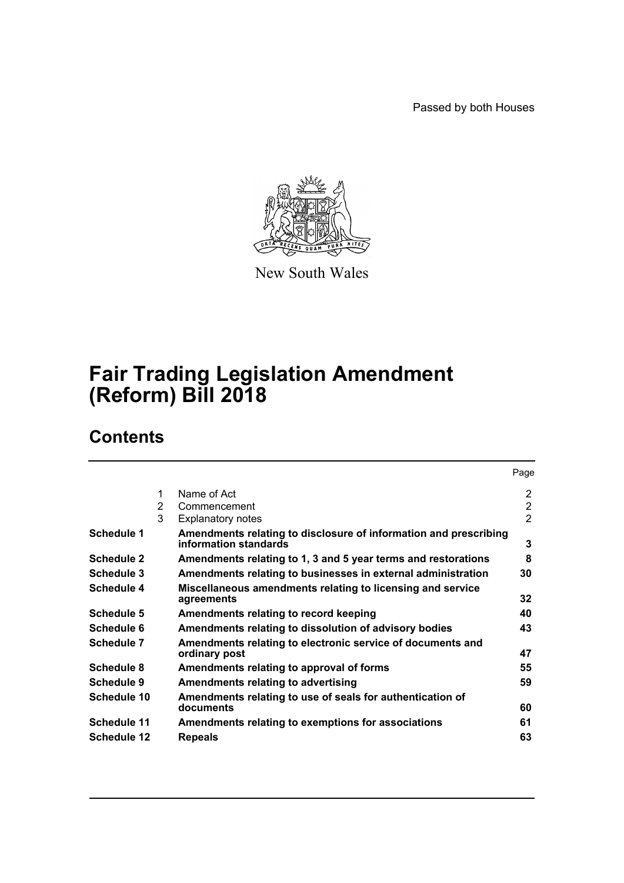Passed by both Houses

New South Wales

# Fair Trading Legislation Amendment (Reform) Bill 2018

## Contents

| | | | Page |
|---|---|---|---|
| | 1 | Name of Act | 2 |
| | 2 | Commencement | 2 |
| | 3 | Explanatory notes | 2 |
| **Schedule 1** | | **Amendments relating to disclosure of information and prescribing information standards** | **3** |
| **Schedule 2** | | **Amendments relating to 1, 3 and 5 year terms and restorations** | **8** |
| **Schedule 3** | | **Amendments relating to businesses in external administration** | **30** |
| **Schedule 4** | | **Miscellaneous amendments relating to licensing and service agreements** | **32** |
| **Schedule 5** | | **Amendments relating to record keeping** | **40** |
| **Schedule 6** | | **Amendments relating to dissolution of advisory bodies** | **43** |
| **Schedule 7** | | **Amendments relating to electronic service of documents and ordinary post** | **47** |
| **Schedule 8** | | **Amendments relating to approval of forms** | **55** |
| **Schedule 9** | | **Amendments relating to advertising** | **59** |
| **Schedule 10** | | **Amendments relating to use of seals for authentication of documents** | **60** |
| **Schedule 11** | | **Amendments relating to exemptions for associations** | **61** |
| **Schedule 12** | | **Repeals** | **63** |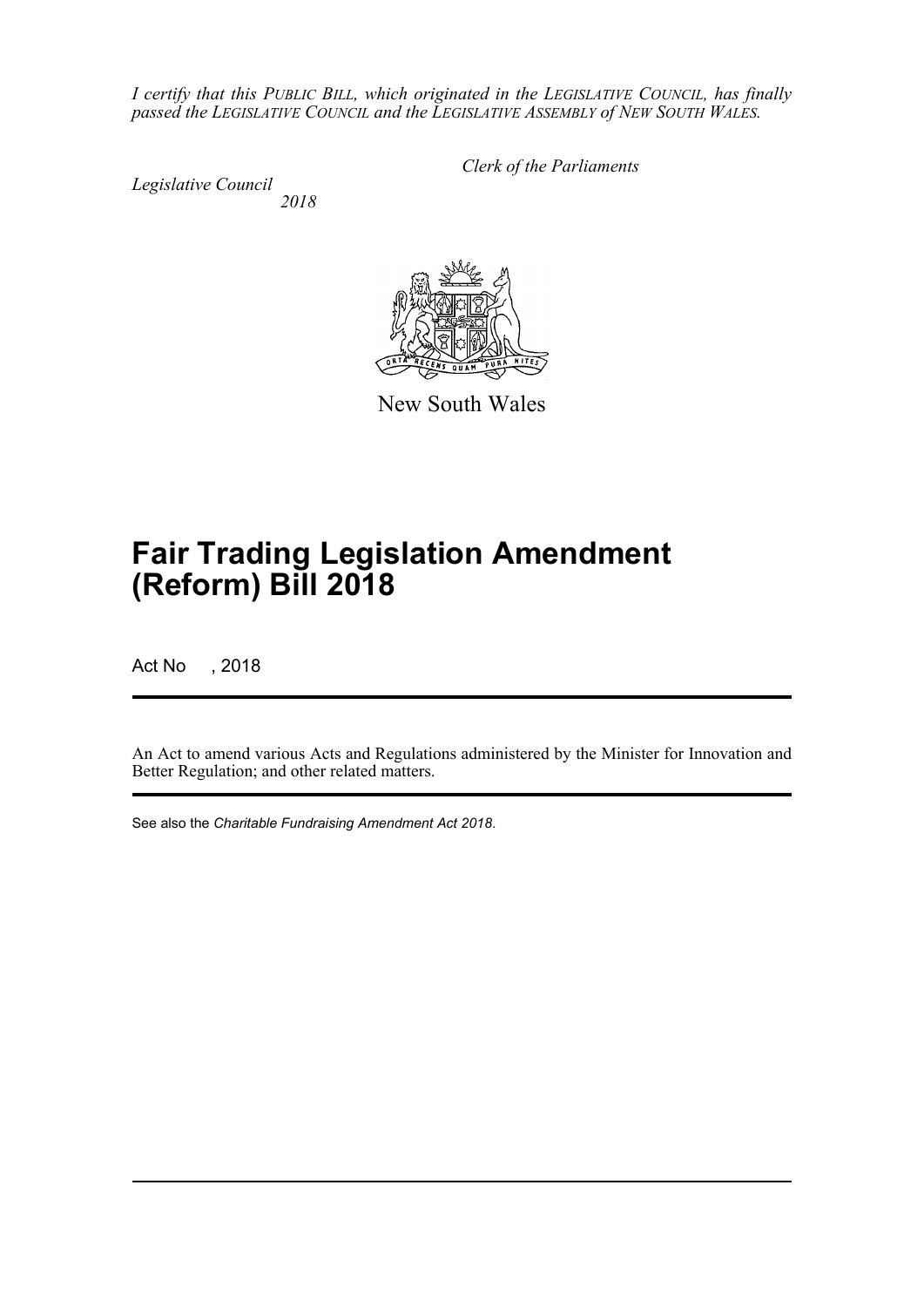*I certify that this PUBLIC BILL, which originated in the LEGISLATIVE COUNCIL, has finally passed the LEGISLATIVE COUNCIL and the LEGISLATIVE ASSEMBLY of NEW SOUTH WALES.*

*Clerk of the Parliaments*

*Legislative Council*
*2018*

New South Wales

# Fair Trading Legislation Amendment (Reform) Bill 2018

Act No , 2018

An Act to amend various Acts and Regulations administered by the Minister for Innovation and Better Regulation; and other related matters.

See also the *Charitable Fundraising Amendment Act 2018*.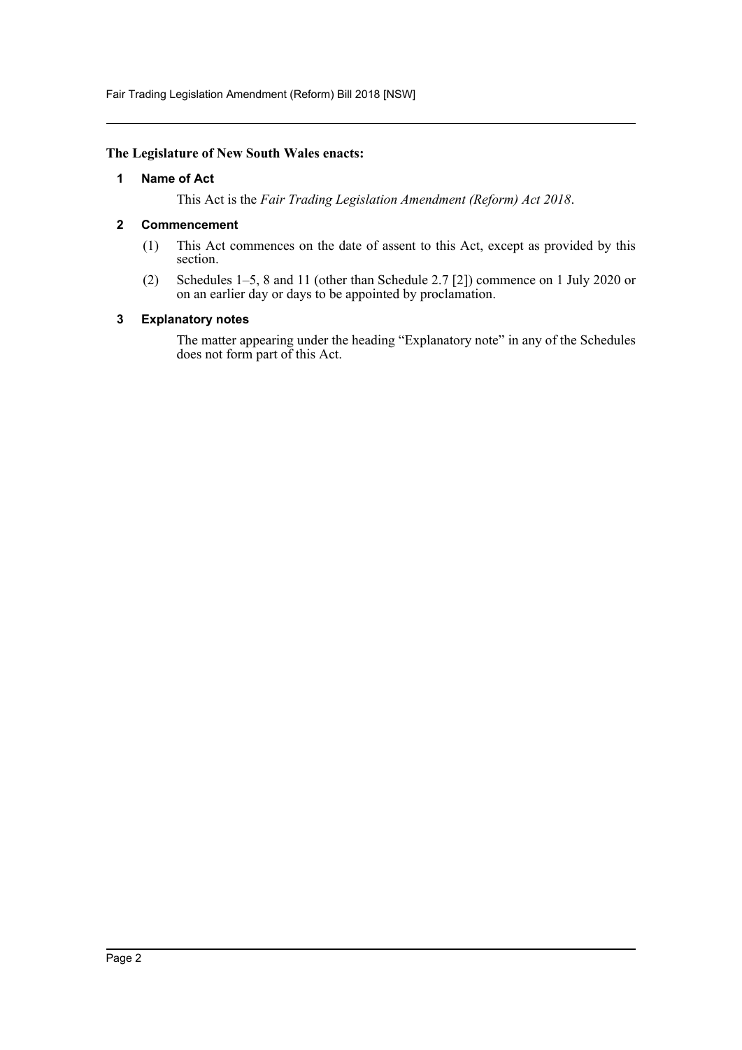**The Legislature of New South Wales enacts:**

### 1 Name of Act

This Act is the *Fair Trading Legislation Amendment (Reform) Act 2018*.

### 2 Commencement

(1) This Act commences on the date of assent to this Act, except as provided by this section.

(2) Schedules 1–5, 8 and 11 (other than Schedule 2.7 [2]) commence on 1 July 2020 or on an earlier day or days to be appointed by proclamation.

### 3 Explanatory notes

The matter appearing under the heading "Explanatory note" in any of the Schedules does not form part of this Act.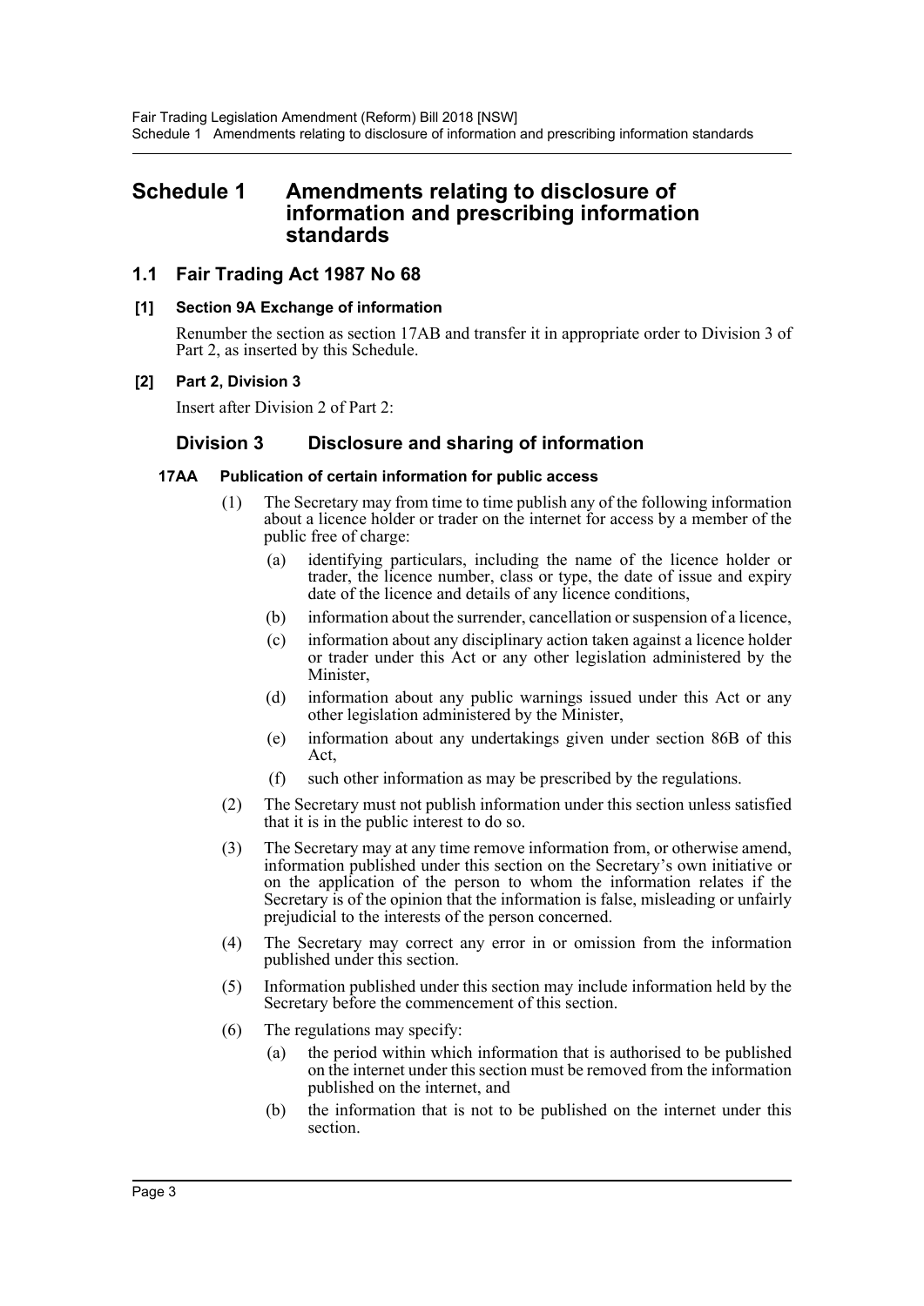# Schedule 1 Amendments relating to disclosure of information and prescribing information standards

## 1.1 Fair Trading Act 1987 No 68

**[1] Section 9A Exchange of information**

Renumber the section as section 17AB and transfer it in appropriate order to Division 3 of Part 2, as inserted by this Schedule.

**[2] Part 2, Division 3**

Insert after Division 2 of Part 2:

### Division 3 Disclosure and sharing of information

**17AA Publication of certain information for public access**

(1) The Secretary may from time to time publish any of the following information about a licence holder or trader on the internet for access by a member of the public free of charge:

- (a) identifying particulars, including the name of the licence holder or trader, the licence number, class or type, the date of issue and expiry date of the licence and details of any licence conditions,
- (b) information about the surrender, cancellation or suspension of a licence,
- (c) information about any disciplinary action taken against a licence holder or trader under this Act or any other legislation administered by the Minister,
- (d) information about any public warnings issued under this Act or any other legislation administered by the Minister,
- (e) information about any undertakings given under section 86B of this Act,
- (f) such other information as may be prescribed by the regulations.

(2) The Secretary must not publish information under this section unless satisfied that it is in the public interest to do so.

(3) The Secretary may at any time remove information from, or otherwise amend, information published under this section on the Secretary's own initiative or on the application of the person to whom the information relates if the Secretary is of the opinion that the information is false, misleading or unfairly prejudicial to the interests of the person concerned.

(4) The Secretary may correct any error in or omission from the information published under this section.

(5) Information published under this section may include information held by the Secretary before the commencement of this section.

(6) The regulations may specify:

- (a) the period within which information that is authorised to be published on the internet under this section must be removed from the information published on the internet, and
- (b) the information that is not to be published on the internet under this section.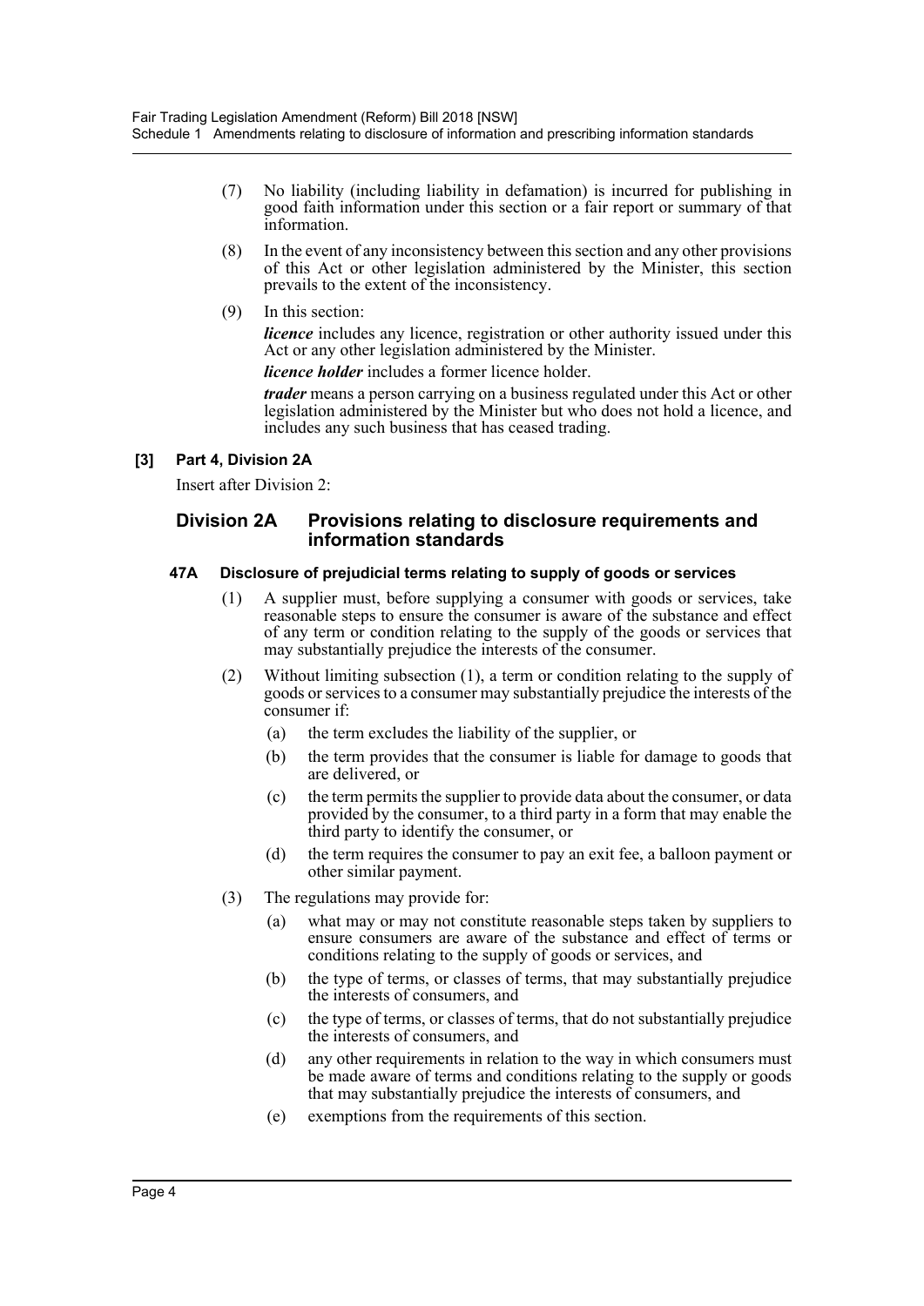(7) No liability (including liability in defamation) is incurred for publishing in good faith information under this section or a fair report or summary of that information.

(8) In the event of any inconsistency between this section and any other provisions of this Act or other legislation administered by the Minister, this section prevails to the extent of the inconsistency.

(9) In this section:

***licence*** includes any licence, registration or other authority issued under this Act or any other legislation administered by the Minister.

***licence holder*** includes a former licence holder.

***trader*** means a person carrying on a business regulated under this Act or other legislation administered by the Minister but who does not hold a licence, and includes any such business that has ceased trading.

**[3] Part 4, Division 2A**

Insert after Division 2:

## Division 2A Provisions relating to disclosure requirements and information standards

### 47A Disclosure of prejudicial terms relating to supply of goods or services

(1) A supplier must, before supplying a consumer with goods or services, take reasonable steps to ensure the consumer is aware of the substance and effect of any term or condition relating to the supply of the goods or services that may substantially prejudice the interests of the consumer.

(2) Without limiting subsection (1), a term or condition relating to the supply of goods or services to a consumer may substantially prejudice the interests of the consumer if:

(a) the term excludes the liability of the supplier, or

(b) the term provides that the consumer is liable for damage to goods that are delivered, or

(c) the term permits the supplier to provide data about the consumer, or data provided by the consumer, to a third party in a form that may enable the third party to identify the consumer, or

(d) the term requires the consumer to pay an exit fee, a balloon payment or other similar payment.

(3) The regulations may provide for:

(a) what may or may not constitute reasonable steps taken by suppliers to ensure consumers are aware of the substance and effect of terms or conditions relating to the supply of goods or services, and

(b) the type of terms, or classes of terms, that may substantially prejudice the interests of consumers, and

(c) the type of terms, or classes of terms, that do not substantially prejudice the interests of consumers, and

(d) any other requirements in relation to the way in which consumers must be made aware of terms and conditions relating to the supply or goods that may substantially prejudice the interests of consumers, and

(e) exemptions from the requirements of this section.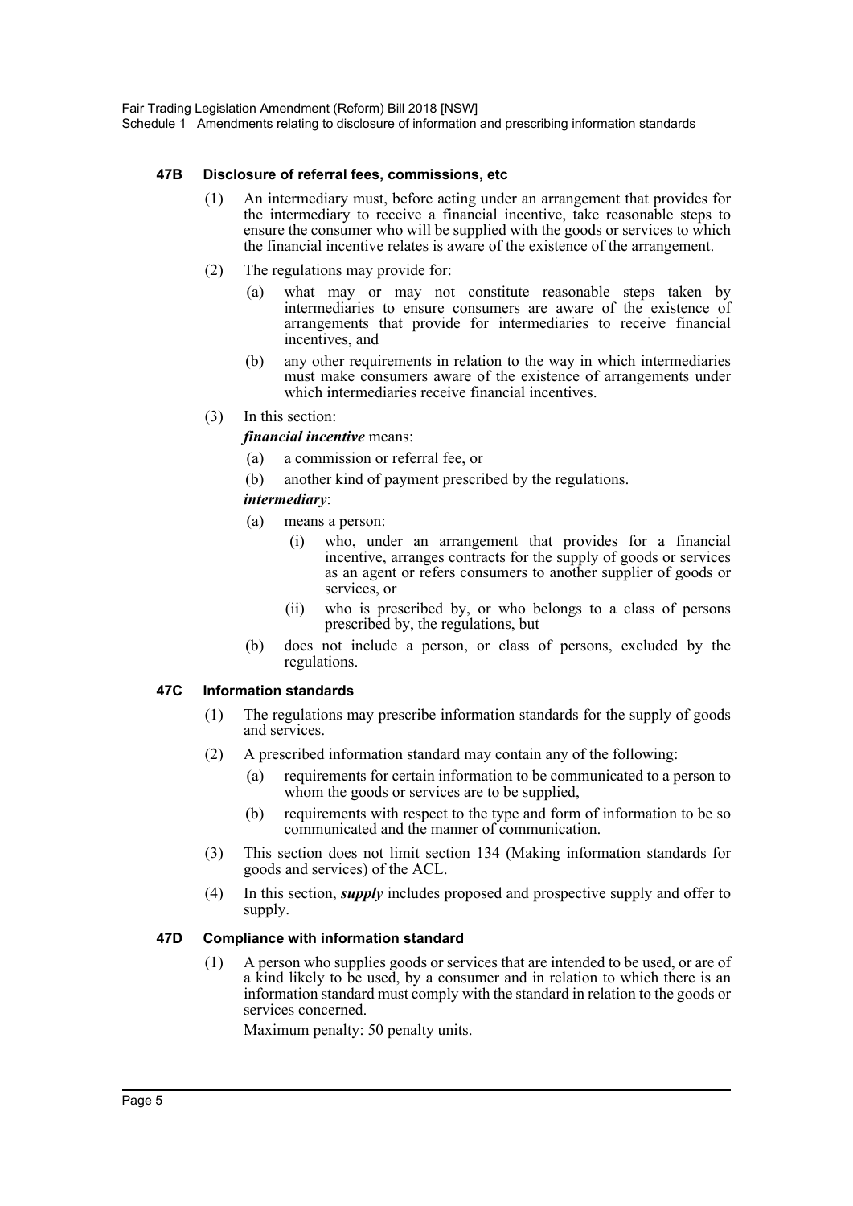### 47B Disclosure of referral fees, commissions, etc

(1) An intermediary must, before acting under an arrangement that provides for the intermediary to receive a financial incentive, take reasonable steps to ensure the consumer who will be supplied with the goods or services to which the financial incentive relates is aware of the existence of the arrangement.

(2) The regulations may provide for:

- (a) what may or may not constitute reasonable steps taken by intermediaries to ensure consumers are aware of the existence of arrangements that provide for intermediaries to receive financial incentives, and
- (b) any other requirements in relation to the way in which intermediaries must make consumers aware of the existence of arrangements under which intermediaries receive financial incentives.

(3) In this section:

***financial incentive*** means:

- (a) a commission or referral fee, or
- (b) another kind of payment prescribed by the regulations.

***intermediary***:

- (a) means a person:
  - (i) who, under an arrangement that provides for a financial incentive, arranges contracts for the supply of goods or services as an agent or refers consumers to another supplier of goods or services, or
  - (ii) who is prescribed by, or who belongs to a class of persons prescribed by, the regulations, but
- (b) does not include a person, or class of persons, excluded by the regulations.

### 47C Information standards

(1) The regulations may prescribe information standards for the supply of goods and services.

(2) A prescribed information standard may contain any of the following:

- (a) requirements for certain information to be communicated to a person to whom the goods or services are to be supplied,
- (b) requirements with respect to the type and form of information to be so communicated and the manner of communication.

(3) This section does not limit section 134 (Making information standards for goods and services) of the ACL.

(4) In this section, ***supply*** includes proposed and prospective supply and offer to supply.

### 47D Compliance with information standard

(1) A person who supplies goods or services that are intended to be used, or are of a kind likely to be used, by a consumer and in relation to which there is an information standard must comply with the standard in relation to the goods or services concerned.

Maximum penalty: 50 penalty units.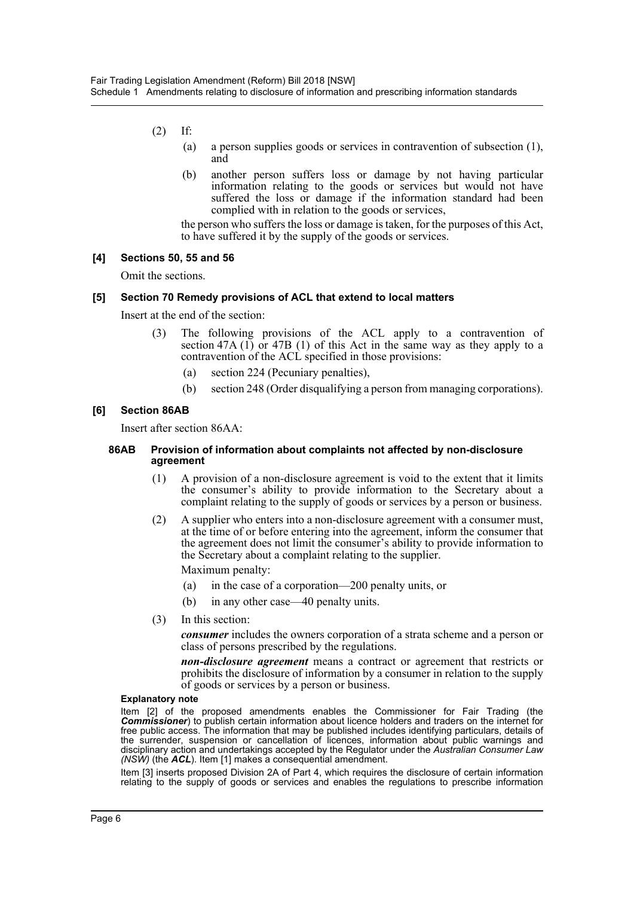(2) If:

(a) a person supplies goods or services in contravention of subsection (1), and

(b) another person suffers loss or damage by not having particular information relating to the goods or services but would not have suffered the loss or damage if the information standard had been complied with in relation to the goods or services,

the person who suffers the loss or damage is taken, for the purposes of this Act, to have suffered it by the supply of the goods or services.

### [4] Sections 50, 55 and 56

Omit the sections.

### [5] Section 70 Remedy provisions of ACL that extend to local matters

Insert at the end of the section:

(3) The following provisions of the ACL apply to a contravention of section 47A (1) or 47B (1) of this Act in the same way as they apply to a contravention of the ACL specified in those provisions:

(a) section 224 (Pecuniary penalties),

(b) section 248 (Order disqualifying a person from managing corporations).

### [6] Section 86AB

Insert after section 86AA:

#### 86AB Provision of information about complaints not affected by non-disclosure agreement

(1) A provision of a non-disclosure agreement is void to the extent that it limits the consumer's ability to provide information to the Secretary about a complaint relating to the supply of goods or services by a person or business.

(2) A supplier who enters into a non-disclosure agreement with a consumer must, at the time of or before entering into the agreement, inform the consumer that the agreement does not limit the consumer's ability to provide information to the Secretary about a complaint relating to the supplier.

Maximum penalty:

(a) in the case of a corporation—200 penalty units, or

(b) in any other case—40 penalty units.

(3) In this section:

***consumer*** includes the owners corporation of a strata scheme and a person or class of persons prescribed by the regulations.

***non-disclosure agreement*** means a contract or agreement that restricts or prohibits the disclosure of information by a consumer in relation to the supply of goods or services by a person or business.

**Explanatory note**

Item [2] of the proposed amendments enables the Commissioner for Fair Trading (the ***Commissioner***) to publish certain information about licence holders and traders on the internet for free public access. The information that may be published includes identifying particulars, details of the surrender, suspension or cancellation of licences, information about public warnings and disciplinary action and undertakings accepted by the Regulator under the *Australian Consumer Law (NSW)* (the ***ACL***). Item [1] makes a consequential amendment.

Item [3] inserts proposed Division 2A of Part 4, which requires the disclosure of certain information relating to the supply of goods or services and enables the regulations to prescribe information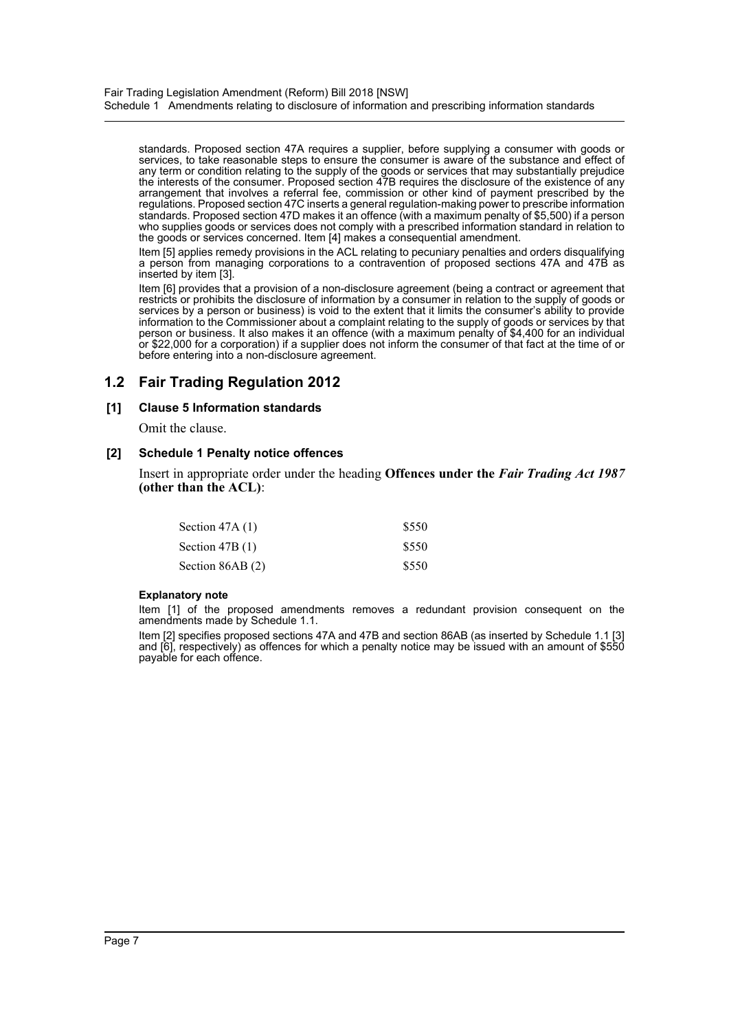standards. Proposed section 47A requires a supplier, before supplying a consumer with goods or services, to take reasonable steps to ensure the consumer is aware of the substance and effect of any term or condition relating to the supply of the goods or services that may substantially prejudice the interests of the consumer. Proposed section 47B requires the disclosure of the existence of any arrangement that involves a referral fee, commission or other kind of payment prescribed by the regulations. Proposed section 47C inserts a general regulation-making power to prescribe information standards. Proposed section 47D makes it an offence (with a maximum penalty of $5,500) if a person who supplies goods or services does not comply with a prescribed information standard in relation to the goods or services concerned. Item [4] makes a consequential amendment.

Item [5] applies remedy provisions in the ACL relating to pecuniary penalties and orders disqualifying a person from managing corporations to a contravention of proposed sections 47A and 47B as inserted by item [3].

Item [6] provides that a provision of a non-disclosure agreement (being a contract or agreement that restricts or prohibits the disclosure of information by a consumer in relation to the supply of goods or services by a person or business) is void to the extent that it limits the consumer's ability to provide information to the Commissioner about a complaint relating to the supply of goods or services by that person or business. It also makes it an offence (with a maximum penalty of $4,400 for an individual or $22,000 for a corporation) if a supplier does not inform the consumer of that fact at the time of or before entering into a non-disclosure agreement.

## 1.2 Fair Trading Regulation 2012

### [1] Clause 5 Information standards

Omit the clause.

### [2] Schedule 1 Penalty notice offences

Insert in appropriate order under the heading **Offences under the *Fair Trading Act 1987* (other than the ACL)**:

| | |
|---|---|
| Section 47A (1) | $550 |
| Section 47B (1) | $550 |
| Section 86AB (2) | $550 |

#### Explanatory note

Item [1] of the proposed amendments removes a redundant provision consequent on the amendments made by Schedule 1.1.

Item [2] specifies proposed sections 47A and 47B and section 86AB (as inserted by Schedule 1.1 [3] and [6], respectively) as offences for which a penalty notice may be issued with an amount of $550 payable for each offence.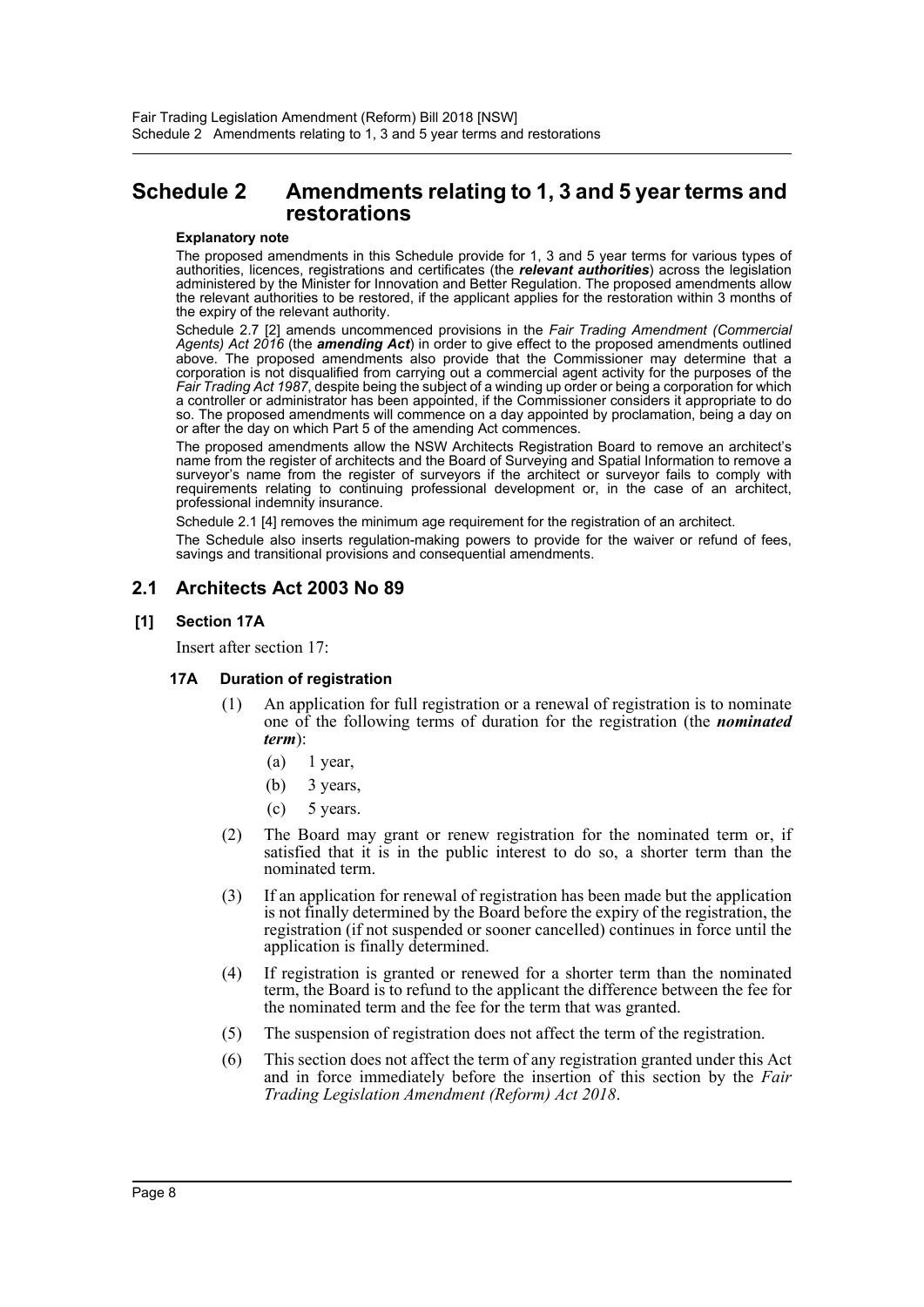# Schedule 2 Amendments relating to 1, 3 and 5 year terms and restorations

**Explanatory note**

The proposed amendments in this Schedule provide for 1, 3 and 5 year terms for various types of authorities, licences, registrations and certificates (the ***relevant authorities***) across the legislation administered by the Minister for Innovation and Better Regulation. The proposed amendments allow the relevant authorities to be restored, if the applicant applies for the restoration within 3 months of the expiry of the relevant authority.

Schedule 2.7 [2] amends uncommenced provisions in the *Fair Trading Amendment (Commercial Agents) Act 2016* (the ***amending Act***) in order to give effect to the proposed amendments outlined above. The proposed amendments also provide that the Commissioner may determine that a corporation is not disqualified from carrying out a commercial agent activity for the purposes of the *Fair Trading Act 1987*, despite being the subject of a winding up order or being a corporation for which a controller or administrator has been appointed, if the Commissioner considers it appropriate to do so. The proposed amendments will commence on a day appointed by proclamation, being a day on or after the day on which Part 5 of the amending Act commences.

The proposed amendments allow the NSW Architects Registration Board to remove an architect's name from the register of architects and the Board of Surveying and Spatial Information to remove a surveyor's name from the register of surveyors if the architect or surveyor fails to comply with requirements relating to continuing professional development or, in the case of an architect, professional indemnity insurance.

Schedule 2.1 [4] removes the minimum age requirement for the registration of an architect.

The Schedule also inserts regulation-making powers to provide for the waiver or refund of fees, savings and transitional provisions and consequential amendments.

## 2.1 Architects Act 2003 No 89

### [1] Section 17A

Insert after section 17:

#### 17A Duration of registration

(1) An application for full registration or a renewal of registration is to nominate one of the following terms of duration for the registration (the ***nominated term***):

(a) 1 year,

(b) 3 years,

(c) 5 years.

(2) The Board may grant or renew registration for the nominated term or, if satisfied that it is in the public interest to do so, a shorter term than the nominated term.

(3) If an application for renewal of registration has been made but the application is not finally determined by the Board before the expiry of the registration, the registration (if not suspended or sooner cancelled) continues in force until the application is finally determined.

(4) If registration is granted or renewed for a shorter term than the nominated term, the Board is to refund to the applicant the difference between the fee for the nominated term and the fee for the term that was granted.

(5) The suspension of registration does not affect the term of the registration.

(6) This section does not affect the term of any registration granted under this Act and in force immediately before the insertion of this section by the *Fair Trading Legislation Amendment (Reform) Act 2018*.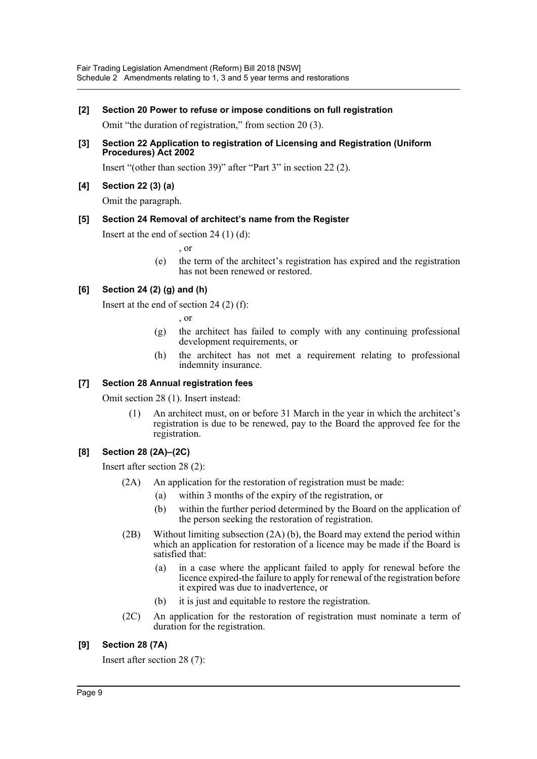**[2] Section 20 Power to refuse or impose conditions on full registration**

Omit "the duration of registration," from section 20 (3).

**[3] Section 22 Application to registration of Licensing and Registration (Uniform Procedures) Act 2002**

Insert "(other than section 39)" after "Part 3" in section 22 (2).

**[4] Section 22 (3) (a)**

Omit the paragraph.

**[5] Section 24 Removal of architect's name from the Register**

Insert at the end of section 24 (1) (d):

, or

(e) the term of the architect's registration has expired and the registration has not been renewed or restored.

**[6] Section 24 (2) (g) and (h)**

Insert at the end of section 24 (2) (f):

, or

(g) the architect has failed to comply with any continuing professional development requirements, or

(h) the architect has not met a requirement relating to professional indemnity insurance.

**[7] Section 28 Annual registration fees**

Omit section 28 (1). Insert instead:

(1) An architect must, on or before 31 March in the year in which the architect's registration is due to be renewed, pay to the Board the approved fee for the registration.

**[8] Section 28 (2A)–(2C)**

Insert after section 28 (2):

(2A) An application for the restoration of registration must be made:

(a) within 3 months of the expiry of the registration, or

(b) within the further period determined by the Board on the application of the person seeking the restoration of registration.

(2B) Without limiting subsection (2A) (b), the Board may extend the period within which an application for restoration of a licence may be made if the Board is satisfied that:

(a) in a case where the applicant failed to apply for renewal before the licence expired-the failure to apply for renewal of the registration before it expired was due to inadvertence, or

(b) it is just and equitable to restore the registration.

(2C) An application for the restoration of registration must nominate a term of duration for the registration.

**[9] Section 28 (7A)**

Insert after section 28 (7):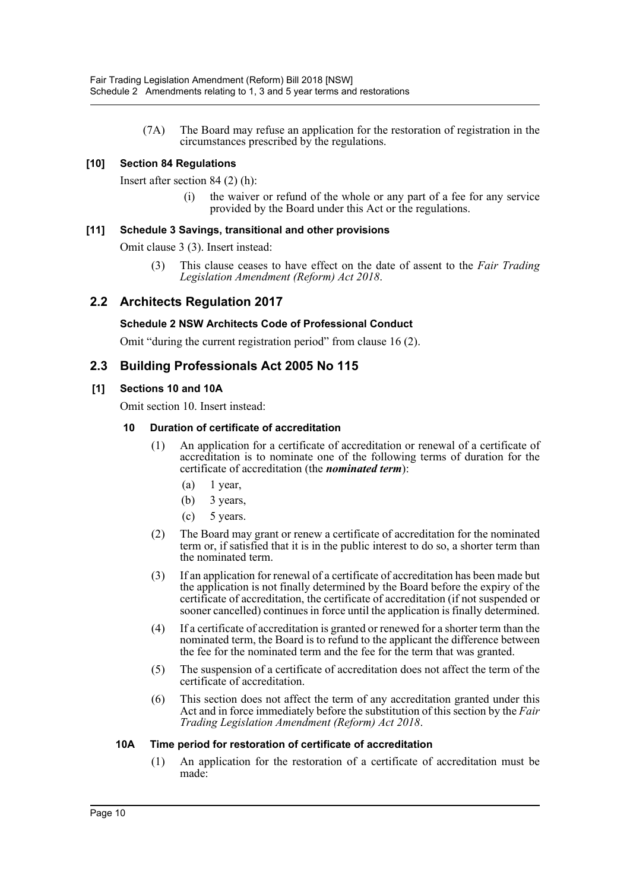(7A) The Board may refuse an application for the restoration of registration in the circumstances prescribed by the regulations.

**[10] Section 84 Regulations**

Insert after section 84 (2) (h):

(i) the waiver or refund of the whole or any part of a fee for any service provided by the Board under this Act or the regulations.

**[11] Schedule 3 Savings, transitional and other provisions**

Omit clause 3 (3). Insert instead:

(3) This clause ceases to have effect on the date of assent to the *Fair Trading Legislation Amendment (Reform) Act 2018*.

## 2.2 Architects Regulation 2017

**Schedule 2 NSW Architects Code of Professional Conduct**

Omit "during the current registration period" from clause 16 (2).

## 2.3 Building Professionals Act 2005 No 115

**[1] Sections 10 and 10A**

Omit section 10. Insert instead:

**10 Duration of certificate of accreditation**

(1) An application for a certificate of accreditation or renewal of a certificate of accreditation is to nominate one of the following terms of duration for the certificate of accreditation (the ***nominated term***):

(a) 1 year,

(b) 3 years,

(c) 5 years.

(2) The Board may grant or renew a certificate of accreditation for the nominated term or, if satisfied that it is in the public interest to do so, a shorter term than the nominated term.

(3) If an application for renewal of a certificate of accreditation has been made but the application is not finally determined by the Board before the expiry of the certificate of accreditation, the certificate of accreditation (if not suspended or sooner cancelled) continues in force until the application is finally determined.

(4) If a certificate of accreditation is granted or renewed for a shorter term than the nominated term, the Board is to refund to the applicant the difference between the fee for the nominated term and the fee for the term that was granted.

(5) The suspension of a certificate of accreditation does not affect the term of the certificate of accreditation.

(6) This section does not affect the term of any accreditation granted under this Act and in force immediately before the substitution of this section by the *Fair Trading Legislation Amendment (Reform) Act 2018*.

**10A Time period for restoration of certificate of accreditation**

(1) An application for the restoration of a certificate of accreditation must be made: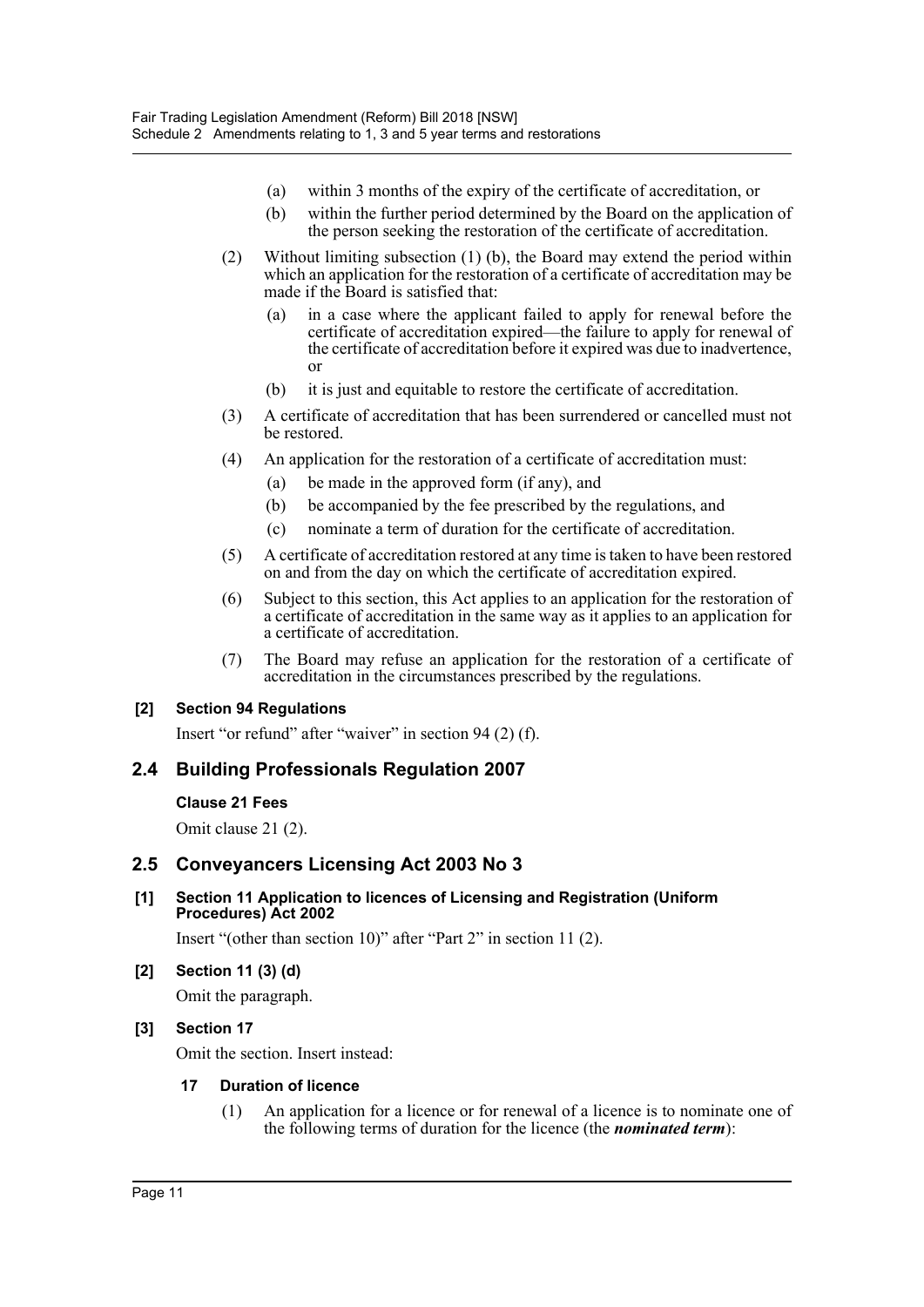(a) within 3 months of the expiry of the certificate of accreditation, or

(b) within the further period determined by the Board on the application of the person seeking the restoration of the certificate of accreditation.

(2) Without limiting subsection (1) (b), the Board may extend the period within which an application for the restoration of a certificate of accreditation may be made if the Board is satisfied that:

(a) in a case where the applicant failed to apply for renewal before the certificate of accreditation expired—the failure to apply for renewal of the certificate of accreditation before it expired was due to inadvertence, or

(b) it is just and equitable to restore the certificate of accreditation.

(3) A certificate of accreditation that has been surrendered or cancelled must not be restored.

(4) An application for the restoration of a certificate of accreditation must:

(a) be made in the approved form (if any), and

(b) be accompanied by the fee prescribed by the regulations, and

(c) nominate a term of duration for the certificate of accreditation.

(5) A certificate of accreditation restored at any time is taken to have been restored on and from the day on which the certificate of accreditation expired.

(6) Subject to this section, this Act applies to an application for the restoration of a certificate of accreditation in the same way as it applies to an application for a certificate of accreditation.

(7) The Board may refuse an application for the restoration of a certificate of accreditation in the circumstances prescribed by the regulations.

#### [2] Section 94 Regulations

Insert "or refund" after "waiver" in section 94 (2) (f).

## 2.4 Building Professionals Regulation 2007

#### Clause 21 Fees

Omit clause 21 (2).

## 2.5 Conveyancers Licensing Act 2003 No 3

#### [1] Section 11 Application to licences of Licensing and Registration (Uniform Procedures) Act 2002

Insert "(other than section 10)" after "Part 2" in section 11 (2).

#### [2] Section 11 (3) (d)

Omit the paragraph.

#### [3] Section 17

Omit the section. Insert instead:

#### 17 Duration of licence

(1) An application for a licence or for renewal of a licence is to nominate one of the following terms of duration for the licence (the ***nominated term***):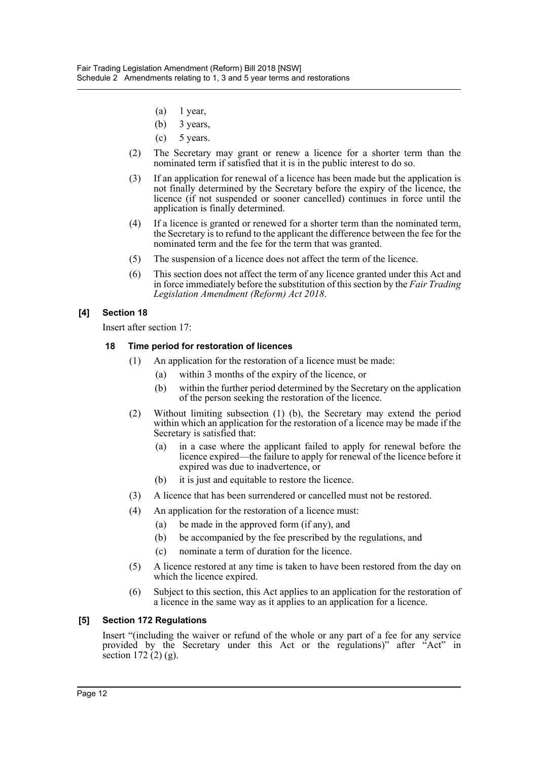(a) 1 year,

(b) 3 years,

(c) 5 years.

(2) The Secretary may grant or renew a licence for a shorter term than the nominated term if satisfied that it is in the public interest to do so.

(3) If an application for renewal of a licence has been made but the application is not finally determined by the Secretary before the expiry of the licence, the licence (if not suspended or sooner cancelled) continues in force until the application is finally determined.

(4) If a licence is granted or renewed for a shorter term than the nominated term, the Secretary is to refund to the applicant the difference between the fee for the nominated term and the fee for the term that was granted.

(5) The suspension of a licence does not affect the term of the licence.

(6) This section does not affect the term of any licence granted under this Act and in force immediately before the substitution of this section by the *Fair Trading Legislation Amendment (Reform) Act 2018*.

### [4] Section 18

Insert after section 17:

#### 18 Time period for restoration of licences

(1) An application for the restoration of a licence must be made:

(a) within 3 months of the expiry of the licence, or

(b) within the further period determined by the Secretary on the application of the person seeking the restoration of the licence.

(2) Without limiting subsection (1) (b), the Secretary may extend the period within which an application for the restoration of a licence may be made if the Secretary is satisfied that:

(a) in a case where the applicant failed to apply for renewal before the licence expired—the failure to apply for renewal of the licence before it expired was due to inadvertence, or

(b) it is just and equitable to restore the licence.

(3) A licence that has been surrendered or cancelled must not be restored.

(4) An application for the restoration of a licence must:

(a) be made in the approved form (if any), and

(b) be accompanied by the fee prescribed by the regulations, and

(c) nominate a term of duration for the licence.

(5) A licence restored at any time is taken to have been restored from the day on which the licence expired.

(6) Subject to this section, this Act applies to an application for the restoration of a licence in the same way as it applies to an application for a licence.

### [5] Section 172 Regulations

Insert "(including the waiver or refund of the whole or any part of a fee for any service provided by the Secretary under this Act or the regulations)" after "Act" in section 172 (2) (g).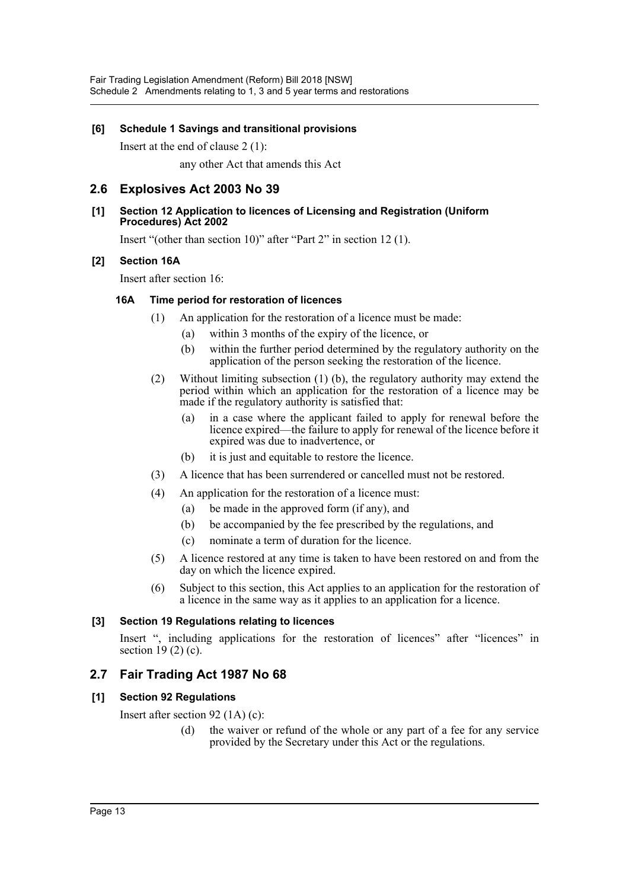**[6] Schedule 1 Savings and transitional provisions**

Insert at the end of clause 2 (1):

any other Act that amends this Act

## 2.6 Explosives Act 2003 No 39

**[1] Section 12 Application to licences of Licensing and Registration (Uniform Procedures) Act 2002**

Insert "(other than section 10)" after "Part 2" in section 12 (1).

**[2] Section 16A**

Insert after section 16:

**16A Time period for restoration of licences**

(1) An application for the restoration of a licence must be made:

(a) within 3 months of the expiry of the licence, or

(b) within the further period determined by the regulatory authority on the application of the person seeking the restoration of the licence.

(2) Without limiting subsection (1) (b), the regulatory authority may extend the period within which an application for the restoration of a licence may be made if the regulatory authority is satisfied that:

(a) in a case where the applicant failed to apply for renewal before the licence expired—the failure to apply for renewal of the licence before it expired was due to inadvertence, or

(b) it is just and equitable to restore the licence.

(3) A licence that has been surrendered or cancelled must not be restored.

(4) An application for the restoration of a licence must:

(a) be made in the approved form (if any), and

(b) be accompanied by the fee prescribed by the regulations, and

(c) nominate a term of duration for the licence.

(5) A licence restored at any time is taken to have been restored on and from the day on which the licence expired.

(6) Subject to this section, this Act applies to an application for the restoration of a licence in the same way as it applies to an application for a licence.

**[3] Section 19 Regulations relating to licences**

Insert ", including applications for the restoration of licences" after "licences" in section 19 (2) (c).

## 2.7 Fair Trading Act 1987 No 68

**[1] Section 92 Regulations**

Insert after section 92 (1A) (c):

(d) the waiver or refund of the whole or any part of a fee for any service provided by the Secretary under this Act or the regulations.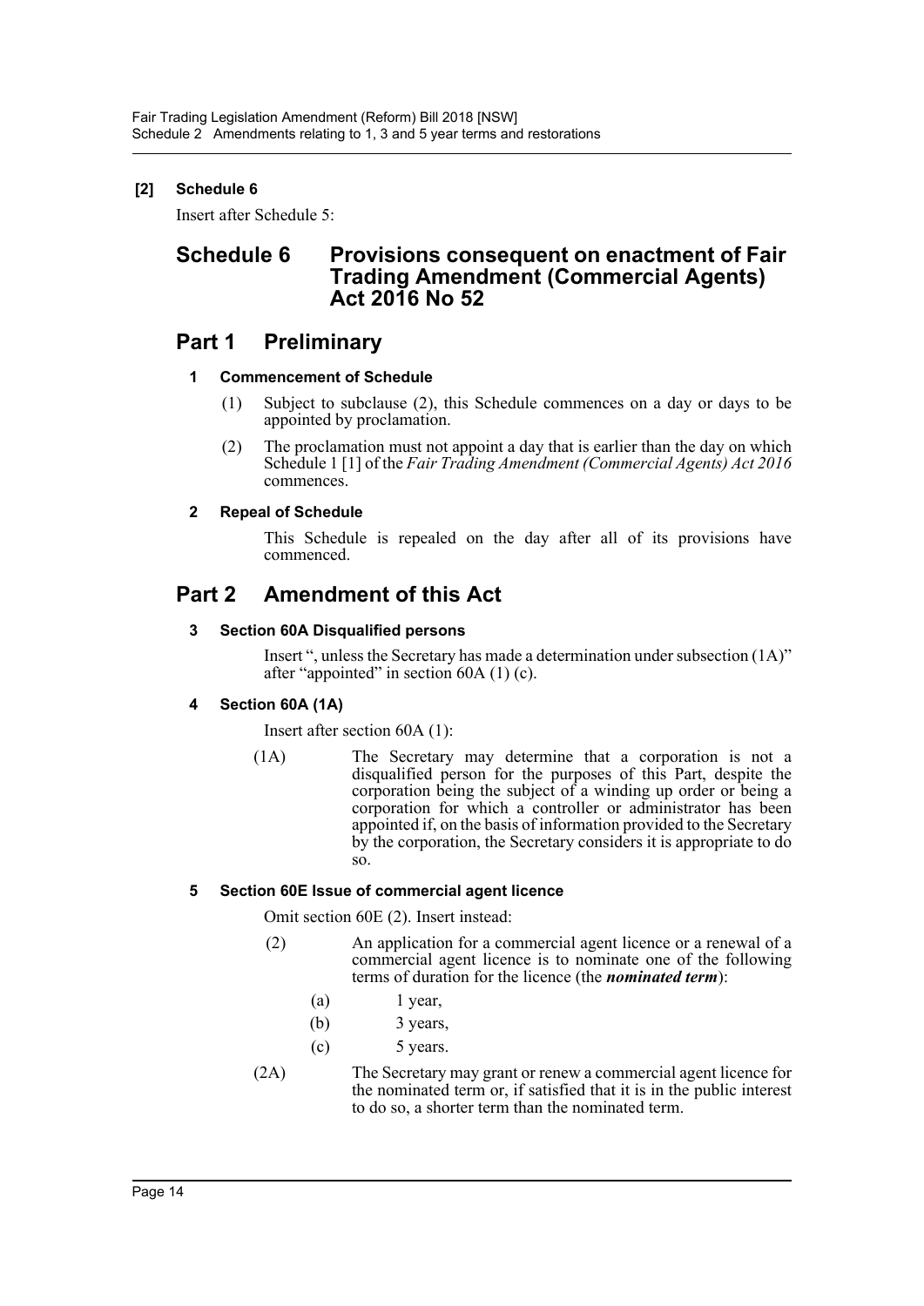**[2] Schedule 6**

Insert after Schedule 5:

# Schedule 6 Provisions consequent on enactment of Fair Trading Amendment (Commercial Agents) Act 2016 No 52

## Part 1 Preliminary

### 1 Commencement of Schedule

(1) Subject to subclause (2), this Schedule commences on a day or days to be appointed by proclamation.

(2) The proclamation must not appoint a day that is earlier than the day on which Schedule 1 [1] of the *Fair Trading Amendment (Commercial Agents) Act 2016* commences.

### 2 Repeal of Schedule

This Schedule is repealed on the day after all of its provisions have commenced.

## Part 2 Amendment of this Act

### 3 Section 60A Disqualified persons

Insert ", unless the Secretary has made a determination under subsection (1A)" after "appointed" in section 60A (1) (c).

### 4 Section 60A (1A)

Insert after section 60A (1):

(1A) The Secretary may determine that a corporation is not a disqualified person for the purposes of this Part, despite the corporation being the subject of a winding up order or being a corporation for which a controller or administrator has been appointed if, on the basis of information provided to the Secretary by the corporation, the Secretary considers it is appropriate to do so.

### 5 Section 60E Issue of commercial agent licence

Omit section 60E (2). Insert instead:

(2) An application for a commercial agent licence or a renewal of a commercial agent licence is to nominate one of the following terms of duration for the licence (the ***nominated term***):

(a) 1 year,

(b) 3 years,

(c) 5 years.

(2A) The Secretary may grant or renew a commercial agent licence for the nominated term or, if satisfied that it is in the public interest to do so, a shorter term than the nominated term.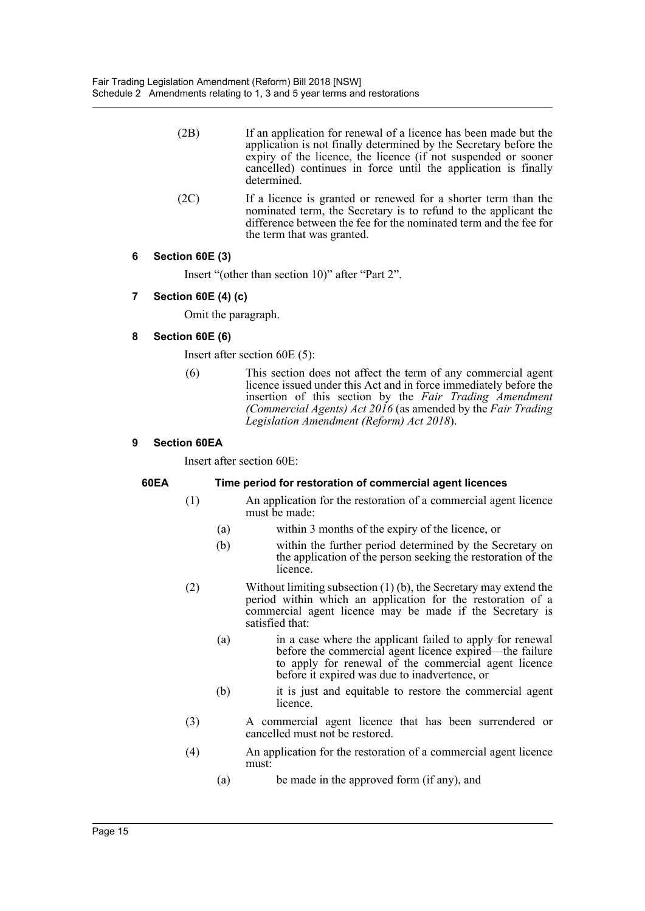(2B) If an application for renewal of a licence has been made but the application is not finally determined by the Secretary before the expiry of the licence, the licence (if not suspended or sooner cancelled) continues in force until the application is finally determined.

(2C) If a licence is granted or renewed for a shorter term than the nominated term, the Secretary is to refund to the applicant the difference between the fee for the nominated term and the fee for the term that was granted.

### 6 Section 60E (3)

Insert "(other than section 10)" after "Part 2".

### 7 Section 60E (4) (c)

Omit the paragraph.

### 8 Section 60E (6)

Insert after section 60E (5):

(6) This section does not affect the term of any commercial agent licence issued under this Act and in force immediately before the insertion of this section by the *Fair Trading Amendment (Commercial Agents) Act 2016* (as amended by the *Fair Trading Legislation Amendment (Reform) Act 2018*).

### 9 Section 60EA

Insert after section 60E:

#### 60EA Time period for restoration of commercial agent licences

(1) An application for the restoration of a commercial agent licence must be made:

(a) within 3 months of the expiry of the licence, or

(b) within the further period determined by the Secretary on the application of the person seeking the restoration of the licence.

(2) Without limiting subsection (1) (b), the Secretary may extend the period within which an application for the restoration of a commercial agent licence may be made if the Secretary is satisfied that:

(a) in a case where the applicant failed to apply for renewal before the commercial agent licence expired—the failure to apply for renewal of the commercial agent licence before it expired was due to inadvertence, or

(b) it is just and equitable to restore the commercial agent licence.

(3) A commercial agent licence that has been surrendered or cancelled must not be restored.

(4) An application for the restoration of a commercial agent licence must:

(a) be made in the approved form (if any), and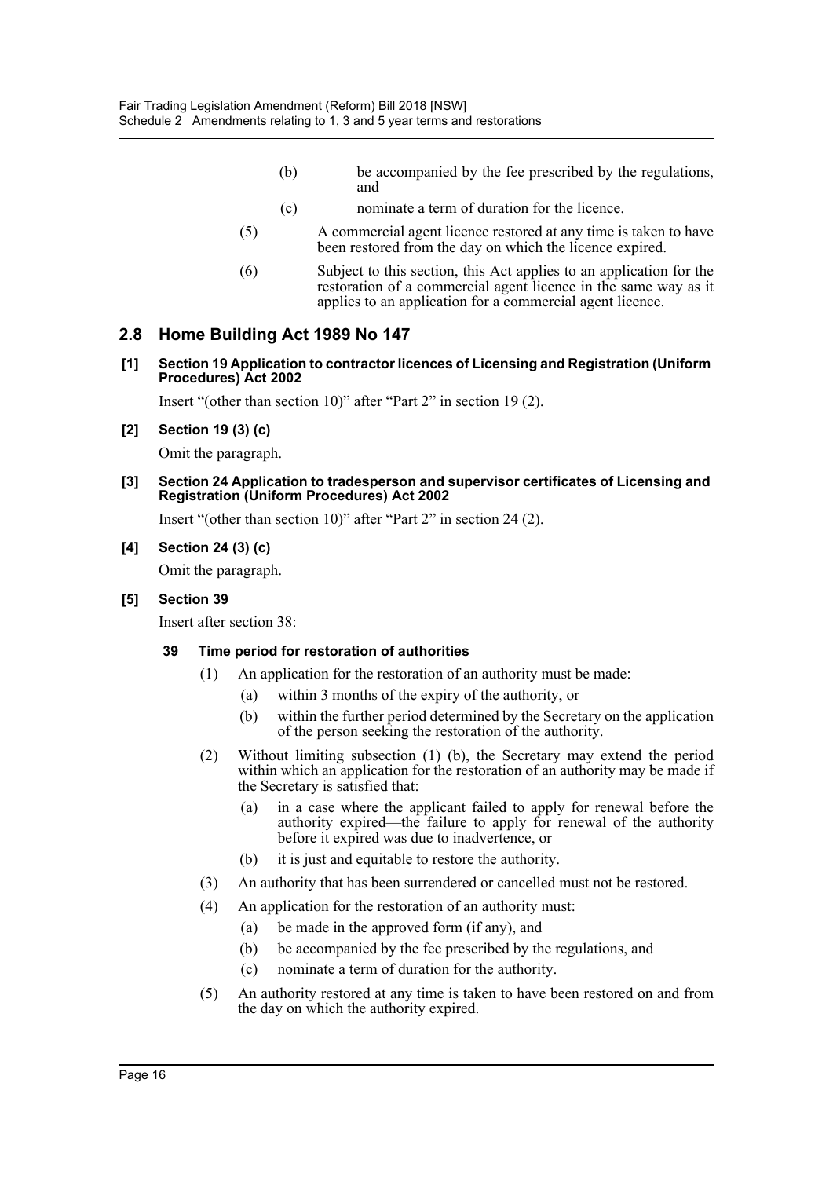(b) be accompanied by the fee prescribed by the regulations, and

(c) nominate a term of duration for the licence.

(5) A commercial agent licence restored at any time is taken to have been restored from the day on which the licence expired.

(6) Subject to this section, this Act applies to an application for the restoration of a commercial agent licence in the same way as it applies to an application for a commercial agent licence.

## 2.8 Home Building Act 1989 No 147

**[1] Section 19 Application to contractor licences of Licensing and Registration (Uniform Procedures) Act 2002**

Insert "(other than section 10)" after "Part 2" in section 19 (2).

**[2] Section 19 (3) (c)**

Omit the paragraph.

**[3] Section 24 Application to tradesperson and supervisor certificates of Licensing and Registration (Uniform Procedures) Act 2002**

Insert "(other than section 10)" after "Part 2" in section 24 (2).

**[4] Section 24 (3) (c)**

Omit the paragraph.

**[5] Section 39**

Insert after section 38:

**39 Time period for restoration of authorities**

(1) An application for the restoration of an authority must be made:

(a) within 3 months of the expiry of the authority, or

(b) within the further period determined by the Secretary on the application of the person seeking the restoration of the authority.

(2) Without limiting subsection (1) (b), the Secretary may extend the period within which an application for the restoration of an authority may be made if the Secretary is satisfied that:

(a) in a case where the applicant failed to apply for renewal before the authority expired—the failure to apply for renewal of the authority before it expired was due to inadvertence, or

(b) it is just and equitable to restore the authority.

(3) An authority that has been surrendered or cancelled must not be restored.

(4) An application for the restoration of an authority must:

(a) be made in the approved form (if any), and

(b) be accompanied by the fee prescribed by the regulations, and

(c) nominate a term of duration for the authority.

(5) An authority restored at any time is taken to have been restored on and from the day on which the authority expired.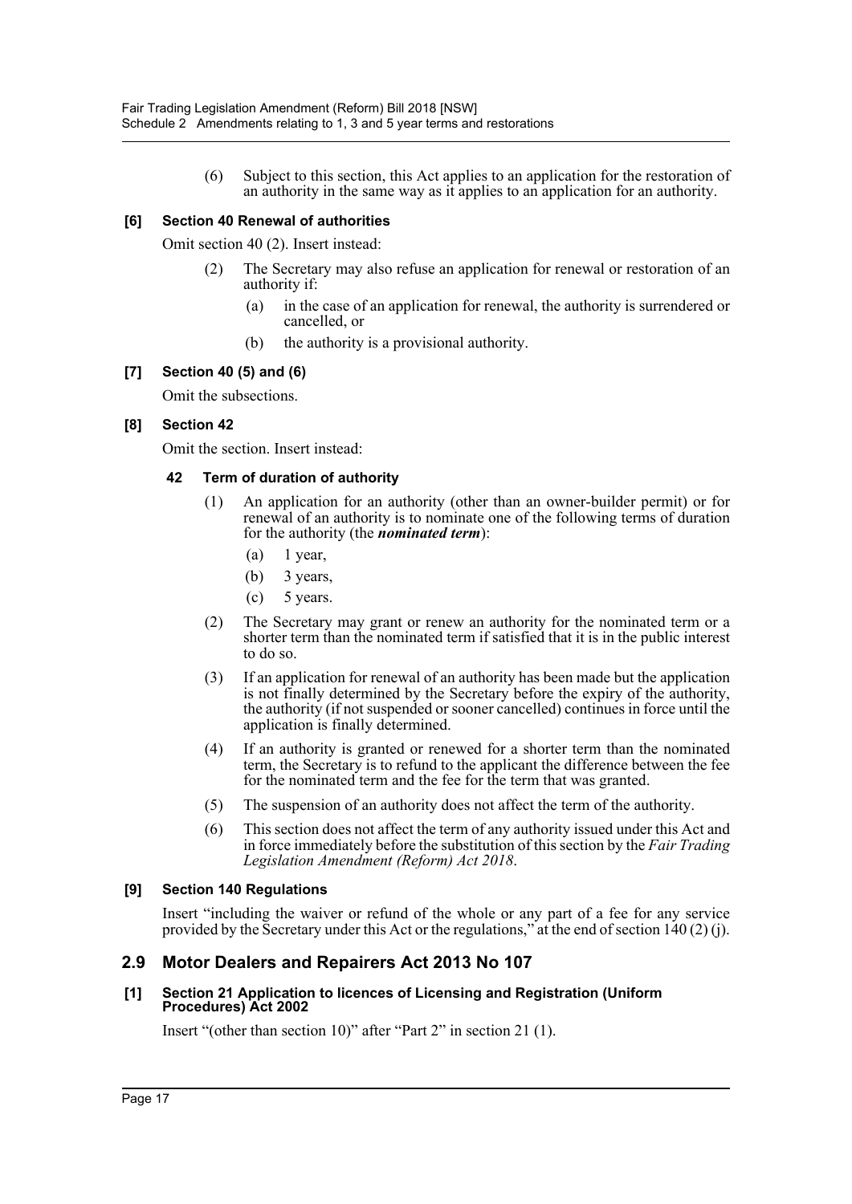(6) Subject to this section, this Act applies to an application for the restoration of an authority in the same way as it applies to an application for an authority.

**[6] Section 40 Renewal of authorities**

Omit section 40 (2). Insert instead:

(2) The Secretary may also refuse an application for renewal or restoration of an authority if:

(a) in the case of an application for renewal, the authority is surrendered or cancelled, or

(b) the authority is a provisional authority.

**[7] Section 40 (5) and (6)**

Omit the subsections.

**[8] Section 42**

Omit the section. Insert instead:

**42 Term of duration of authority**

(1) An application for an authority (other than an owner-builder permit) or for renewal of an authority is to nominate one of the following terms of duration for the authority (the ***nominated term***):

(a) 1 year,

(b) 3 years,

(c) 5 years.

(2) The Secretary may grant or renew an authority for the nominated term or a shorter term than the nominated term if satisfied that it is in the public interest to do so.

(3) If an application for renewal of an authority has been made but the application is not finally determined by the Secretary before the expiry of the authority, the authority (if not suspended or sooner cancelled) continues in force until the application is finally determined.

(4) If an authority is granted or renewed for a shorter term than the nominated term, the Secretary is to refund to the applicant the difference between the fee for the nominated term and the fee for the term that was granted.

(5) The suspension of an authority does not affect the term of the authority.

(6) This section does not affect the term of any authority issued under this Act and in force immediately before the substitution of this section by the *Fair Trading Legislation Amendment (Reform) Act 2018*.

**[9] Section 140 Regulations**

Insert "including the waiver or refund of the whole or any part of a fee for any service provided by the Secretary under this Act or the regulations," at the end of section 140 (2) (j).

## 2.9 Motor Dealers and Repairers Act 2013 No 107

**[1] Section 21 Application to licences of Licensing and Registration (Uniform Procedures) Act 2002**

Insert "(other than section 10)" after "Part 2" in section 21 (1).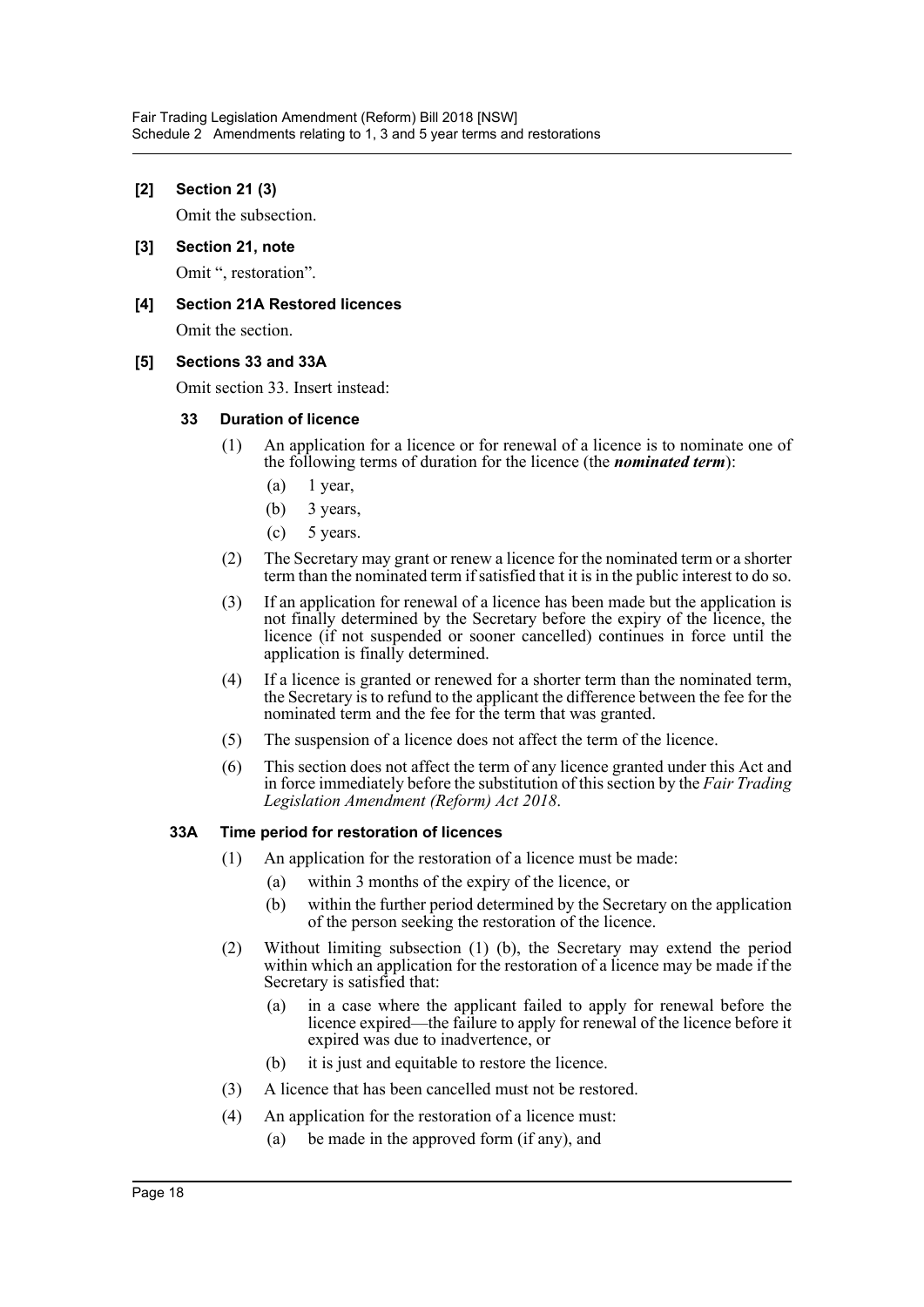**[2] Section 21 (3)**

Omit the subsection.

**[3] Section 21, note**

Omit ", restoration".

**[4] Section 21A Restored licences**

Omit the section.

**[5] Sections 33 and 33A**

Omit section 33. Insert instead:

**33 Duration of licence**

(1) An application for a licence or for renewal of a licence is to nominate one of the following terms of duration for the licence (the ***nominated term***):

(a) 1 year,

(b) 3 years,

(c) 5 years.

(2) The Secretary may grant or renew a licence for the nominated term or a shorter term than the nominated term if satisfied that it is in the public interest to do so.

(3) If an application for renewal of a licence has been made but the application is not finally determined by the Secretary before the expiry of the licence, the licence (if not suspended or sooner cancelled) continues in force until the application is finally determined.

(4) If a licence is granted or renewed for a shorter term than the nominated term, the Secretary is to refund to the applicant the difference between the fee for the nominated term and the fee for the term that was granted.

(5) The suspension of a licence does not affect the term of the licence.

(6) This section does not affect the term of any licence granted under this Act and in force immediately before the substitution of this section by the *Fair Trading Legislation Amendment (Reform) Act 2018*.

**33A Time period for restoration of licences**

(1) An application for the restoration of a licence must be made:

(a) within 3 months of the expiry of the licence, or

(b) within the further period determined by the Secretary on the application of the person seeking the restoration of the licence.

(2) Without limiting subsection (1) (b), the Secretary may extend the period within which an application for the restoration of a licence may be made if the Secretary is satisfied that:

(a) in a case where the applicant failed to apply for renewal before the licence expired—the failure to apply for renewal of the licence before it expired was due to inadvertence, or

(b) it is just and equitable to restore the licence.

(3) A licence that has been cancelled must not be restored.

(4) An application for the restoration of a licence must:

(a) be made in the approved form (if any), and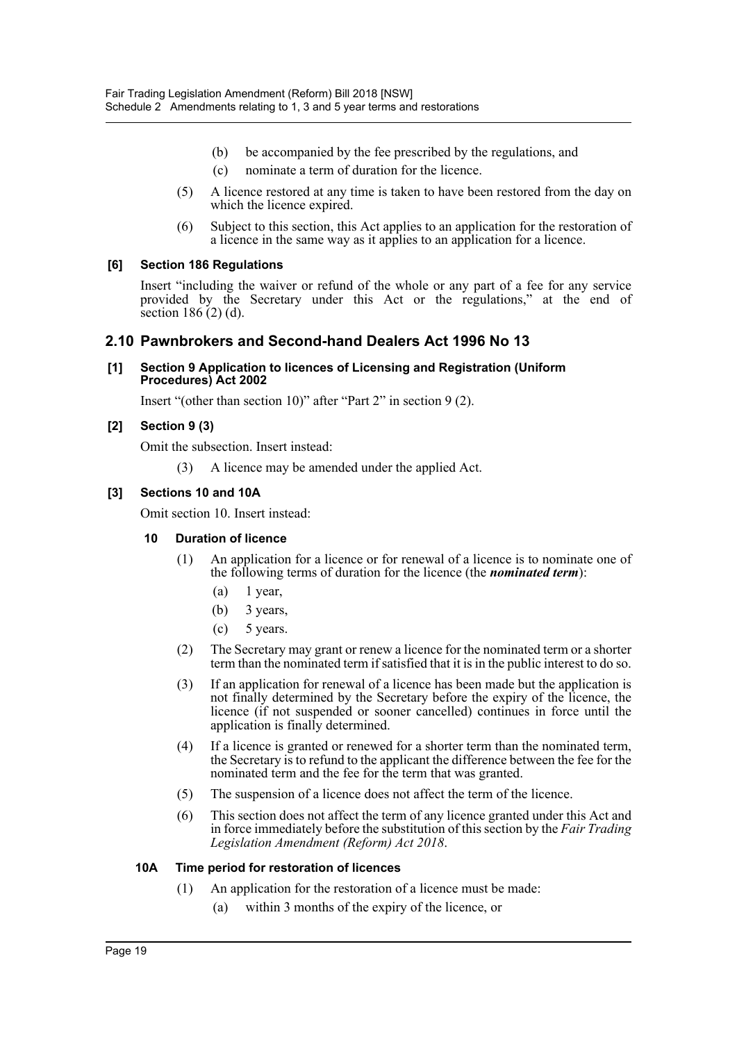(b) be accompanied by the fee prescribed by the regulations, and

(c) nominate a term of duration for the licence.

(5) A licence restored at any time is taken to have been restored from the day on which the licence expired.

(6) Subject to this section, this Act applies to an application for the restoration of a licence in the same way as it applies to an application for a licence.

#### [6] Section 186 Regulations

Insert "including the waiver or refund of the whole or any part of a fee for any service provided by the Secretary under this Act or the regulations," at the end of section 186 (2) (d).

## 2.10 Pawnbrokers and Second-hand Dealers Act 1996 No 13

#### [1] Section 9 Application to licences of Licensing and Registration (Uniform Procedures) Act 2002

Insert "(other than section 10)" after "Part 2" in section 9 (2).

#### [2] Section 9 (3)

Omit the subsection. Insert instead:

(3) A licence may be amended under the applied Act.

#### [3] Sections 10 and 10A

Omit section 10. Insert instead:

**10 Duration of licence**

(1) An application for a licence or for renewal of a licence is to nominate one of the following terms of duration for the licence (the ***nominated term***):

(a) 1 year,

(b) 3 years,

(c) 5 years.

(2) The Secretary may grant or renew a licence for the nominated term or a shorter term than the nominated term if satisfied that it is in the public interest to do so.

(3) If an application for renewal of a licence has been made but the application is not finally determined by the Secretary before the expiry of the licence, the licence (if not suspended or sooner cancelled) continues in force until the application is finally determined.

(4) If a licence is granted or renewed for a shorter term than the nominated term, the Secretary is to refund to the applicant the difference between the fee for the nominated term and the fee for the term that was granted.

(5) The suspension of a licence does not affect the term of the licence.

(6) This section does not affect the term of any licence granted under this Act and in force immediately before the substitution of this section by the *Fair Trading Legislation Amendment (Reform) Act 2018*.

**10A Time period for restoration of licences**

(1) An application for the restoration of a licence must be made:

(a) within 3 months of the expiry of the licence, or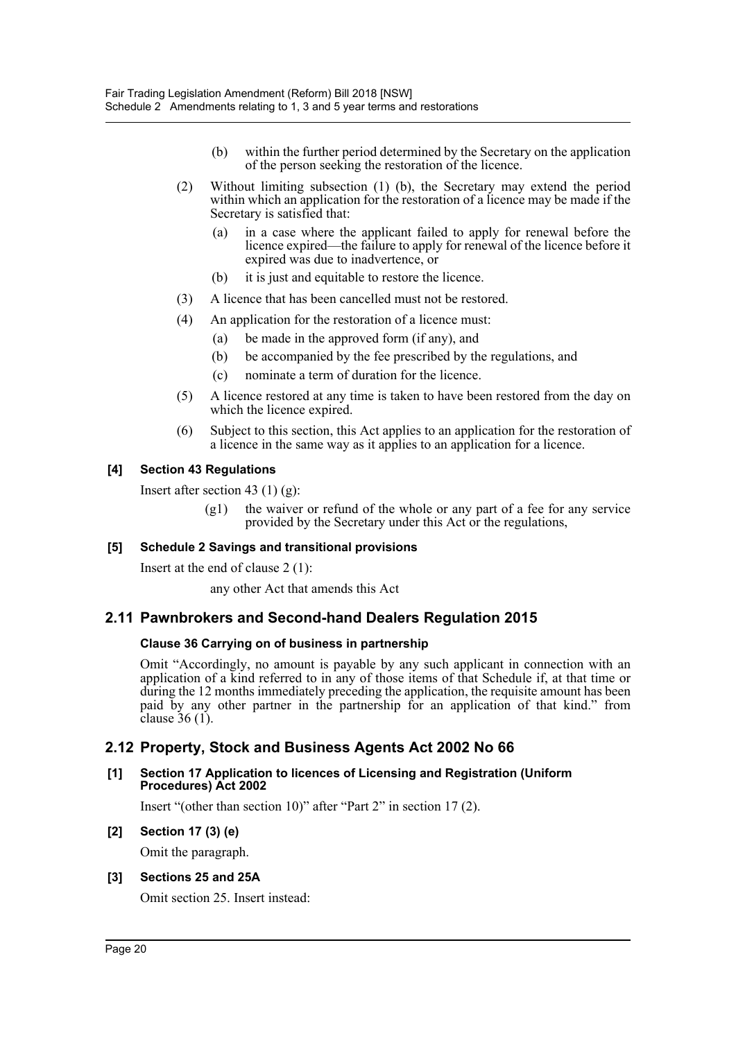(b) within the further period determined by the Secretary on the application of the person seeking the restoration of the licence.

(2) Without limiting subsection (1) (b), the Secretary may extend the period within which an application for the restoration of a licence may be made if the Secretary is satisfied that:

(a) in a case where the applicant failed to apply for renewal before the licence expired—the failure to apply for renewal of the licence before it expired was due to inadvertence, or

(b) it is just and equitable to restore the licence.

(3) A licence that has been cancelled must not be restored.

(4) An application for the restoration of a licence must:

(a) be made in the approved form (if any), and

(b) be accompanied by the fee prescribed by the regulations, and

(c) nominate a term of duration for the licence.

(5) A licence restored at any time is taken to have been restored from the day on which the licence expired.

(6) Subject to this section, this Act applies to an application for the restoration of a licence in the same way as it applies to an application for a licence.

#### [4] Section 43 Regulations

Insert after section 43 (1) (g):

(g1) the waiver or refund of the whole or any part of a fee for any service provided by the Secretary under this Act or the regulations,

#### [5] Schedule 2 Savings and transitional provisions

Insert at the end of clause 2 (1):

any other Act that amends this Act

## 2.11 Pawnbrokers and Second-hand Dealers Regulation 2015

#### Clause 36 Carrying on of business in partnership

Omit "Accordingly, no amount is payable by any such applicant in connection with an application of a kind referred to in any of those items of that Schedule if, at that time or during the 12 months immediately preceding the application, the requisite amount has been paid by any other partner in the partnership for an application of that kind." from clause 36 (1).

## 2.12 Property, Stock and Business Agents Act 2002 No 66

#### [1] Section 17 Application to licences of Licensing and Registration (Uniform Procedures) Act 2002

Insert "(other than section 10)" after "Part 2" in section 17 (2).

#### [2] Section 17 (3) (e)

Omit the paragraph.

#### [3] Sections 25 and 25A

Omit section 25. Insert instead: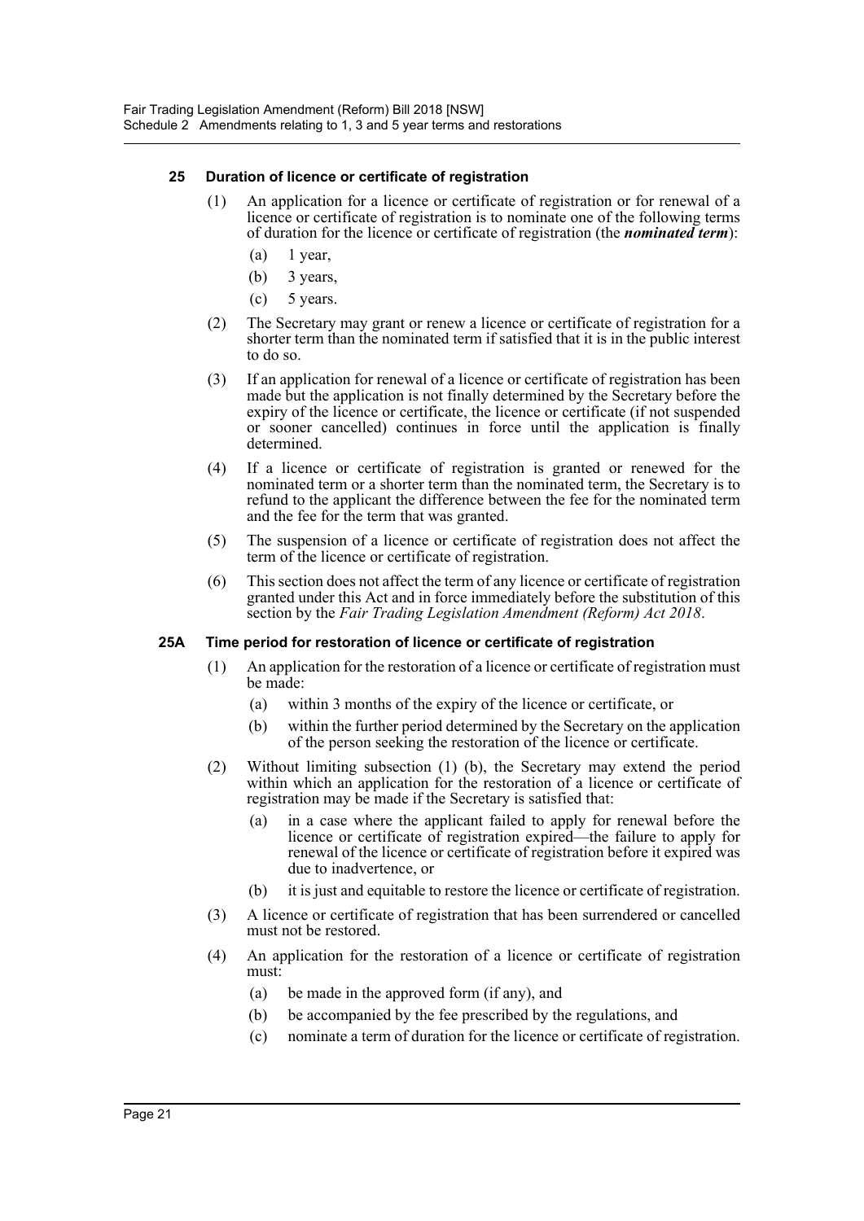#### 25 Duration of licence or certificate of registration

(1) An application for a licence or certificate of registration or for renewal of a licence or certificate of registration is to nominate one of the following terms of duration for the licence or certificate of registration (the ***nominated term***):

- (a) 1 year,
- (b) 3 years,
- (c) 5 years.

(2) The Secretary may grant or renew a licence or certificate of registration for a shorter term than the nominated term if satisfied that it is in the public interest to do so.

(3) If an application for renewal of a licence or certificate of registration has been made but the application is not finally determined by the Secretary before the expiry of the licence or certificate, the licence or certificate (if not suspended or sooner cancelled) continues in force until the application is finally determined.

(4) If a licence or certificate of registration is granted or renewed for the nominated term or a shorter term than the nominated term, the Secretary is to refund to the applicant the difference between the fee for the nominated term and the fee for the term that was granted.

(5) The suspension of a licence or certificate of registration does not affect the term of the licence or certificate of registration.

(6) This section does not affect the term of any licence or certificate of registration granted under this Act and in force immediately before the substitution of this section by the *Fair Trading Legislation Amendment (Reform) Act 2018*.

#### 25A Time period for restoration of licence or certificate of registration

(1) An application for the restoration of a licence or certificate of registration must be made:

- (a) within 3 months of the expiry of the licence or certificate, or
- (b) within the further period determined by the Secretary on the application of the person seeking the restoration of the licence or certificate.

(2) Without limiting subsection (1) (b), the Secretary may extend the period within which an application for the restoration of a licence or certificate of registration may be made if the Secretary is satisfied that:

- (a) in a case where the applicant failed to apply for renewal before the licence or certificate of registration expired—the failure to apply for renewal of the licence or certificate of registration before it expired was due to inadvertence, or
- (b) it is just and equitable to restore the licence or certificate of registration.

(3) A licence or certificate of registration that has been surrendered or cancelled must not be restored.

(4) An application for the restoration of a licence or certificate of registration must:

- (a) be made in the approved form (if any), and
- (b) be accompanied by the fee prescribed by the regulations, and
- (c) nominate a term of duration for the licence or certificate of registration.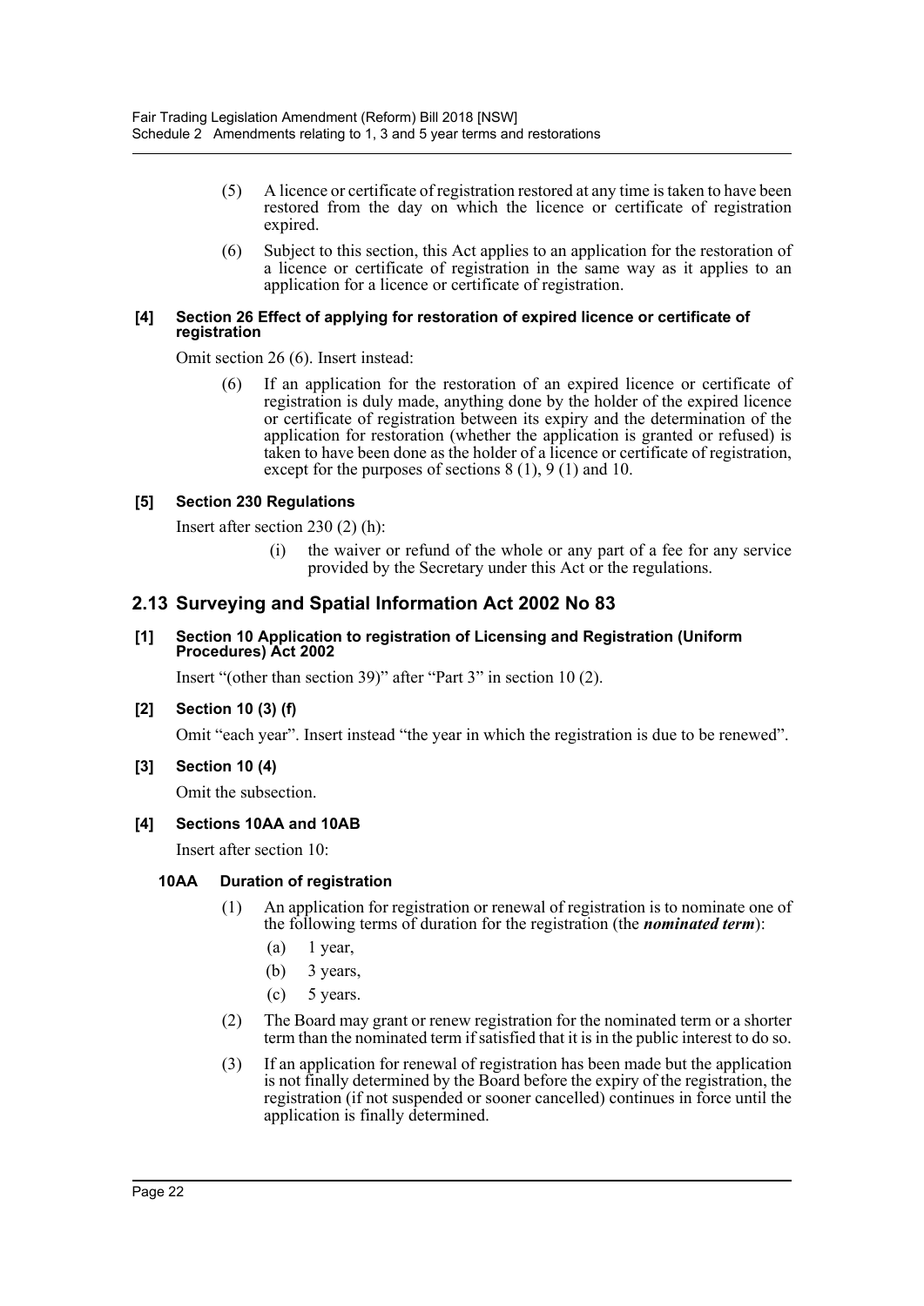(5) A licence or certificate of registration restored at any time is taken to have been restored from the day on which the licence or certificate of registration expired.

(6) Subject to this section, this Act applies to an application for the restoration of a licence or certificate of registration in the same way as it applies to an application for a licence or certificate of registration.

#### [4] Section 26 Effect of applying for restoration of expired licence or certificate of registration

Omit section 26 (6). Insert instead:

> (6) If an application for the restoration of an expired licence or certificate of registration is duly made, anything done by the holder of the expired licence or certificate of registration between its expiry and the determination of the application for restoration (whether the application is granted or refused) is taken to have been done as the holder of a licence or certificate of registration, except for the purposes of sections 8 (1), 9 (1) and 10.

#### [5] Section 230 Regulations

Insert after section 230 (2) (h):

> (i) the waiver or refund of the whole or any part of a fee for any service provided by the Secretary under this Act or the regulations.

## 2.13 Surveying and Spatial Information Act 2002 No 83

#### [1] Section 10 Application to registration of Licensing and Registration (Uniform Procedures) Act 2002

Insert "(other than section 39)" after "Part 3" in section 10 (2).

#### [2] Section 10 (3) (f)

Omit "each year". Insert instead "the year in which the registration is due to be renewed".

#### [3] Section 10 (4)

Omit the subsection.

#### [4] Sections 10AA and 10AB

Insert after section 10:

**10AA Duration of registration**

(1) An application for registration or renewal of registration is to nominate one of the following terms of duration for the registration (the ***nominated term***):

(a) 1 year,

(b) 3 years,

(c) 5 years.

(2) The Board may grant or renew registration for the nominated term or a shorter term than the nominated term if satisfied that it is in the public interest to do so.

(3) If an application for renewal of registration has been made but the application is not finally determined by the Board before the expiry of the registration, the registration (if not suspended or sooner cancelled) continues in force until the application is finally determined.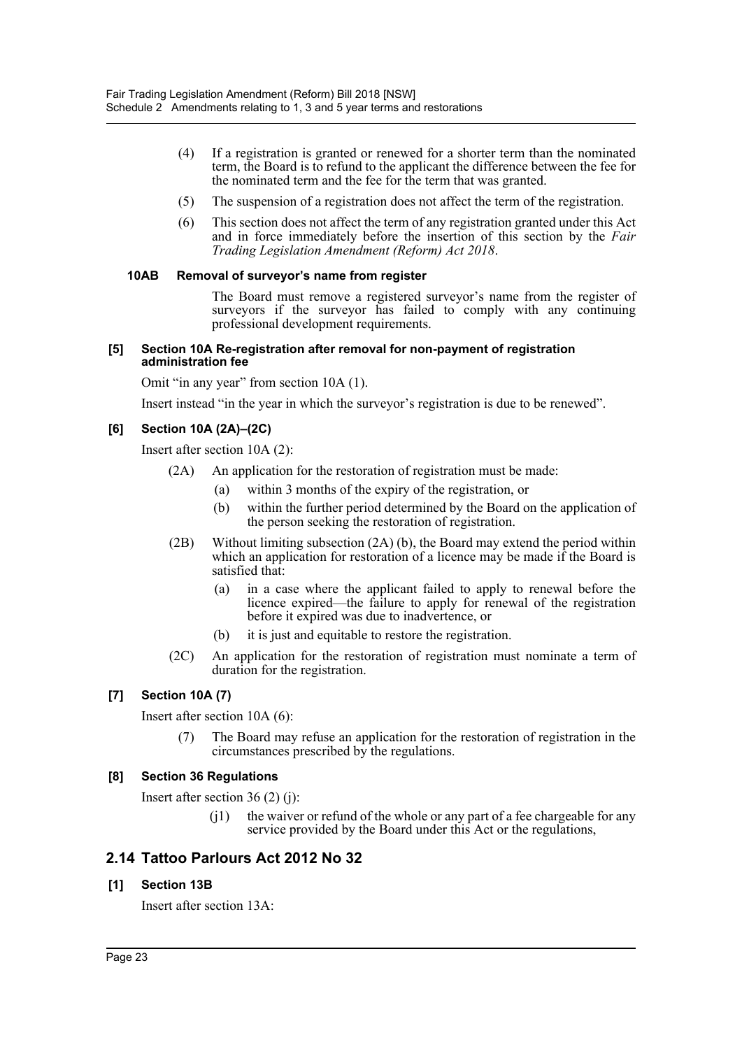(4) If a registration is granted or renewed for a shorter term than the nominated term, the Board is to refund to the applicant the difference between the fee for the nominated term and the fee for the term that was granted.

(5) The suspension of a registration does not affect the term of the registration.

(6) This section does not affect the term of any registration granted under this Act and in force immediately before the insertion of this section by the *Fair Trading Legislation Amendment (Reform) Act 2018*.

**10AB Removal of surveyor's name from register**

The Board must remove a registered surveyor's name from the register of surveyors if the surveyor has failed to comply with any continuing professional development requirements.

**[5] Section 10A Re-registration after removal for non-payment of registration administration fee**

Omit "in any year" from section 10A (1).

Insert instead "in the year in which the surveyor's registration is due to be renewed".

**[6] Section 10A (2A)–(2C)**

Insert after section 10A (2):

(2A) An application for the restoration of registration must be made:

(a) within 3 months of the expiry of the registration, or

(b) within the further period determined by the Board on the application of the person seeking the restoration of registration.

(2B) Without limiting subsection (2A) (b), the Board may extend the period within which an application for restoration of a licence may be made if the Board is satisfied that:

(a) in a case where the applicant failed to apply to renewal before the licence expired—the failure to apply for renewal of the registration before it expired was due to inadvertence, or

(b) it is just and equitable to restore the registration.

(2C) An application for the restoration of registration must nominate a term of duration for the registration.

**[7] Section 10A (7)**

Insert after section 10A (6):

(7) The Board may refuse an application for the restoration of registration in the circumstances prescribed by the regulations.

**[8] Section 36 Regulations**

Insert after section 36 (2) (j):

(j1) the waiver or refund of the whole or any part of a fee chargeable for any service provided by the Board under this Act or the regulations,

## 2.14 Tattoo Parlours Act 2012 No 32

**[1] Section 13B**

Insert after section 13A: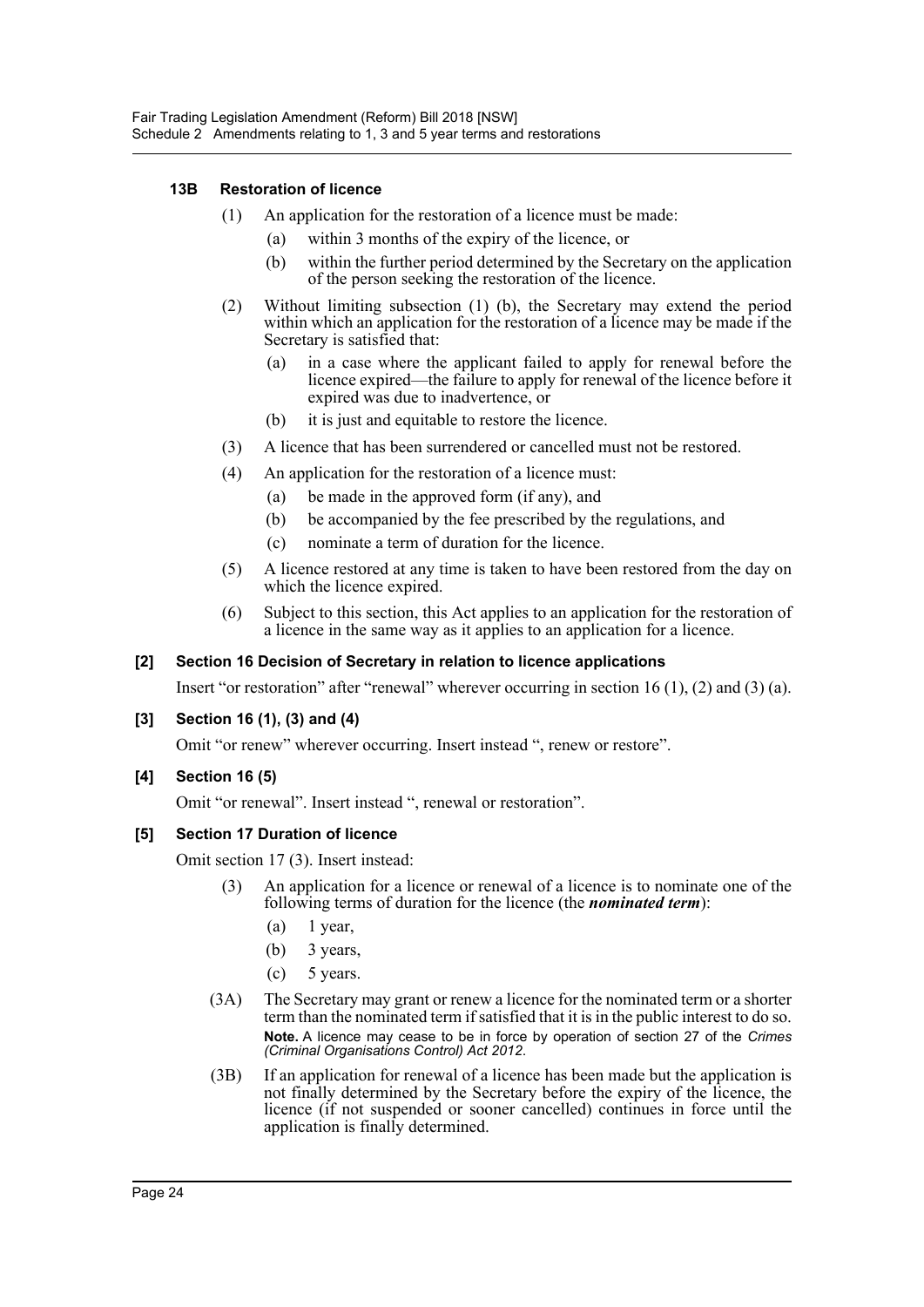#### 13B Restoration of licence

(1) An application for the restoration of a licence must be made:

(a) within 3 months of the expiry of the licence, or

(b) within the further period determined by the Secretary on the application of the person seeking the restoration of the licence.

(2) Without limiting subsection (1) (b), the Secretary may extend the period within which an application for the restoration of a licence may be made if the Secretary is satisfied that:

(a) in a case where the applicant failed to apply for renewal before the licence expired—the failure to apply for renewal of the licence before it expired was due to inadvertence, or

(b) it is just and equitable to restore the licence.

(3) A licence that has been surrendered or cancelled must not be restored.

(4) An application for the restoration of a licence must:

(a) be made in the approved form (if any), and

(b) be accompanied by the fee prescribed by the regulations, and

(c) nominate a term of duration for the licence.

(5) A licence restored at any time is taken to have been restored from the day on which the licence expired.

(6) Subject to this section, this Act applies to an application for the restoration of a licence in the same way as it applies to an application for a licence.

#### [2] Section 16 Decision of Secretary in relation to licence applications

Insert "or restoration" after "renewal" wherever occurring in section 16 (1), (2) and (3) (a).

#### [3] Section 16 (1), (3) and (4)

Omit "or renew" wherever occurring. Insert instead ", renew or restore".

#### [4] Section 16 (5)

Omit "or renewal". Insert instead ", renewal or restoration".

#### [5] Section 17 Duration of licence

Omit section 17 (3). Insert instead:

(3) An application for a licence or renewal of a licence is to nominate one of the following terms of duration for the licence (the ***nominated term***):

(a) 1 year,

(b) 3 years,

(c) 5 years.

(3A) The Secretary may grant or renew a licence for the nominated term or a shorter term than the nominated term if satisfied that it is in the public interest to do so.

**Note.** A licence may cease to be in force by operation of section 27 of the *Crimes (Criminal Organisations Control) Act 2012*.

(3B) If an application for renewal of a licence has been made but the application is not finally determined by the Secretary before the expiry of the licence, the licence (if not suspended or sooner cancelled) continues in force until the application is finally determined.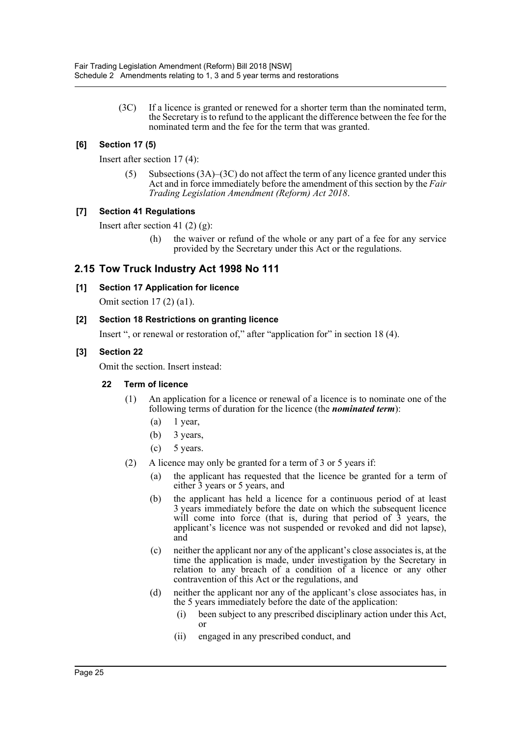(3C) If a licence is granted or renewed for a shorter term than the nominated term, the Secretary is to refund to the applicant the difference between the fee for the nominated term and the fee for the term that was granted.

### [6] Section 17 (5)

Insert after section 17 (4):

(5) Subsections (3A)–(3C) do not affect the term of any licence granted under this Act and in force immediately before the amendment of this section by the *Fair Trading Legislation Amendment (Reform) Act 2018*.

### [7] Section 41 Regulations

Insert after section 41 (2) (g):

(h) the waiver or refund of the whole or any part of a fee for any service provided by the Secretary under this Act or the regulations.

## 2.15 Tow Truck Industry Act 1998 No 111

### [1] Section 17 Application for licence

Omit section 17 (2) (a1).

### [2] Section 18 Restrictions on granting licence

Insert ", or renewal or restoration of," after "application for" in section 18 (4).

### [3] Section 22

Omit the section. Insert instead:

#### 22 Term of licence

(1) An application for a licence or renewal of a licence is to nominate one of the following terms of duration for the licence (the ***nominated term***):

- (a) 1 year,
- (b) 3 years,
- (c) 5 years.

(2) A licence may only be granted for a term of 3 or 5 years if:

- (a) the applicant has requested that the licence be granted for a term of either 3 years or 5 years, and
- (b) the applicant has held a licence for a continuous period of at least 3 years immediately before the date on which the subsequent licence will come into force (that is, during that period of 3 years, the applicant's licence was not suspended or revoked and did not lapse), and
- (c) neither the applicant nor any of the applicant's close associates is, at the time the application is made, under investigation by the Secretary in relation to any breach of a condition of a licence or any other contravention of this Act or the regulations, and
- (d) neither the applicant nor any of the applicant's close associates has, in the 5 years immediately before the date of the application:
  - (i) been subject to any prescribed disciplinary action under this Act, or
  - (ii) engaged in any prescribed conduct, and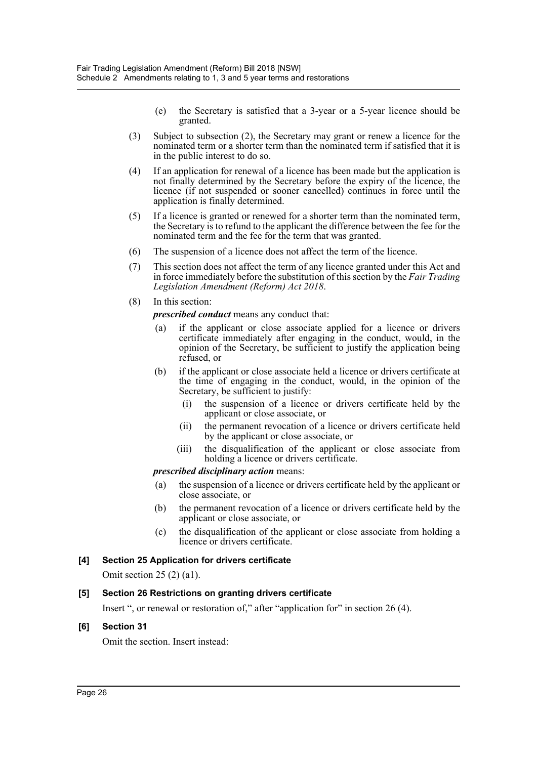(e) the Secretary is satisfied that a 3-year or a 5-year licence should be granted.

(3) Subject to subsection (2), the Secretary may grant or renew a licence for the nominated term or a shorter term than the nominated term if satisfied that it is in the public interest to do so.

(4) If an application for renewal of a licence has been made but the application is not finally determined by the Secretary before the expiry of the licence, the licence (if not suspended or sooner cancelled) continues in force until the application is finally determined.

(5) If a licence is granted or renewed for a shorter term than the nominated term, the Secretary is to refund to the applicant the difference between the fee for the nominated term and the fee for the term that was granted.

(6) The suspension of a licence does not affect the term of the licence.

(7) This section does not affect the term of any licence granted under this Act and in force immediately before the substitution of this section by the *Fair Trading Legislation Amendment (Reform) Act 2018*.

(8) In this section:

***prescribed conduct*** means any conduct that:

(a) if the applicant or close associate applied for a licence or drivers certificate immediately after engaging in the conduct, would, in the opinion of the Secretary, be sufficient to justify the application being refused, or

(b) if the applicant or close associate held a licence or drivers certificate at the time of engaging in the conduct, would, in the opinion of the Secretary, be sufficient to justify:

(i) the suspension of a licence or drivers certificate held by the applicant or close associate, or

(ii) the permanent revocation of a licence or drivers certificate held by the applicant or close associate, or

(iii) the disqualification of the applicant or close associate from holding a licence or drivers certificate.

***prescribed disciplinary action*** means:

(a) the suspension of a licence or drivers certificate held by the applicant or close associate, or

(b) the permanent revocation of a licence or drivers certificate held by the applicant or close associate, or

(c) the disqualification of the applicant or close associate from holding a licence or drivers certificate.

### [4] Section 25 Application for drivers certificate

Omit section 25 (2) (a1).

### [5] Section 26 Restrictions on granting drivers certificate

Insert ", or renewal or restoration of," after "application for" in section 26 (4).

### [6] Section 31

Omit the section. Insert instead: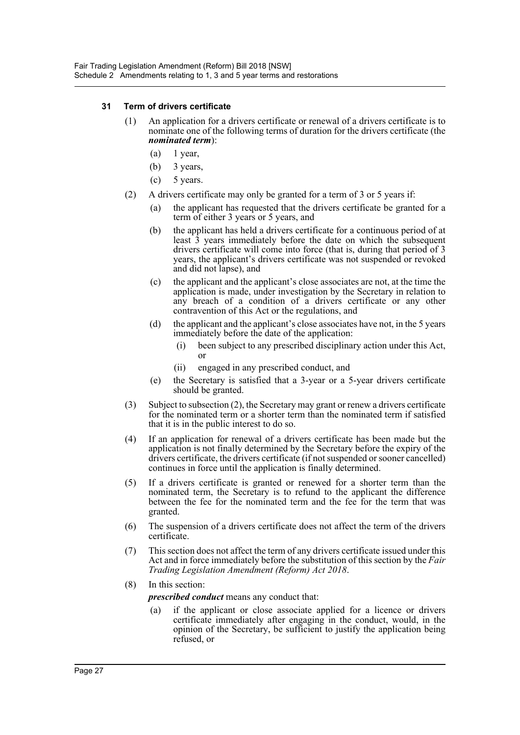#### 31 Term of drivers certificate

(1) An application for a drivers certificate or renewal of a drivers certificate is to nominate one of the following terms of duration for the drivers certificate (the ***nominated term***):

- (a) 1 year,
- (b) 3 years,
- (c) 5 years.

(2) A drivers certificate may only be granted for a term of 3 or 5 years if:

- (a) the applicant has requested that the drivers certificate be granted for a term of either 3 years or 5 years, and
- (b) the applicant has held a drivers certificate for a continuous period of at least 3 years immediately before the date on which the subsequent drivers certificate will come into force (that is, during that period of 3 years, the applicant's drivers certificate was not suspended or revoked and did not lapse), and
- (c) the applicant and the applicant's close associates are not, at the time the application is made, under investigation by the Secretary in relation to any breach of a condition of a drivers certificate or any other contravention of this Act or the regulations, and
- (d) the applicant and the applicant's close associates have not, in the 5 years immediately before the date of the application:
  - (i) been subject to any prescribed disciplinary action under this Act, or
  - (ii) engaged in any prescribed conduct, and
- (e) the Secretary is satisfied that a 3-year or a 5-year drivers certificate should be granted.

(3) Subject to subsection (2), the Secretary may grant or renew a drivers certificate for the nominated term or a shorter term than the nominated term if satisfied that it is in the public interest to do so.

(4) If an application for renewal of a drivers certificate has been made but the application is not finally determined by the Secretary before the expiry of the drivers certificate, the drivers certificate (if not suspended or sooner cancelled) continues in force until the application is finally determined.

(5) If a drivers certificate is granted or renewed for a shorter term than the nominated term, the Secretary is to refund to the applicant the difference between the fee for the nominated term and the fee for the term that was granted.

(6) The suspension of a drivers certificate does not affect the term of the drivers certificate.

(7) This section does not affect the term of any drivers certificate issued under this Act and in force immediately before the substitution of this section by the *Fair Trading Legislation Amendment (Reform) Act 2018*.

(8) In this section:

***prescribed conduct*** means any conduct that:

- (a) if the applicant or close associate applied for a licence or drivers certificate immediately after engaging in the conduct, would, in the opinion of the Secretary, be sufficient to justify the application being refused, or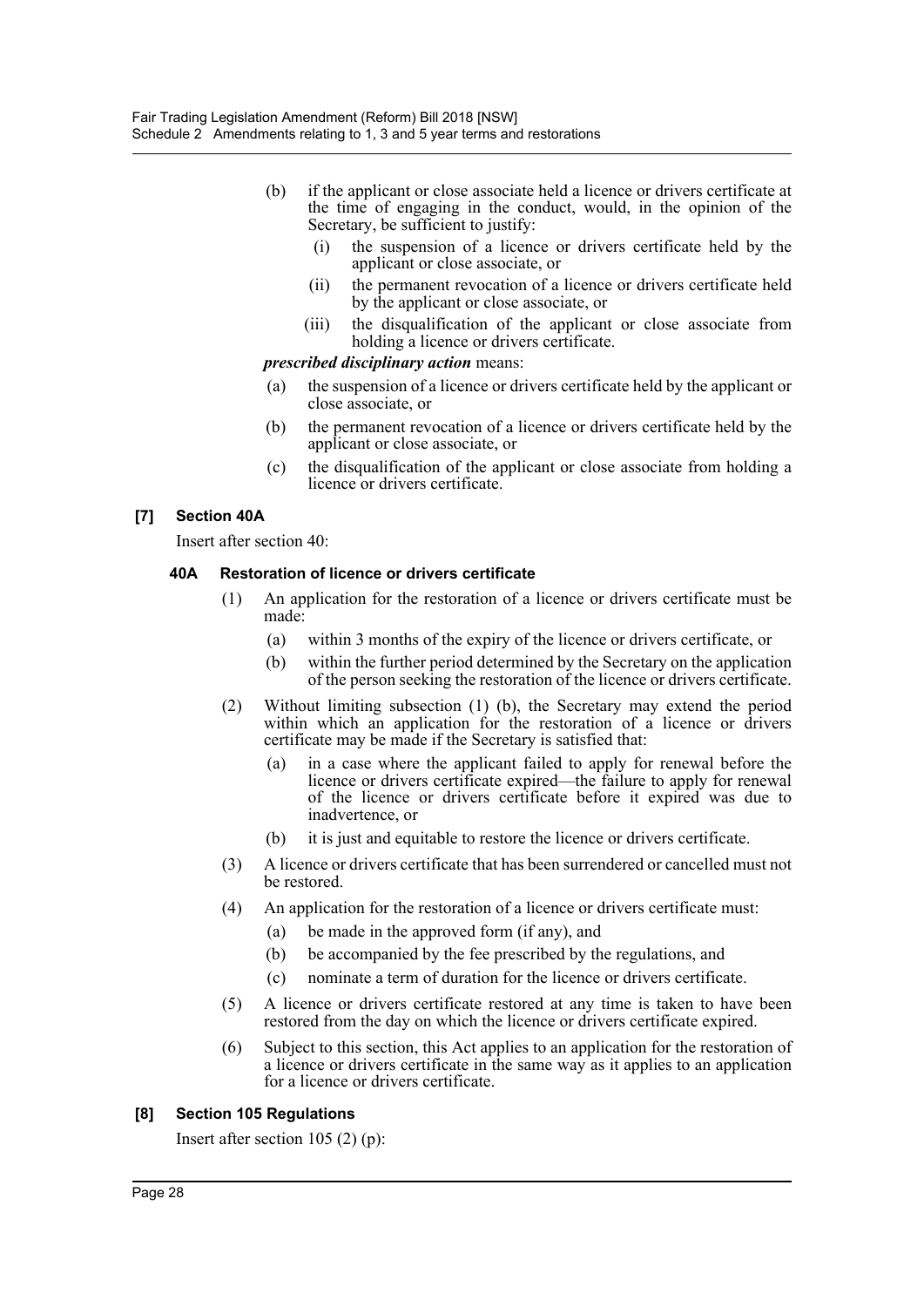(b) if the applicant or close associate held a licence or drivers certificate at the time of engaging in the conduct, would, in the opinion of the Secretary, be sufficient to justify:

(i) the suspension of a licence or drivers certificate held by the applicant or close associate, or

(ii) the permanent revocation of a licence or drivers certificate held by the applicant or close associate, or

(iii) the disqualification of the applicant or close associate from holding a licence or drivers certificate.

***prescribed disciplinary action*** means:

(a) the suspension of a licence or drivers certificate held by the applicant or close associate, or

(b) the permanent revocation of a licence or drivers certificate held by the applicant or close associate, or

(c) the disqualification of the applicant or close associate from holding a licence or drivers certificate.

### [7] Section 40A

Insert after section 40:

#### 40A Restoration of licence or drivers certificate

(1) An application for the restoration of a licence or drivers certificate must be made:

(a) within 3 months of the expiry of the licence or drivers certificate, or

(b) within the further period determined by the Secretary on the application of the person seeking the restoration of the licence or drivers certificate.

(2) Without limiting subsection (1) (b), the Secretary may extend the period within which an application for the restoration of a licence or drivers certificate may be made if the Secretary is satisfied that:

(a) in a case where the applicant failed to apply for renewal before the licence or drivers certificate expired—the failure to apply for renewal of the licence or drivers certificate before it expired was due to inadvertence, or

(b) it is just and equitable to restore the licence or drivers certificate.

(3) A licence or drivers certificate that has been surrendered or cancelled must not be restored.

(4) An application for the restoration of a licence or drivers certificate must:

(a) be made in the approved form (if any), and

(b) be accompanied by the fee prescribed by the regulations, and

(c) nominate a term of duration for the licence or drivers certificate.

(5) A licence or drivers certificate restored at any time is taken to have been restored from the day on which the licence or drivers certificate expired.

(6) Subject to this section, this Act applies to an application for the restoration of a licence or drivers certificate in the same way as it applies to an application for a licence or drivers certificate.

### [8] Section 105 Regulations

Insert after section 105 (2) (p):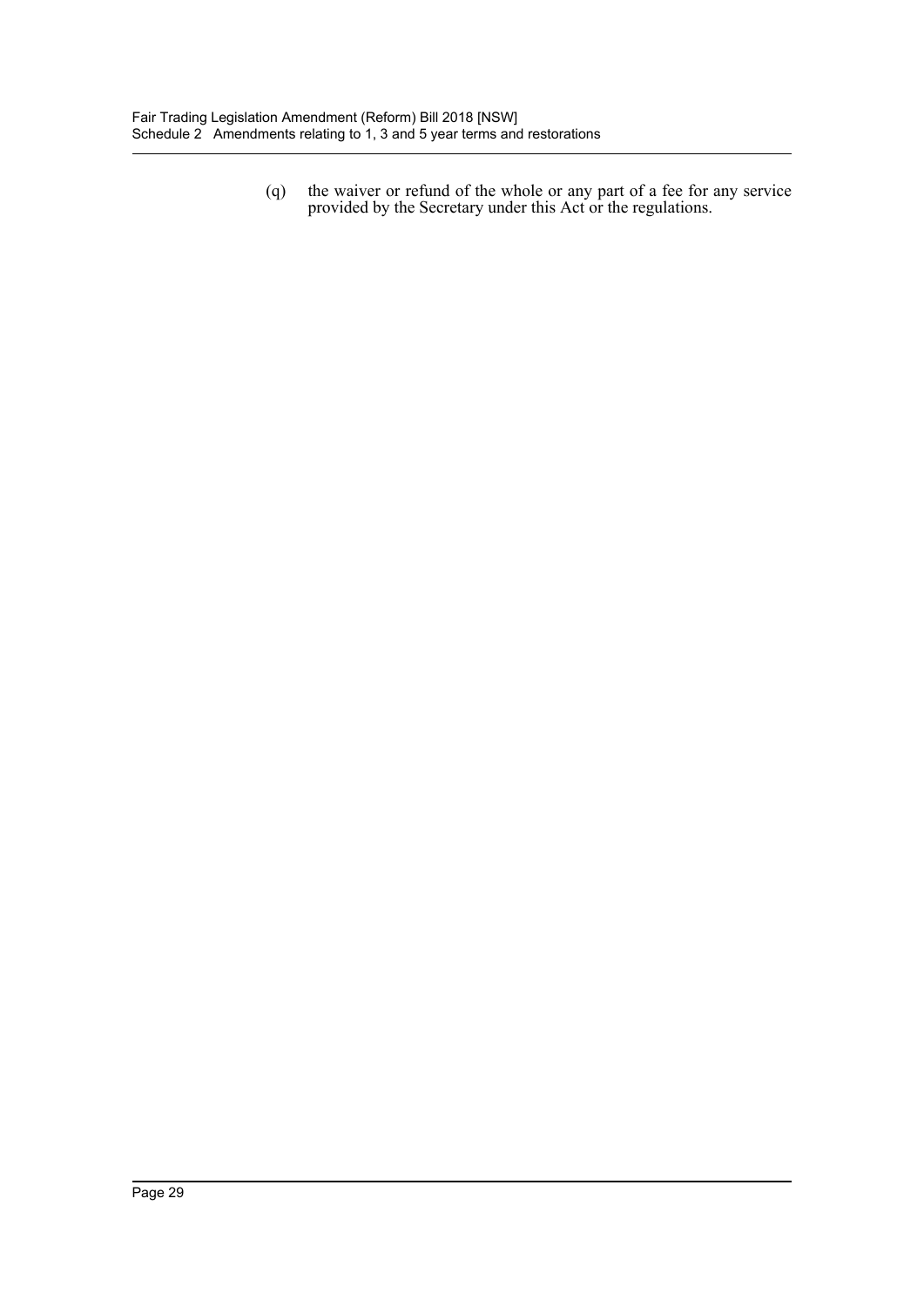(q) the waiver or refund of the whole or any part of a fee for any service provided by the Secretary under this Act or the regulations.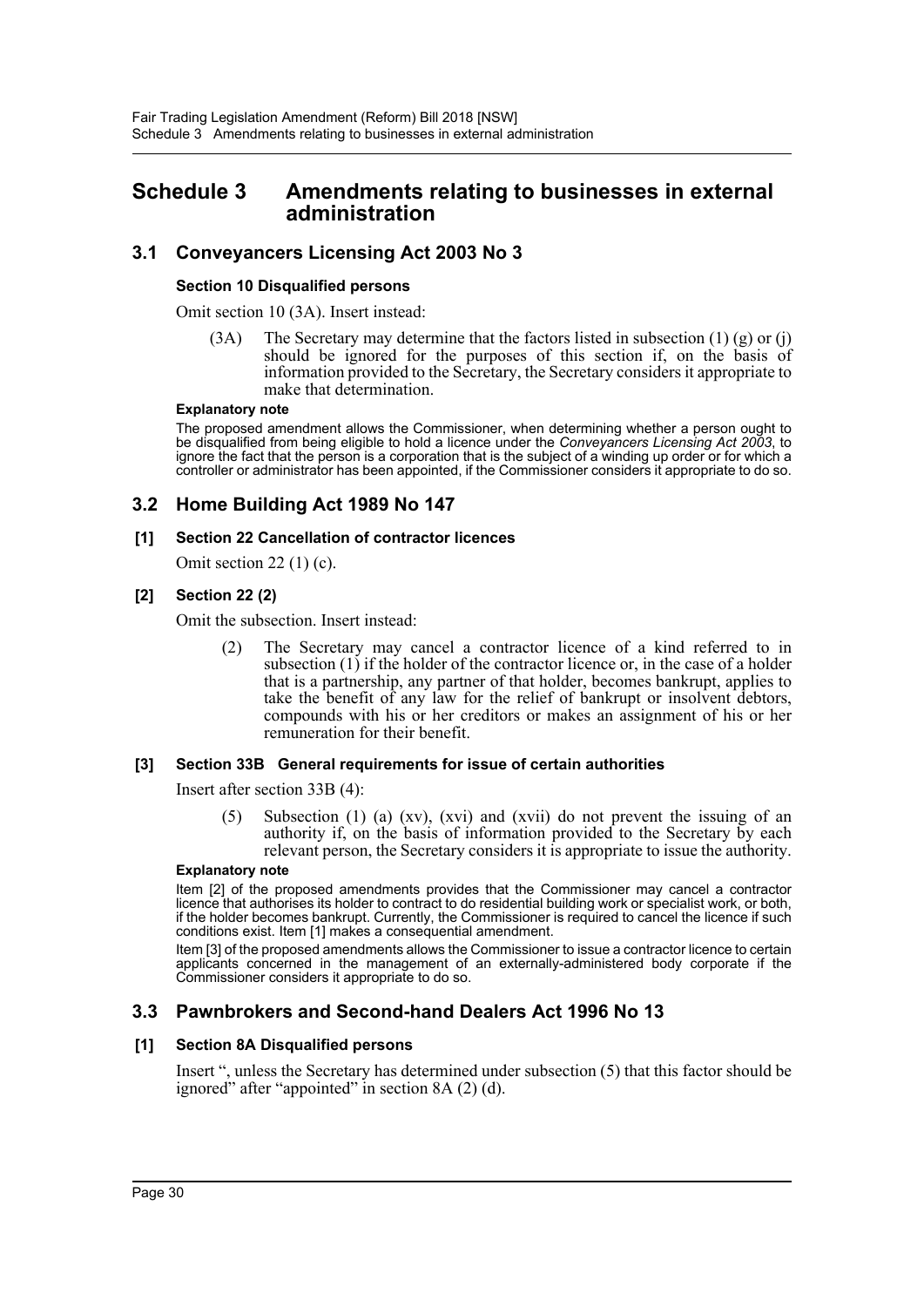# Schedule 3 Amendments relating to businesses in external administration

## 3.1 Conveyancers Licensing Act 2003 No 3

### Section 10 Disqualified persons

Omit section 10 (3A). Insert instead:

> (3A) The Secretary may determine that the factors listed in subsection (1) (g) or (j) should be ignored for the purposes of this section if, on the basis of information provided to the Secretary, the Secretary considers it appropriate to make that determination.

**Explanatory note**

The proposed amendment allows the Commissioner, when determining whether a person ought to be disqualified from being eligible to hold a licence under the *Conveyancers Licensing Act 2003*, to ignore the fact that the person is a corporation that is the subject of a winding up order or for which a controller or administrator has been appointed, if the Commissioner considers it appropriate to do so.

## 3.2 Home Building Act 1989 No 147

### [1] Section 22 Cancellation of contractor licences

Omit section 22 (1) (c).

### [2] Section 22 (2)

Omit the subsection. Insert instead:

> (2) The Secretary may cancel a contractor licence of a kind referred to in subsection (1) if the holder of the contractor licence or, in the case of a holder that is a partnership, any partner of that holder, becomes bankrupt, applies to take the benefit of any law for the relief of bankrupt or insolvent debtors, compounds with his or her creditors or makes an assignment of his or her remuneration for their benefit.

### [3] Section 33B General requirements for issue of certain authorities

Insert after section 33B (4):

> (5) Subsection (1) (a) (xv), (xvi) and (xvii) do not prevent the issuing of an authority if, on the basis of information provided to the Secretary by each relevant person, the Secretary considers it is appropriate to issue the authority.

**Explanatory note**

Item [2] of the proposed amendments provides that the Commissioner may cancel a contractor licence that authorises its holder to contract to do residential building work or specialist work, or both, if the holder becomes bankrupt. Currently, the Commissioner is required to cancel the licence if such conditions exist. Item [1] makes a consequential amendment.

Item [3] of the proposed amendments allows the Commissioner to issue a contractor licence to certain applicants concerned in the management of an externally-administered body corporate if the Commissioner considers it appropriate to do so.

## 3.3 Pawnbrokers and Second-hand Dealers Act 1996 No 13

### [1] Section 8A Disqualified persons

Insert ", unless the Secretary has determined under subsection (5) that this factor should be ignored" after "appointed" in section 8A (2) (d).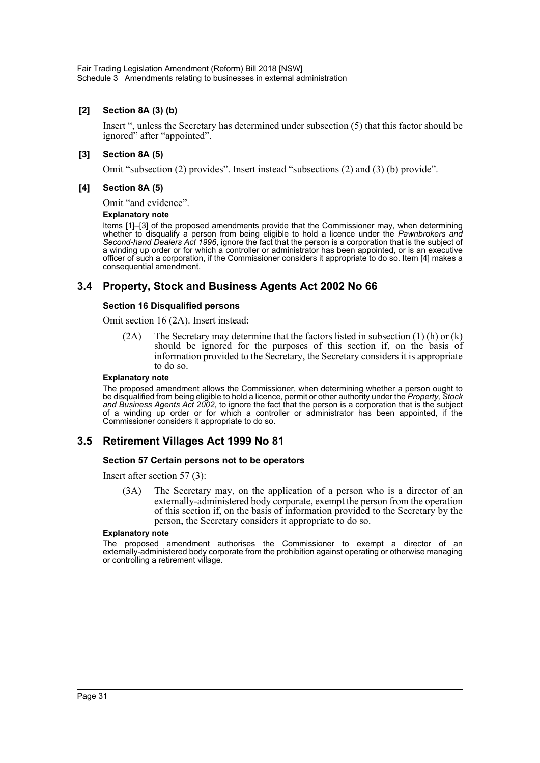### [2] Section 8A (3) (b)

Insert ", unless the Secretary has determined under subsection (5) that this factor should be ignored" after "appointed".

### [3] Section 8A (5)

Omit "subsection (2) provides". Insert instead "subsections (2) and (3) (b) provide".

### [4] Section 8A (5)

Omit "and evidence".

**Explanatory note**

Items [1]–[3] of the proposed amendments provide that the Commissioner may, when determining whether to disqualify a person from being eligible to hold a licence under the *Pawnbrokers and Second-hand Dealers Act 1996*, ignore the fact that the person is a corporation that is the subject of a winding up order or for which a controller or administrator has been appointed, or is an executive officer of such a corporation, if the Commissioner considers it appropriate to do so. Item [4] makes a consequential amendment.

## 3.4 Property, Stock and Business Agents Act 2002 No 66

### Section 16 Disqualified persons

Omit section 16 (2A). Insert instead:

> (2A) The Secretary may determine that the factors listed in subsection (1) (h) or (k) should be ignored for the purposes of this section if, on the basis of information provided to the Secretary, the Secretary considers it is appropriate to do so.

**Explanatory note**

The proposed amendment allows the Commissioner, when determining whether a person ought to be disqualified from being eligible to hold a licence, permit or other authority under the *Property, Stock and Business Agents Act 2002*, to ignore the fact that the person is a corporation that is the subject of a winding up order or for which a controller or administrator has been appointed, if the Commissioner considers it appropriate to do so.

## 3.5 Retirement Villages Act 1999 No 81

### Section 57 Certain persons not to be operators

Insert after section 57 (3):

> (3A) The Secretary may, on the application of a person who is a director of an externally-administered body corporate, exempt the person from the operation of this section if, on the basis of information provided to the Secretary by the person, the Secretary considers it appropriate to do so.

**Explanatory note**

The proposed amendment authorises the Commissioner to exempt a director of an externally-administered body corporate from the prohibition against operating or otherwise managing or controlling a retirement village.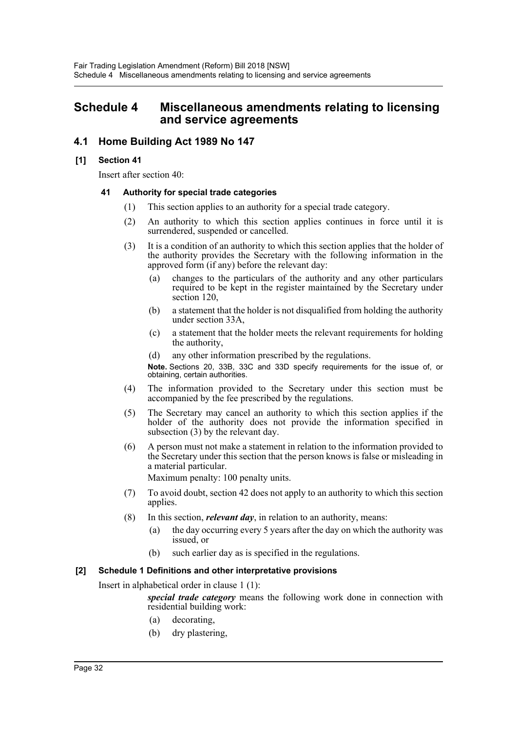# Schedule 4 Miscellaneous amendments relating to licensing and service agreements

## 4.1 Home Building Act 1989 No 147

### [1] Section 41

Insert after section 40:

#### 41 Authority for special trade categories

(1) This section applies to an authority for a special trade category.

(2) An authority to which this section applies continues in force until it is surrendered, suspended or cancelled.

(3) It is a condition of an authority to which this section applies that the holder of the authority provides the Secretary with the following information in the approved form (if any) before the relevant day:

- (a) changes to the particulars of the authority and any other particulars required to be kept in the register maintained by the Secretary under section 120,
- (b) a statement that the holder is not disqualified from holding the authority under section 33A,
- (c) a statement that the holder meets the relevant requirements for holding the authority,
- (d) any other information prescribed by the regulations.

**Note.** Sections 20, 33B, 33C and 33D specify requirements for the issue of, or obtaining, certain authorities.

(4) The information provided to the Secretary under this section must be accompanied by the fee prescribed by the regulations.

(5) The Secretary may cancel an authority to which this section applies if the holder of the authority does not provide the information specified in subsection (3) by the relevant day.

(6) A person must not make a statement in relation to the information provided to the Secretary under this section that the person knows is false or misleading in a material particular.

Maximum penalty: 100 penalty units.

(7) To avoid doubt, section 42 does not apply to an authority to which this section applies.

(8) In this section, ***relevant day***, in relation to an authority, means:

- (a) the day occurring every 5 years after the day on which the authority was issued, or
- (b) such earlier day as is specified in the regulations.

### [2] Schedule 1 Definitions and other interpretative provisions

Insert in alphabetical order in clause 1 (1):

***special trade category*** means the following work done in connection with residential building work:

- (a) decorating,
- (b) dry plastering,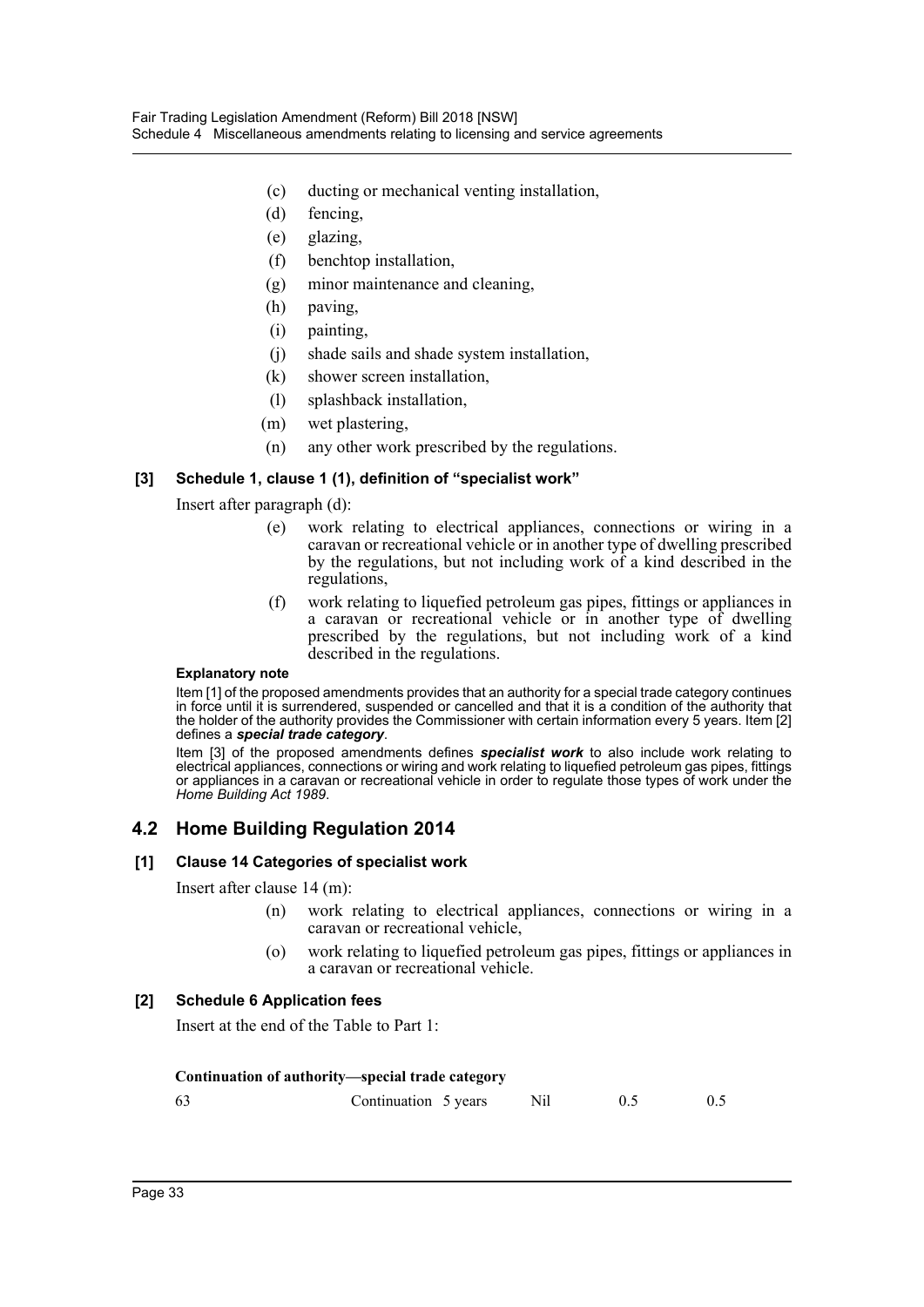(c) ducting or mechanical venting installation,

(d) fencing,

(e) glazing,

(f) benchtop installation,

(g) minor maintenance and cleaning,

(h) paving,

(i) painting,

(j) shade sails and shade system installation,

(k) shower screen installation,

(l) splashback installation,

(m) wet plastering,

(n) any other work prescribed by the regulations.

### [3] Schedule 1, clause 1 (1), definition of "specialist work"

Insert after paragraph (d):

(e) work relating to electrical appliances, connections or wiring in a caravan or recreational vehicle or in another type of dwelling prescribed by the regulations, but not including work of a kind described in the regulations,

(f) work relating to liquefied petroleum gas pipes, fittings or appliances in a caravan or recreational vehicle or in another type of dwelling prescribed by the regulations, but not including work of a kind described in the regulations.

**Explanatory note**

Item [1] of the proposed amendments provides that an authority for a special trade category continues in force until it is surrendered, suspended or cancelled and that it is a condition of the authority that the holder of the authority provides the Commissioner with certain information every 5 years. Item [2] defines a ***special trade category***.

Item [3] of the proposed amendments defines ***specialist work*** to also include work relating to electrical appliances, connections or wiring and work relating to liquefied petroleum gas pipes, fittings or appliances in a caravan or recreational vehicle in order to regulate those types of work under the *Home Building Act 1989*.

## 4.2 Home Building Regulation 2014

### [1] Clause 14 Categories of specialist work

Insert after clause 14 (m):

(n) work relating to electrical appliances, connections or wiring in a caravan or recreational vehicle,

(o) work relating to liquefied petroleum gas pipes, fittings or appliances in a caravan or recreational vehicle.

### [2] Schedule 6 Application fees

Insert at the end of the Table to Part 1:

| **Continuation of authority—special trade category** | | | | | |
|---|---|---|---|---|---|
| 63 | Continuation | 5 years | Nil | 0.5 | 0.5 |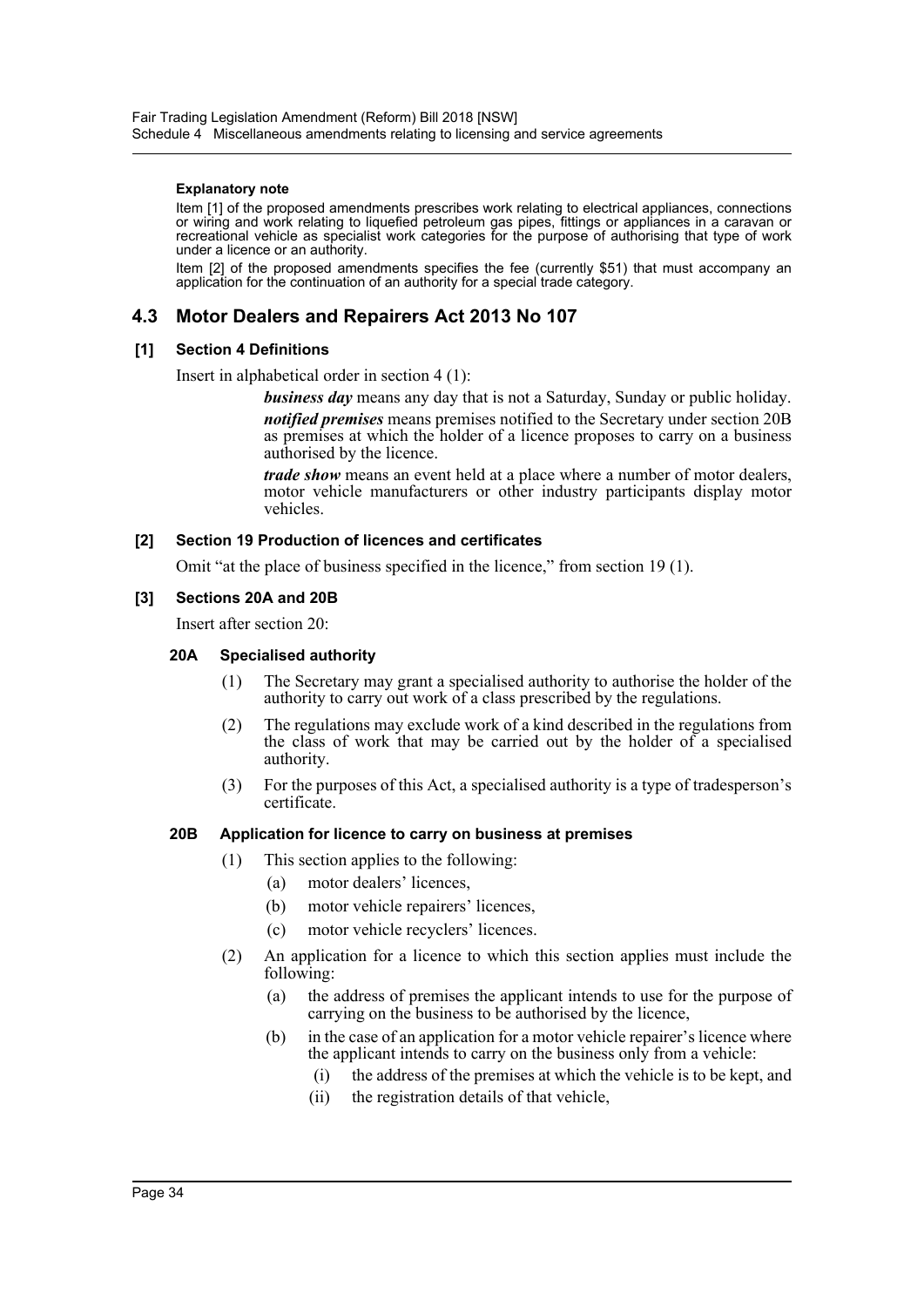**Explanatory note**

Item [1] of the proposed amendments prescribes work relating to electrical appliances, connections or wiring and work relating to liquefied petroleum gas pipes, fittings or appliances in a caravan or recreational vehicle as specialist work categories for the purpose of authorising that type of work under a licence or an authority.

Item [2] of the proposed amendments specifies the fee (currently $51) that must accompany an application for the continuation of an authority for a special trade category.

## 4.3 Motor Dealers and Repairers Act 2013 No 107

### [1] Section 4 Definitions

Insert in alphabetical order in section 4 (1):

> ***business day*** means any day that is not a Saturday, Sunday or public holiday.
>
> ***notified premises*** means premises notified to the Secretary under section 20B as premises at which the holder of a licence proposes to carry on a business authorised by the licence.
>
> ***trade show*** means an event held at a place where a number of motor dealers, motor vehicle manufacturers or other industry participants display motor vehicles.

### [2] Section 19 Production of licences and certificates

Omit "at the place of business specified in the licence," from section 19 (1).

### [3] Sections 20A and 20B

Insert after section 20:

#### 20A Specialised authority

(1) The Secretary may grant a specialised authority to authorise the holder of the authority to carry out work of a class prescribed by the regulations.

(2) The regulations may exclude work of a kind described in the regulations from the class of work that may be carried out by the holder of a specialised authority.

(3) For the purposes of this Act, a specialised authority is a type of tradesperson's certificate.

#### 20B Application for licence to carry on business at premises

(1) This section applies to the following:

- (a) motor dealers' licences,
- (b) motor vehicle repairers' licences,
- (c) motor vehicle recyclers' licences.

(2) An application for a licence to which this section applies must include the following:

- (a) the address of premises the applicant intends to use for the purpose of carrying on the business to be authorised by the licence,
- (b) in the case of an application for a motor vehicle repairer's licence where the applicant intends to carry on the business only from a vehicle:
  - (i) the address of the premises at which the vehicle is to be kept, and
  - (ii) the registration details of that vehicle,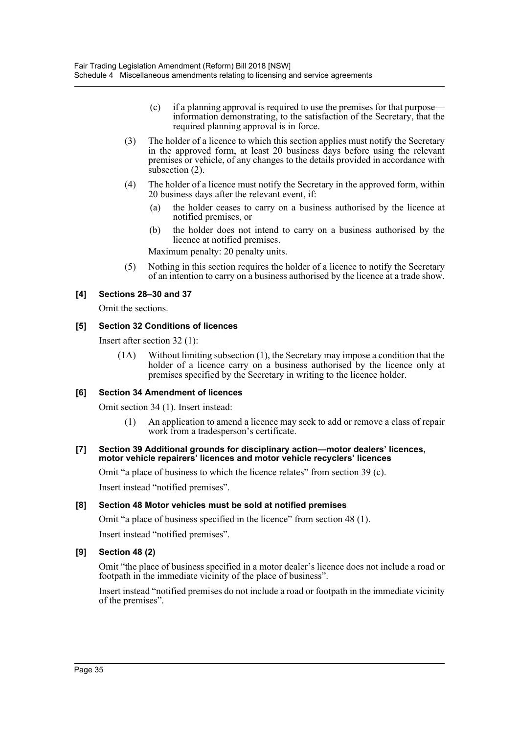(c) if a planning approval is required to use the premises for that purpose—information demonstrating, to the satisfaction of the Secretary, that the required planning approval is in force.

(3) The holder of a licence to which this section applies must notify the Secretary in the approved form, at least 20 business days before using the relevant premises or vehicle, of any changes to the details provided in accordance with subsection (2).

(4) The holder of a licence must notify the Secretary in the approved form, within 20 business days after the relevant event, if:

(a) the holder ceases to carry on a business authorised by the licence at notified premises, or

(b) the holder does not intend to carry on a business authorised by the licence at notified premises.

Maximum penalty: 20 penalty units.

(5) Nothing in this section requires the holder of a licence to notify the Secretary of an intention to carry on a business authorised by the licence at a trade show.

#### [4] Sections 28–30 and 37

Omit the sections.

#### [5] Section 32 Conditions of licences

Insert after section 32 (1):

(1A) Without limiting subsection (1), the Secretary may impose a condition that the holder of a licence carry on a business authorised by the licence only at premises specified by the Secretary in writing to the licence holder.

#### [6] Section 34 Amendment of licences

Omit section 34 (1). Insert instead:

(1) An application to amend a licence may seek to add or remove a class of repair work from a tradesperson's certificate.

#### [7] Section 39 Additional grounds for disciplinary action—motor dealers' licences, motor vehicle repairers' licences and motor vehicle recyclers' licences

Omit "a place of business to which the licence relates" from section 39 (c).

Insert instead "notified premises".

#### [8] Section 48 Motor vehicles must be sold at notified premises

Omit "a place of business specified in the licence" from section 48 (1).

Insert instead "notified premises".

#### [9] Section 48 (2)

Omit "the place of business specified in a motor dealer's licence does not include a road or footpath in the immediate vicinity of the place of business".

Insert instead "notified premises do not include a road or footpath in the immediate vicinity of the premises".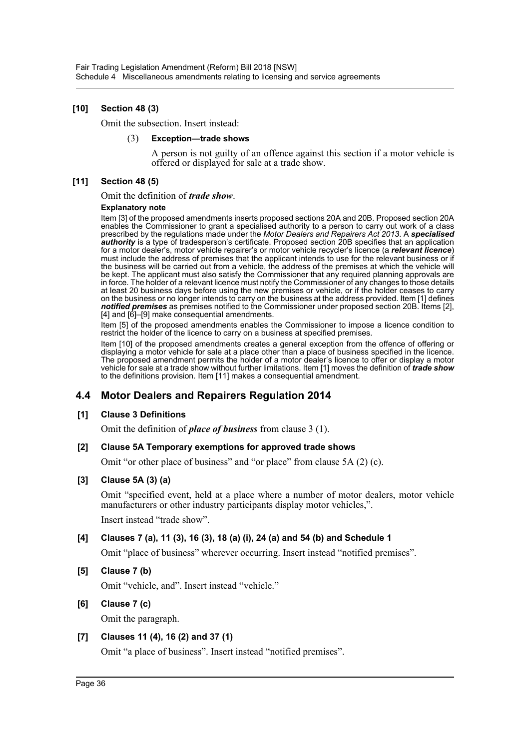**[10] Section 48 (3)**

Omit the subsection. Insert instead:

(3) **Exception—trade shows**

A person is not guilty of an offence against this section if a motor vehicle is offered or displayed for sale at a trade show.

**[11] Section 48 (5)**

Omit the definition of ***trade show***.

**Explanatory note**

Item [3] of the proposed amendments inserts proposed sections 20A and 20B. Proposed section 20A enables the Commissioner to grant a specialised authority to a person to carry out work of a class prescribed by the regulations made under the *Motor Dealers and Repairers Act 2013*. A ***specialised authority*** is a type of tradesperson's certificate. Proposed section 20B specifies that an application for a motor dealer's, motor vehicle repairer's or motor vehicle recycler's licence (a ***relevant licence***) must include the address of premises that the applicant intends to use for the relevant business or if the business will be carried out from a vehicle, the address of the premises at which the vehicle will be kept. The applicant must also satisfy the Commissioner that any required planning approvals are in force. The holder of a relevant licence must notify the Commissioner of any changes to those details at least 20 business days before using the new premises or vehicle, or if the holder ceases to carry on the business or no longer intends to carry on the business at the address provided. Item [1] defines ***notified premises*** as premises notified to the Commissioner under proposed section 20B. Items [2], [4] and [6]–[9] make consequential amendments.

Item [5] of the proposed amendments enables the Commissioner to impose a licence condition to restrict the holder of the licence to carry on a business at specified premises.

Item [10] of the proposed amendments creates a general exception from the offence of offering or displaying a motor vehicle for sale at a place other than a place of business specified in the licence. The proposed amendment permits the holder of a motor dealer's licence to offer or display a motor vehicle for sale at a trade show without further limitations. Item [1] moves the definition of ***trade show*** to the definitions provision. Item [11] makes a consequential amendment.

## 4.4 Motor Dealers and Repairers Regulation 2014

**[1] Clause 3 Definitions**

Omit the definition of ***place of business*** from clause 3 (1).

**[2] Clause 5A Temporary exemptions for approved trade shows**

Omit "or other place of business" and "or place" from clause 5A (2) (c).

**[3] Clause 5A (3) (a)**

Omit "specified event, held at a place where a number of motor dealers, motor vehicle manufacturers or other industry participants display motor vehicles,".

Insert instead "trade show".

**[4] Clauses 7 (a), 11 (3), 16 (3), 18 (a) (i), 24 (a) and 54 (b) and Schedule 1**

Omit "place of business" wherever occurring. Insert instead "notified premises".

**[5] Clause 7 (b)**

Omit "vehicle, and". Insert instead "vehicle."

**[6] Clause 7 (c)**

Omit the paragraph.

**[7] Clauses 11 (4), 16 (2) and 37 (1)**

Omit "a place of business". Insert instead "notified premises".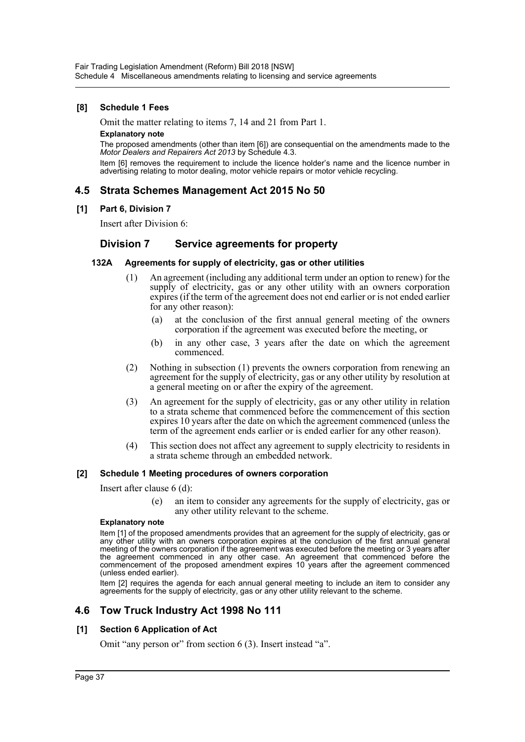**[8] Schedule 1 Fees**

Omit the matter relating to items 7, 14 and 21 from Part 1.

**Explanatory note**

The proposed amendments (other than item [6]) are consequential on the amendments made to the *Motor Dealers and Repairers Act 2013* by Schedule 4.3.

Item [6] removes the requirement to include the licence holder's name and the licence number in advertising relating to motor dealing, motor vehicle repairs or motor vehicle recycling.

## 4.5 Strata Schemes Management Act 2015 No 50

**[1] Part 6, Division 7**

Insert after Division 6:

### Division 7 Service agreements for property

**132A Agreements for supply of electricity, gas or other utilities**

(1) An agreement (including any additional term under an option to renew) for the supply of electricity, gas or any other utility with an owners corporation expires (if the term of the agreement does not end earlier or is not ended earlier for any other reason):

(a) at the conclusion of the first annual general meeting of the owners corporation if the agreement was executed before the meeting, or

(b) in any other case, 3 years after the date on which the agreement commenced.

(2) Nothing in subsection (1) prevents the owners corporation from renewing an agreement for the supply of electricity, gas or any other utility by resolution at a general meeting on or after the expiry of the agreement.

(3) An agreement for the supply of electricity, gas or any other utility in relation to a strata scheme that commenced before the commencement of this section expires 10 years after the date on which the agreement commenced (unless the term of the agreement ends earlier or is ended earlier for any other reason).

(4) This section does not affect any agreement to supply electricity to residents in a strata scheme through an embedded network.

**[2] Schedule 1 Meeting procedures of owners corporation**

Insert after clause 6 (d):

(e) an item to consider any agreements for the supply of electricity, gas or any other utility relevant to the scheme.

**Explanatory note**

Item [1] of the proposed amendments provides that an agreement for the supply of electricity, gas or any other utility with an owners corporation expires at the conclusion of the first annual general meeting of the owners corporation if the agreement was executed before the meeting or 3 years after the agreement commenced in any other case. An agreement that commenced before the commencement of the proposed amendment expires 10 years after the agreement commenced (unless ended earlier).

Item [2] requires the agenda for each annual general meeting to include an item to consider any agreements for the supply of electricity, gas or any other utility relevant to the scheme.

## 4.6 Tow Truck Industry Act 1998 No 111

**[1] Section 6 Application of Act**

Omit "any person or" from section 6 (3). Insert instead "a".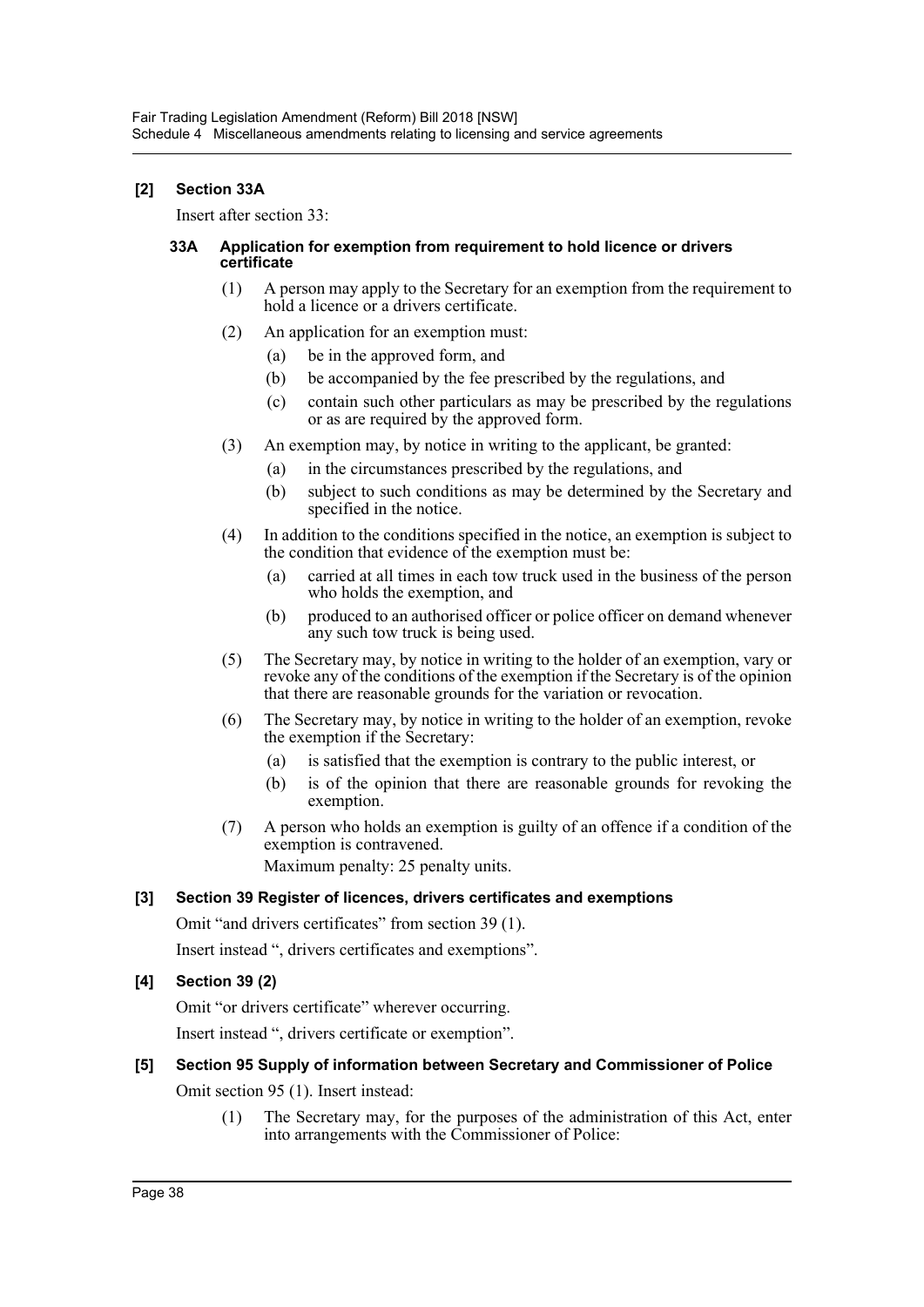**[2] Section 33A**

Insert after section 33:

**33A Application for exemption from requirement to hold licence or drivers certificate**

(1) A person may apply to the Secretary for an exemption from the requirement to hold a licence or a drivers certificate.

(2) An application for an exemption must:

(a) be in the approved form, and

(b) be accompanied by the fee prescribed by the regulations, and

(c) contain such other particulars as may be prescribed by the regulations or as are required by the approved form.

(3) An exemption may, by notice in writing to the applicant, be granted:

(a) in the circumstances prescribed by the regulations, and

(b) subject to such conditions as may be determined by the Secretary and specified in the notice.

(4) In addition to the conditions specified in the notice, an exemption is subject to the condition that evidence of the exemption must be:

(a) carried at all times in each tow truck used in the business of the person who holds the exemption, and

(b) produced to an authorised officer or police officer on demand whenever any such tow truck is being used.

(5) The Secretary may, by notice in writing to the holder of an exemption, vary or revoke any of the conditions of the exemption if the Secretary is of the opinion that there are reasonable grounds for the variation or revocation.

(6) The Secretary may, by notice in writing to the holder of an exemption, revoke the exemption if the Secretary:

(a) is satisfied that the exemption is contrary to the public interest, or

(b) is of the opinion that there are reasonable grounds for revoking the exemption.

(7) A person who holds an exemption is guilty of an offence if a condition of the exemption is contravened.

Maximum penalty: 25 penalty units.

**[3] Section 39 Register of licences, drivers certificates and exemptions**

Omit "and drivers certificates" from section 39 (1).

Insert instead ", drivers certificates and exemptions".

**[4] Section 39 (2)**

Omit "or drivers certificate" wherever occurring.

Insert instead ", drivers certificate or exemption".

**[5] Section 95 Supply of information between Secretary and Commissioner of Police**

Omit section 95 (1). Insert instead:

(1) The Secretary may, for the purposes of the administration of this Act, enter into arrangements with the Commissioner of Police: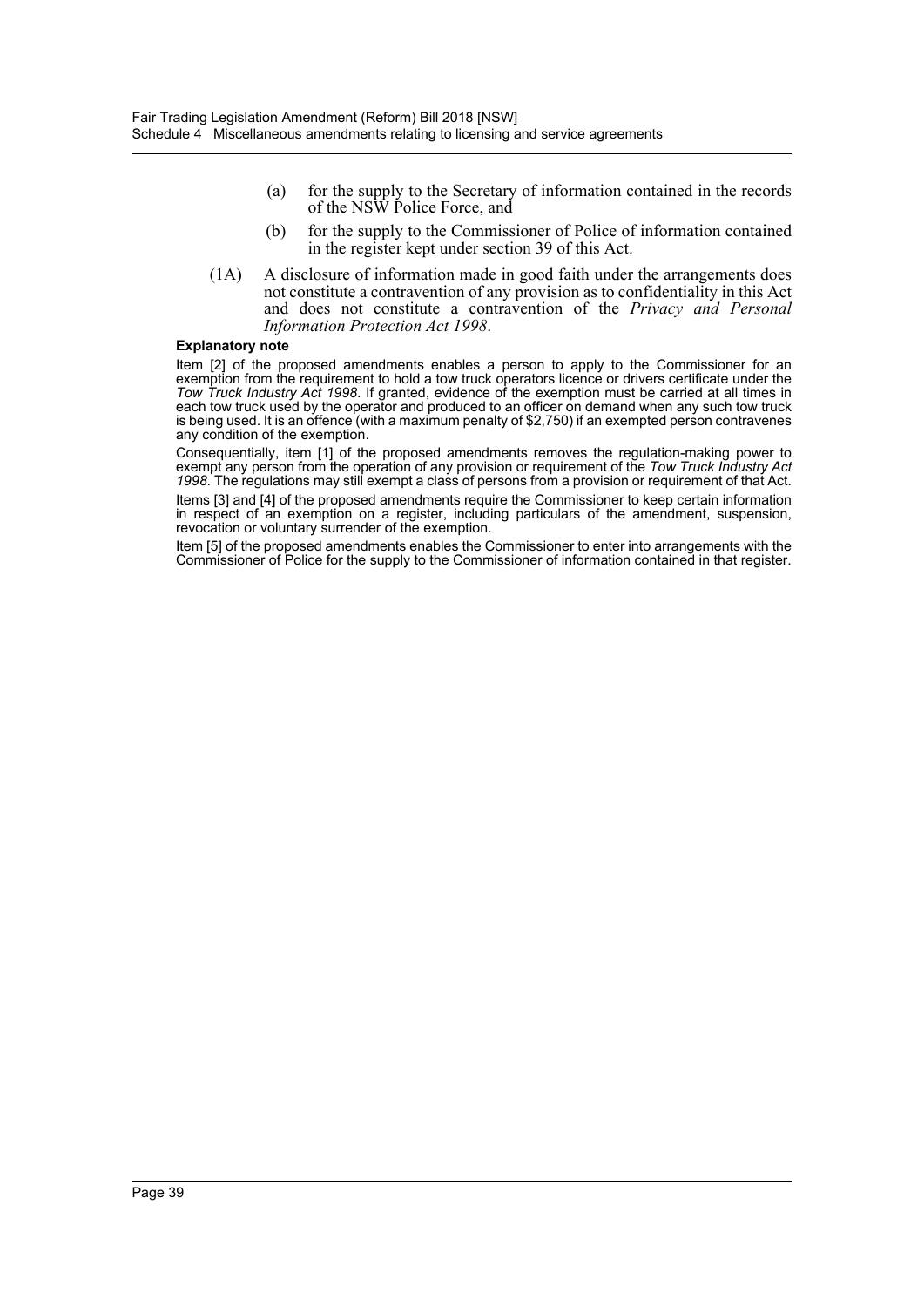(a) for the supply to the Secretary of information contained in the records of the NSW Police Force, and

(b) for the supply to the Commissioner of Police of information contained in the register kept under section 39 of this Act.

(1A) A disclosure of information made in good faith under the arrangements does not constitute a contravention of any provision as to confidentiality in this Act and does not constitute a contravention of the *Privacy and Personal Information Protection Act 1998*.

**Explanatory note**

Item [2] of the proposed amendments enables a person to apply to the Commissioner for an exemption from the requirement to hold a tow truck operators licence or drivers certificate under the *Tow Truck Industry Act 1998*. If granted, evidence of the exemption must be carried at all times in each tow truck used by the operator and produced to an officer on demand when any such tow truck is being used. It is an offence (with a maximum penalty of $2,750) if an exempted person contravenes any condition of the exemption.

Consequentially, item [1] of the proposed amendments removes the regulation-making power to exempt any person from the operation of any provision or requirement of the *Tow Truck Industry Act 1998*. The regulations may still exempt a class of persons from a provision or requirement of that Act.

Items [3] and [4] of the proposed amendments require the Commissioner to keep certain information in respect of an exemption on a register, including particulars of the amendment, suspension, revocation or voluntary surrender of the exemption.

Item [5] of the proposed amendments enables the Commissioner to enter into arrangements with the Commissioner of Police for the supply to the Commissioner of information contained in that register.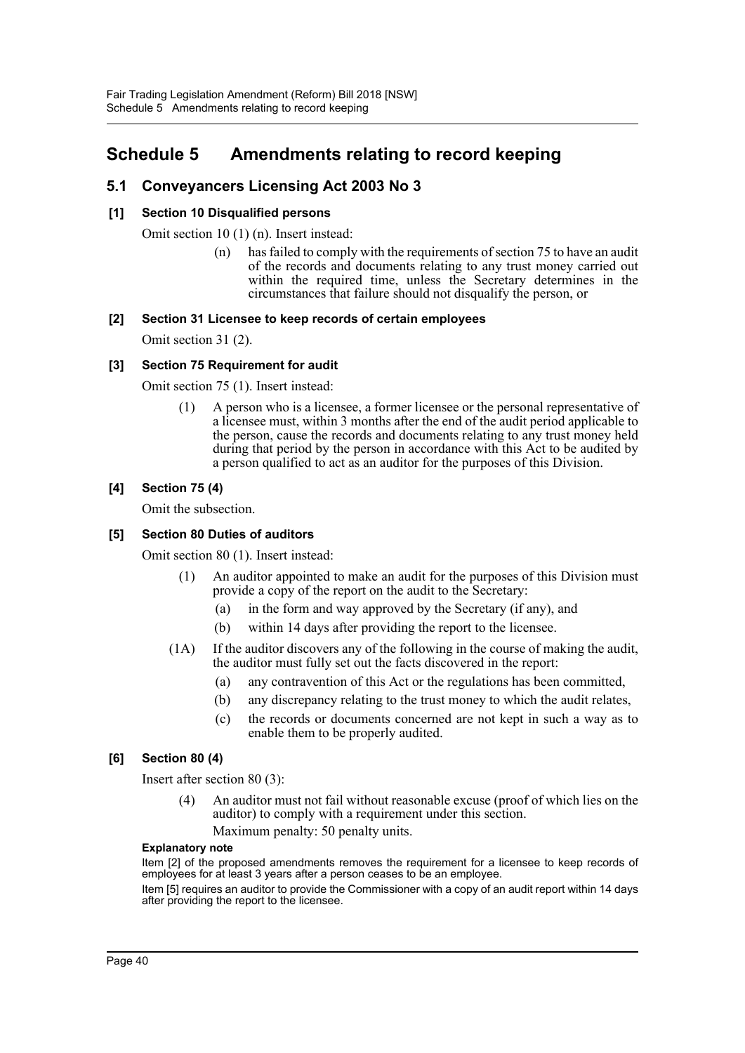# Schedule 5 Amendments relating to record keeping

## 5.1 Conveyancers Licensing Act 2003 No 3

### [1] Section 10 Disqualified persons

Omit section 10 (1) (n). Insert instead:

> (n) has failed to comply with the requirements of section 75 to have an audit of the records and documents relating to any trust money carried out within the required time, unless the Secretary determines in the circumstances that failure should not disqualify the person, or

### [2] Section 31 Licensee to keep records of certain employees

Omit section 31 (2).

### [3] Section 75 Requirement for audit

Omit section 75 (1). Insert instead:

> (1) A person who is a licensee, a former licensee or the personal representative of a licensee must, within 3 months after the end of the audit period applicable to the person, cause the records and documents relating to any trust money held during that period by the person in accordance with this Act to be audited by a person qualified to act as an auditor for the purposes of this Division.

### [4] Section 75 (4)

Omit the subsection.

### [5] Section 80 Duties of auditors

Omit section 80 (1). Insert instead:

> (1) An auditor appointed to make an audit for the purposes of this Division must provide a copy of the report on the audit to the Secretary:
>
> (a) in the form and way approved by the Secretary (if any), and
>
> (b) within 14 days after providing the report to the licensee.
>
> (1A) If the auditor discovers any of the following in the course of making the audit, the auditor must fully set out the facts discovered in the report:
>
> (a) any contravention of this Act or the regulations has been committed,
>
> (b) any discrepancy relating to the trust money to which the audit relates,
>
> (c) the records or documents concerned are not kept in such a way as to enable them to be properly audited.

### [6] Section 80 (4)

Insert after section 80 (3):

> (4) An auditor must not fail without reasonable excuse (proof of which lies on the auditor) to comply with a requirement under this section.
>
> Maximum penalty: 50 penalty units.

**Explanatory note**

Item [2] of the proposed amendments removes the requirement for a licensee to keep records of employees for at least 3 years after a person ceases to be an employee.

Item [5] requires an auditor to provide the Commissioner with a copy of an audit report within 14 days after providing the report to the licensee.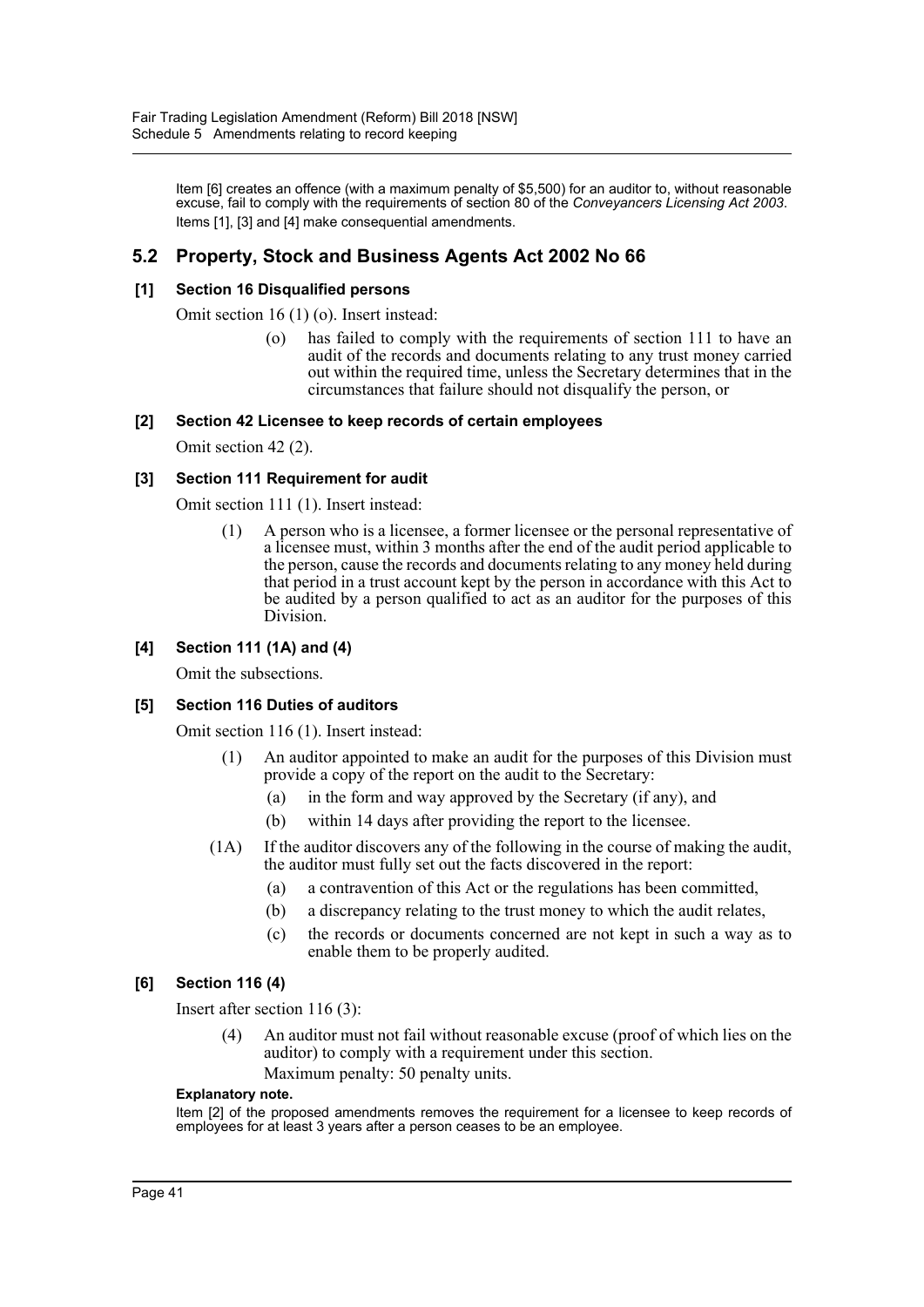Item [6] creates an offence (with a maximum penalty of $5,500) for an auditor to, without reasonable excuse, fail to comply with the requirements of section 80 of the *Conveyancers Licensing Act 2003*.

Items [1], [3] and [4] make consequential amendments.

## 5.2 Property, Stock and Business Agents Act 2002 No 66

### [1] Section 16 Disqualified persons

Omit section 16 (1) (o). Insert instead:

> (o) has failed to comply with the requirements of section 111 to have an audit of the records and documents relating to any trust money carried out within the required time, unless the Secretary determines that in the circumstances that failure should not disqualify the person, or

### [2] Section 42 Licensee to keep records of certain employees

Omit section 42 (2).

### [3] Section 111 Requirement for audit

Omit section 111 (1). Insert instead:

> (1) A person who is a licensee, a former licensee or the personal representative of a licensee must, within 3 months after the end of the audit period applicable to the person, cause the records and documents relating to any money held during that period in a trust account kept by the person in accordance with this Act to be audited by a person qualified to act as an auditor for the purposes of this Division.

### [4] Section 111 (1A) and (4)

Omit the subsections.

### [5] Section 116 Duties of auditors

Omit section 116 (1). Insert instead:

> (1) An auditor appointed to make an audit for the purposes of this Division must provide a copy of the report on the audit to the Secretary:
>
> (a) in the form and way approved by the Secretary (if any), and
>
> (b) within 14 days after providing the report to the licensee.
>
> (1A) If the auditor discovers any of the following in the course of making the audit, the auditor must fully set out the facts discovered in the report:
>
> (a) a contravention of this Act or the regulations has been committed,
>
> (b) a discrepancy relating to the trust money to which the audit relates,
>
> (c) the records or documents concerned are not kept in such a way as to enable them to be properly audited.

### [6] Section 116 (4)

Insert after section 116 (3):

> (4) An auditor must not fail without reasonable excuse (proof of which lies on the auditor) to comply with a requirement under this section.
>
> Maximum penalty: 50 penalty units.

**Explanatory note.**

Item [2] of the proposed amendments removes the requirement for a licensee to keep records of employees for at least 3 years after a person ceases to be an employee.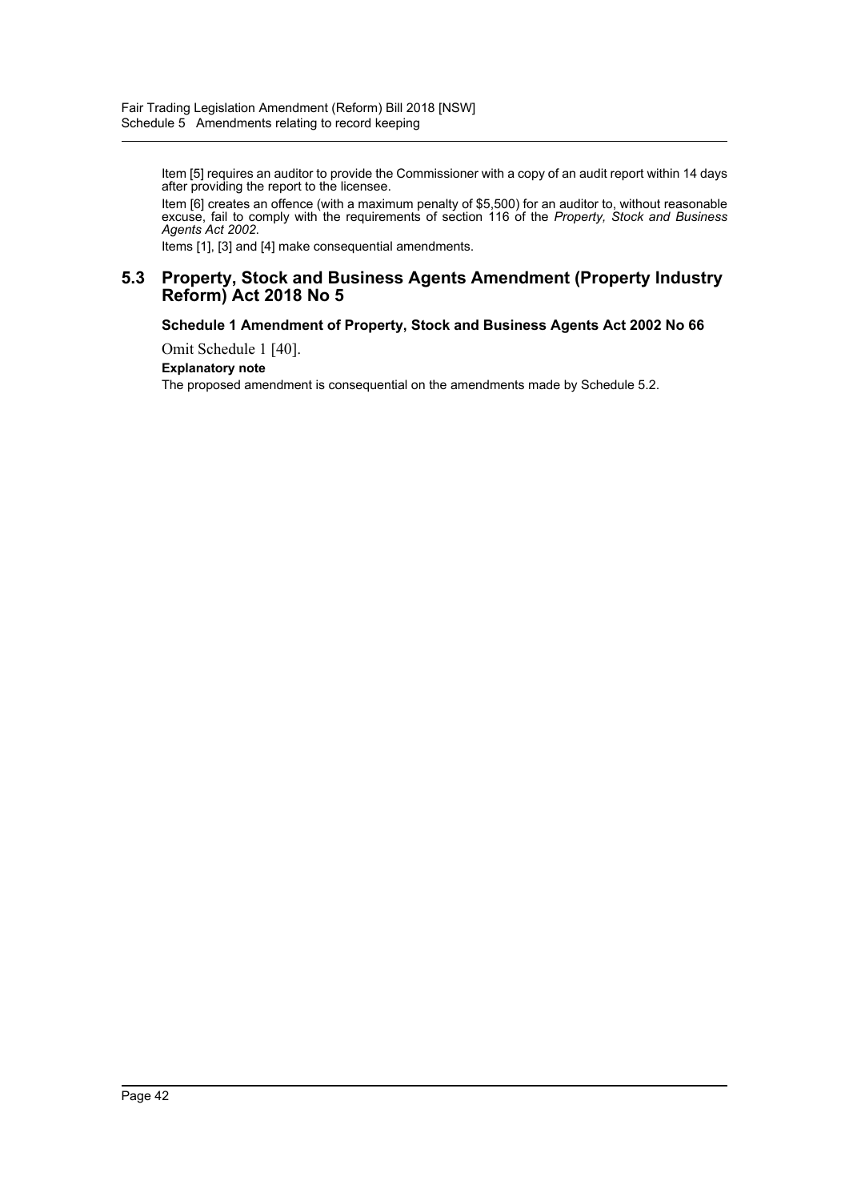Item [5] requires an auditor to provide the Commissioner with a copy of an audit report within 14 days after providing the report to the licensee.

Item [6] creates an offence (with a maximum penalty of $5,500) for an auditor to, without reasonable excuse, fail to comply with the requirements of section 116 of the *Property, Stock and Business Agents Act 2002*.

Items [1], [3] and [4] make consequential amendments.

## 5.3 Property, Stock and Business Agents Amendment (Property Industry Reform) Act 2018 No 5

### Schedule 1 Amendment of Property, Stock and Business Agents Act 2002 No 66

Omit Schedule 1 [40].

**Explanatory note**

The proposed amendment is consequential on the amendments made by Schedule 5.2.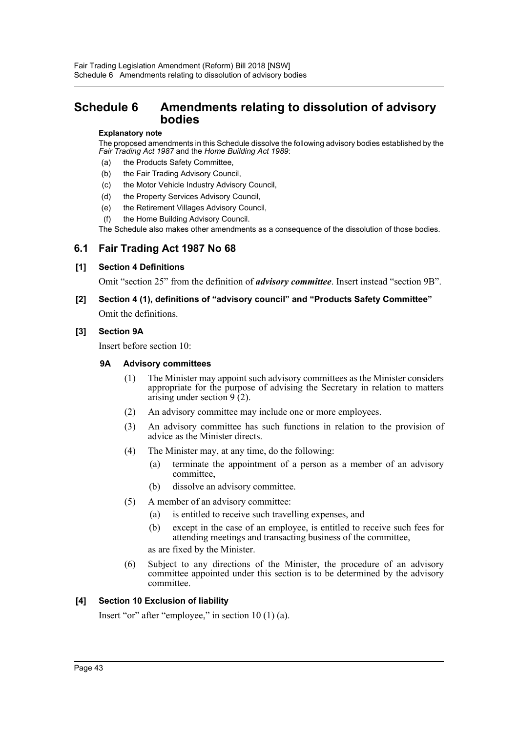# Schedule 6 Amendments relating to dissolution of advisory bodies

**Explanatory note**

The proposed amendments in this Schedule dissolve the following advisory bodies established by the *Fair Trading Act 1987* and the *Home Building Act 1989*:

(a) the Products Safety Committee,

(b) the Fair Trading Advisory Council,

(c) the Motor Vehicle Industry Advisory Council,

(d) the Property Services Advisory Council,

(e) the Retirement Villages Advisory Council,

(f) the Home Building Advisory Council.

The Schedule also makes other amendments as a consequence of the dissolution of those bodies.

## 6.1 Fair Trading Act 1987 No 68

### [1] Section 4 Definitions

Omit "section 25" from the definition of ***advisory committee***. Insert instead "section 9B".

### [2] Section 4 (1), definitions of "advisory council" and "Products Safety Committee"

Omit the definitions.

### [3] Section 9A

Insert before section 10:

#### 9A Advisory committees

(1) The Minister may appoint such advisory committees as the Minister considers appropriate for the purpose of advising the Secretary in relation to matters arising under section 9 (2).

(2) An advisory committee may include one or more employees.

(3) An advisory committee has such functions in relation to the provision of advice as the Minister directs.

(4) The Minister may, at any time, do the following:

(a) terminate the appointment of a person as a member of an advisory committee,

(b) dissolve an advisory committee.

(5) A member of an advisory committee:

(a) is entitled to receive such travelling expenses, and

(b) except in the case of an employee, is entitled to receive such fees for attending meetings and transacting business of the committee,

as are fixed by the Minister.

(6) Subject to any directions of the Minister, the procedure of an advisory committee appointed under this section is to be determined by the advisory committee.

### [4] Section 10 Exclusion of liability

Insert "or" after "employee," in section 10 (1) (a).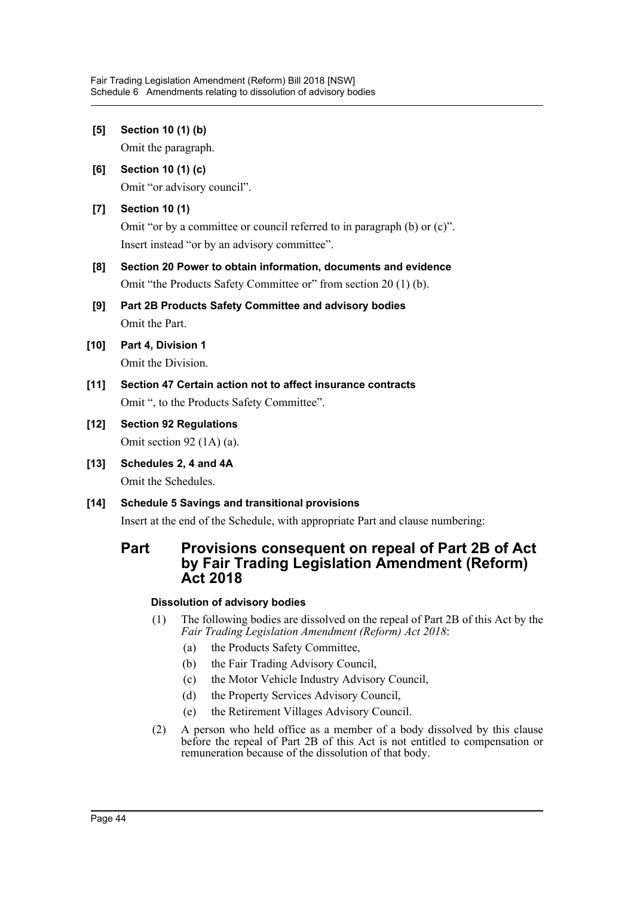**[5] Section 10 (1) (b)**

Omit the paragraph.

**[6] Section 10 (1) (c)**

Omit "or advisory council".

**[7] Section 10 (1)**

Omit "or by a committee or council referred to in paragraph (b) or (c)".

Insert instead "or by an advisory committee".

**[8] Section 20 Power to obtain information, documents and evidence**

Omit "the Products Safety Committee or" from section 20 (1) (b).

**[9] Part 2B Products Safety Committee and advisory bodies**

Omit the Part.

**[10] Part 4, Division 1**

Omit the Division.

**[11] Section 47 Certain action not to affect insurance contracts**

Omit ", to the Products Safety Committee".

**[12] Section 92 Regulations**

Omit section 92 (1A) (a).

**[13] Schedules 2, 4 and 4A**

Omit the Schedules.

**[14] Schedule 5 Savings and transitional provisions**

Insert at the end of the Schedule, with appropriate Part and clause numbering:

## Part Provisions consequent on repeal of Part 2B of Act by Fair Trading Legislation Amendment (Reform) Act 2018

**Dissolution of advisory bodies**

(1) The following bodies are dissolved on the repeal of Part 2B of this Act by the *Fair Trading Legislation Amendment (Reform) Act 2018*:

- (a) the Products Safety Committee,
- (b) the Fair Trading Advisory Council,
- (c) the Motor Vehicle Industry Advisory Council,
- (d) the Property Services Advisory Council,
- (e) the Retirement Villages Advisory Council.

(2) A person who held office as a member of a body dissolved by this clause before the repeal of Part 2B of this Act is not entitled to compensation or remuneration because of the dissolution of that body.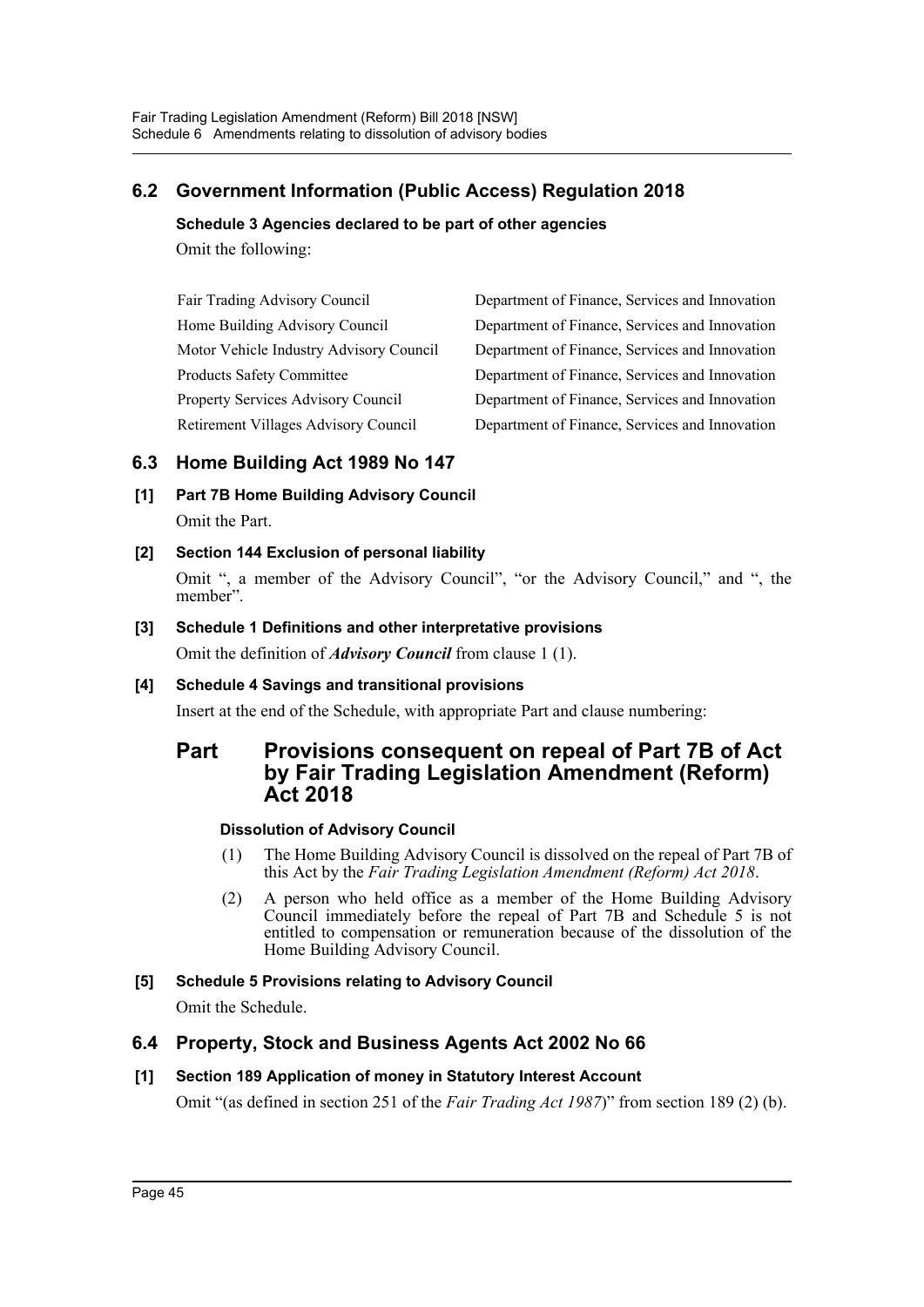## 6.2 Government Information (Public Access) Regulation 2018

**Schedule 3 Agencies declared to be part of other agencies**

Omit the following:

| | |
|---|---|
| Fair Trading Advisory Council | Department of Finance, Services and Innovation |
| Home Building Advisory Council | Department of Finance, Services and Innovation |
| Motor Vehicle Industry Advisory Council | Department of Finance, Services and Innovation |
| Products Safety Committee | Department of Finance, Services and Innovation |
| Property Services Advisory Council | Department of Finance, Services and Innovation |
| Retirement Villages Advisory Council | Department of Finance, Services and Innovation |

## 6.3 Home Building Act 1989 No 147

**[1] Part 7B Home Building Advisory Council**

Omit the Part.

**[2] Section 144 Exclusion of personal liability**

Omit ", a member of the Advisory Council", "or the Advisory Council," and ", the member".

**[3] Schedule 1 Definitions and other interpretative provisions**

Omit the definition of ***Advisory Council*** from clause 1 (1).

**[4] Schedule 4 Savings and transitional provisions**

Insert at the end of the Schedule, with appropriate Part and clause numbering:

### Part Provisions consequent on repeal of Part 7B of Act by Fair Trading Legislation Amendment (Reform) Act 2018

**Dissolution of Advisory Council**

(1) The Home Building Advisory Council is dissolved on the repeal of Part 7B of this Act by the *Fair Trading Legislation Amendment (Reform) Act 2018*.

(2) A person who held office as a member of the Home Building Advisory Council immediately before the repeal of Part 7B and Schedule 5 is not entitled to compensation or remuneration because of the dissolution of the Home Building Advisory Council.

**[5] Schedule 5 Provisions relating to Advisory Council**

Omit the Schedule.

## 6.4 Property, Stock and Business Agents Act 2002 No 66

**[1] Section 189 Application of money in Statutory Interest Account**

Omit "(as defined in section 251 of the *Fair Trading Act 1987*)" from section 189 (2) (b).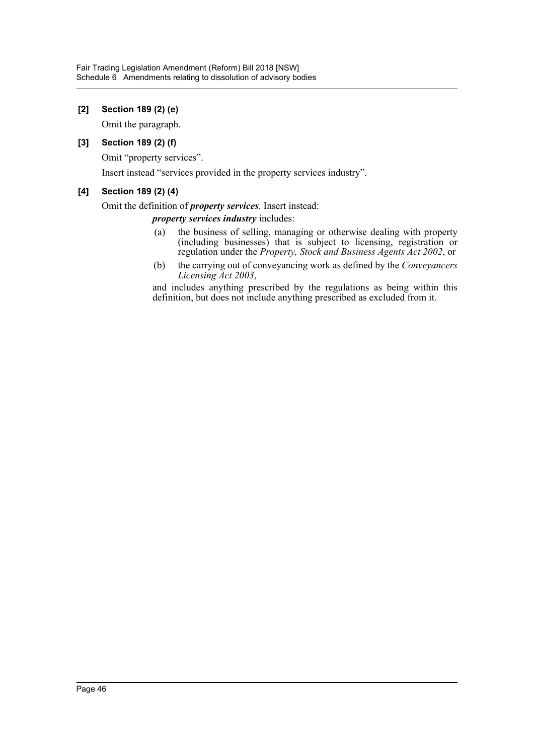### [2] Section 189 (2) (e)

Omit the paragraph.

### [3] Section 189 (2) (f)

Omit "property services".

Insert instead "services provided in the property services industry".

### [4] Section 189 (2) (4)

Omit the definition of ***property services***. Insert instead:

> ***property services industry*** includes:
>
> (a) the business of selling, managing or otherwise dealing with property (including businesses) that is subject to licensing, registration or regulation under the *Property, Stock and Business Agents Act 2002*, or
>
> (b) the carrying out of conveyancing work as defined by the *Conveyancers Licensing Act 2003*,
>
> and includes anything prescribed by the regulations as being within this definition, but does not include anything prescribed as excluded from it.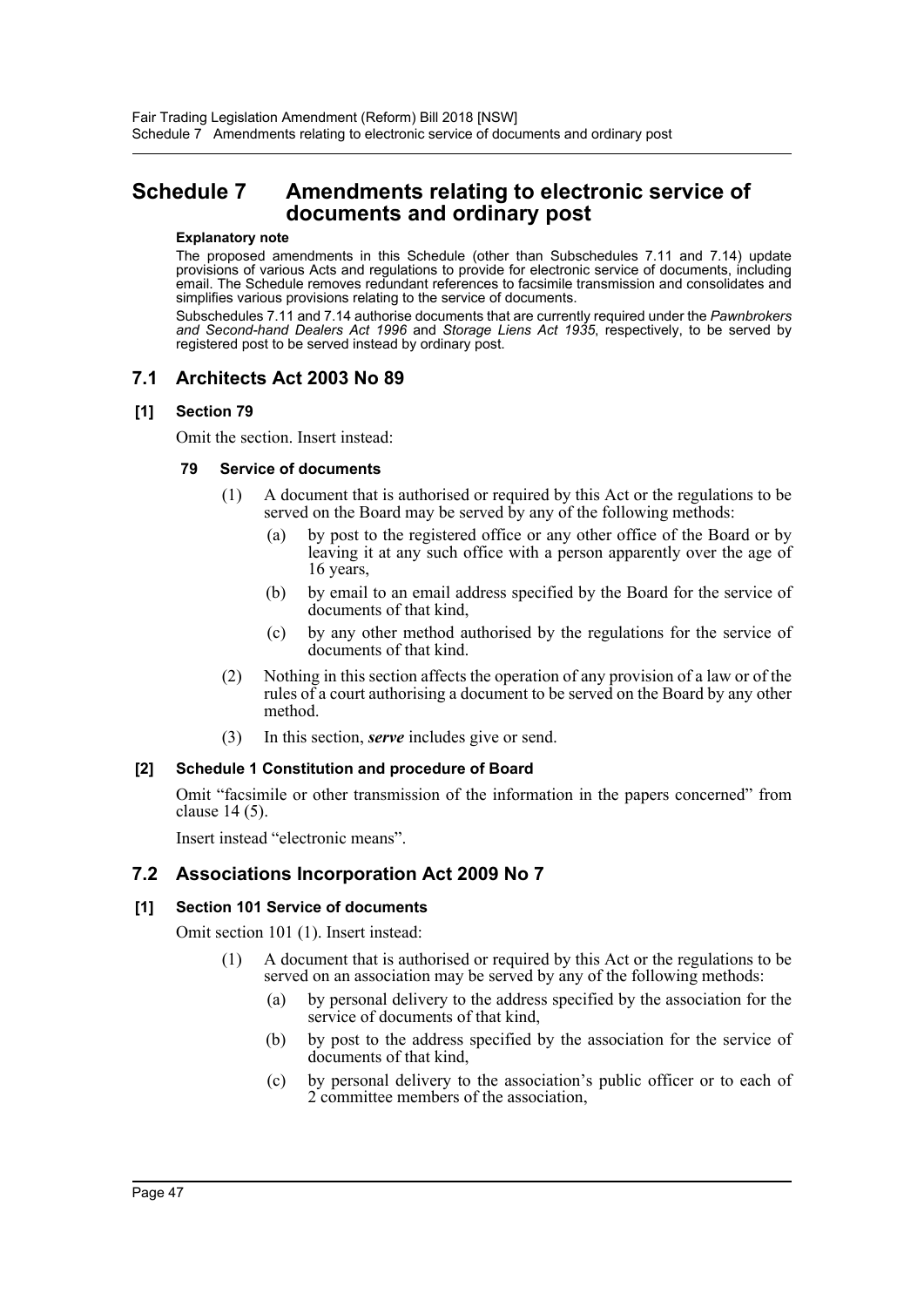# Schedule 7 Amendments relating to electronic service of documents and ordinary post

**Explanatory note**

The proposed amendments in this Schedule (other than Subschedules 7.11 and 7.14) update provisions of various Acts and regulations to provide for electronic service of documents, including email. The Schedule removes redundant references to facsimile transmission and consolidates and simplifies various provisions relating to the service of documents.

Subschedules 7.11 and 7.14 authorise documents that are currently required under the *Pawnbrokers and Second-hand Dealers Act 1996* and *Storage Liens Act 1935*, respectively, to be served by registered post to be served instead by ordinary post.

## 7.1 Architects Act 2003 No 89

### [1] Section 79

Omit the section. Insert instead:

#### 79 Service of documents

(1) A document that is authorised or required by this Act or the regulations to be served on the Board may be served by any of the following methods:

(a) by post to the registered office or any other office of the Board or by leaving it at any such office with a person apparently over the age of 16 years,

(b) by email to an email address specified by the Board for the service of documents of that kind,

(c) by any other method authorised by the regulations for the service of documents of that kind.

(2) Nothing in this section affects the operation of any provision of a law or of the rules of a court authorising a document to be served on the Board by any other method.

(3) In this section, ***serve*** includes give or send.

### [2] Schedule 1 Constitution and procedure of Board

Omit "facsimile or other transmission of the information in the papers concerned" from clause 14 (5).

Insert instead "electronic means".

## 7.2 Associations Incorporation Act 2009 No 7

### [1] Section 101 Service of documents

Omit section 101 (1). Insert instead:

(1) A document that is authorised or required by this Act or the regulations to be served on an association may be served by any of the following methods:

(a) by personal delivery to the address specified by the association for the service of documents of that kind,

(b) by post to the address specified by the association for the service of documents of that kind,

(c) by personal delivery to the association's public officer or to each of 2 committee members of the association,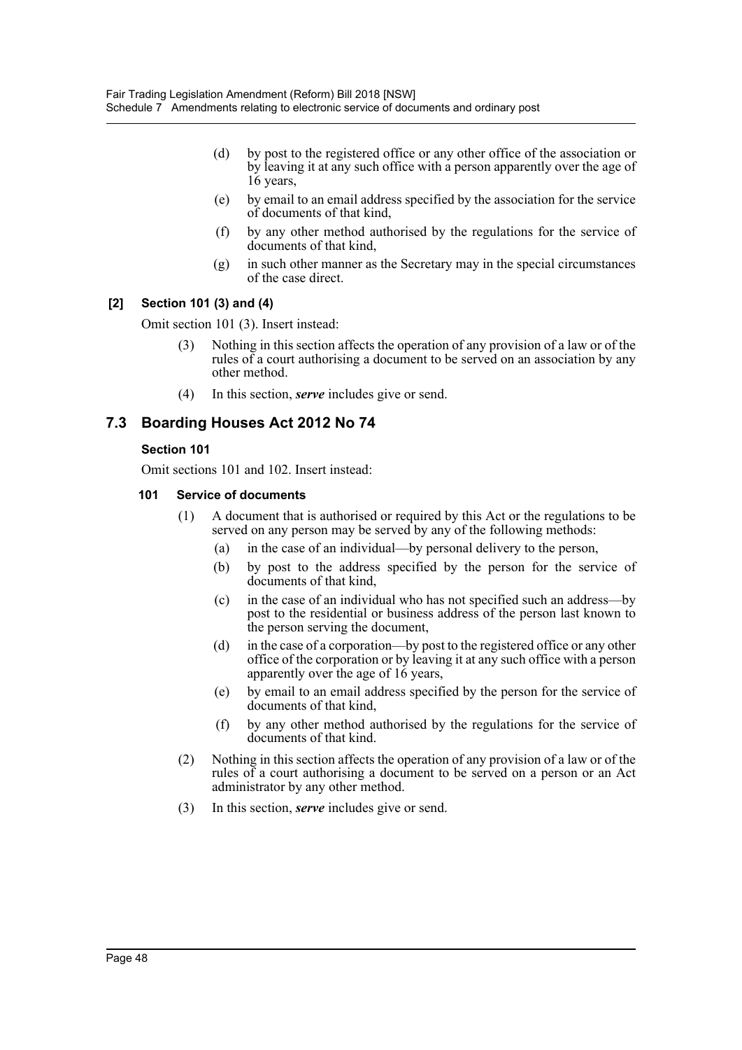(d) by post to the registered office or any other office of the association or by leaving it at any such office with a person apparently over the age of 16 years,

(e) by email to an email address specified by the association for the service of documents of that kind,

(f) by any other method authorised by the regulations for the service of documents of that kind,

(g) in such other manner as the Secretary may in the special circumstances of the case direct.

#### [2] Section 101 (3) and (4)

Omit section 101 (3). Insert instead:

(3) Nothing in this section affects the operation of any provision of a law or of the rules of a court authorising a document to be served on an association by any other method.

(4) In this section, ***serve*** includes give or send.

## 7.3 Boarding Houses Act 2012 No 74

#### Section 101

Omit sections 101 and 102. Insert instead:

#### 101 Service of documents

(1) A document that is authorised or required by this Act or the regulations to be served on any person may be served by any of the following methods:

(a) in the case of an individual—by personal delivery to the person,

(b) by post to the address specified by the person for the service of documents of that kind,

(c) in the case of an individual who has not specified such an address—by post to the residential or business address of the person last known to the person serving the document,

(d) in the case of a corporation—by post to the registered office or any other office of the corporation or by leaving it at any such office with a person apparently over the age of 16 years,

(e) by email to an email address specified by the person for the service of documents of that kind,

(f) by any other method authorised by the regulations for the service of documents of that kind.

(2) Nothing in this section affects the operation of any provision of a law or of the rules of a court authorising a document to be served on a person or an Act administrator by any other method.

(3) In this section, ***serve*** includes give or send.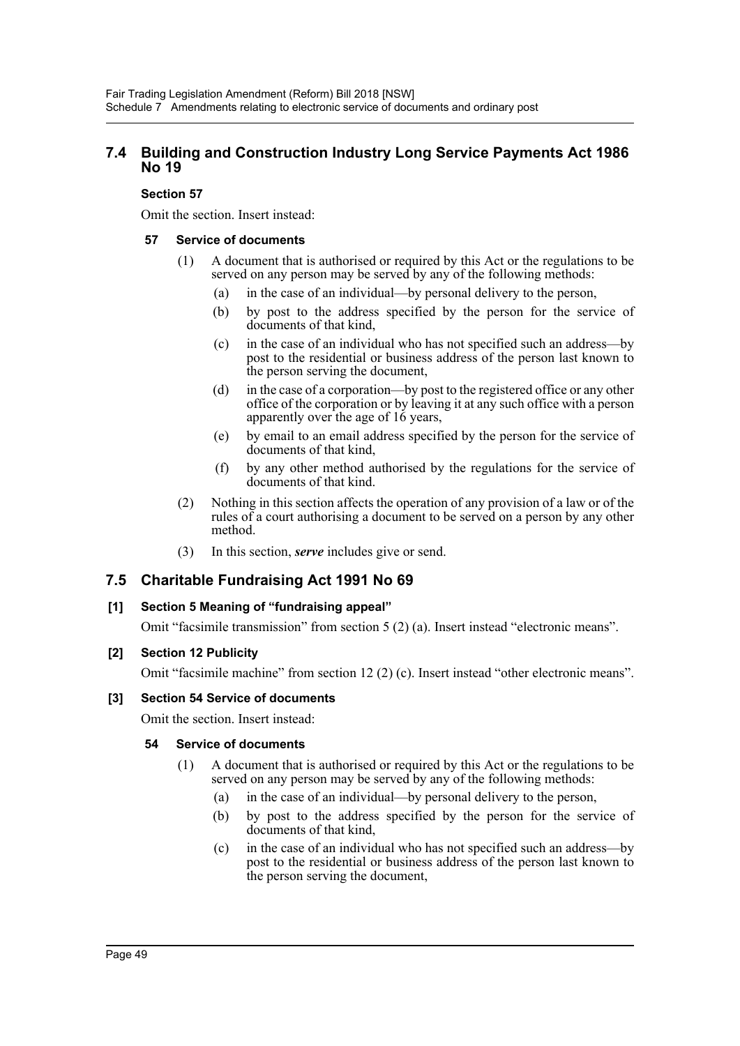## 7.4 Building and Construction Industry Long Service Payments Act 1986 No 19

### Section 57

Omit the section. Insert instead:

#### 57 Service of documents

(1) A document that is authorised or required by this Act or the regulations to be served on any person may be served by any of the following methods:

(a) in the case of an individual—by personal delivery to the person,

(b) by post to the address specified by the person for the service of documents of that kind,

(c) in the case of an individual who has not specified such an address—by post to the residential or business address of the person last known to the person serving the document,

(d) in the case of a corporation—by post to the registered office or any other office of the corporation or by leaving it at any such office with a person apparently over the age of 16 years,

(e) by email to an email address specified by the person for the service of documents of that kind,

(f) by any other method authorised by the regulations for the service of documents of that kind.

(2) Nothing in this section affects the operation of any provision of a law or of the rules of a court authorising a document to be served on a person by any other method.

(3) In this section, ***serve*** includes give or send.

## 7.5 Charitable Fundraising Act 1991 No 69

### [1] Section 5 Meaning of "fundraising appeal"

Omit "facsimile transmission" from section 5 (2) (a). Insert instead "electronic means".

### [2] Section 12 Publicity

Omit "facsimile machine" from section 12 (2) (c). Insert instead "other electronic means".

### [3] Section 54 Service of documents

Omit the section. Insert instead:

#### 54 Service of documents

(1) A document that is authorised or required by this Act or the regulations to be served on any person may be served by any of the following methods:

(a) in the case of an individual—by personal delivery to the person,

(b) by post to the address specified by the person for the service of documents of that kind,

(c) in the case of an individual who has not specified such an address—by post to the residential or business address of the person last known to the person serving the document,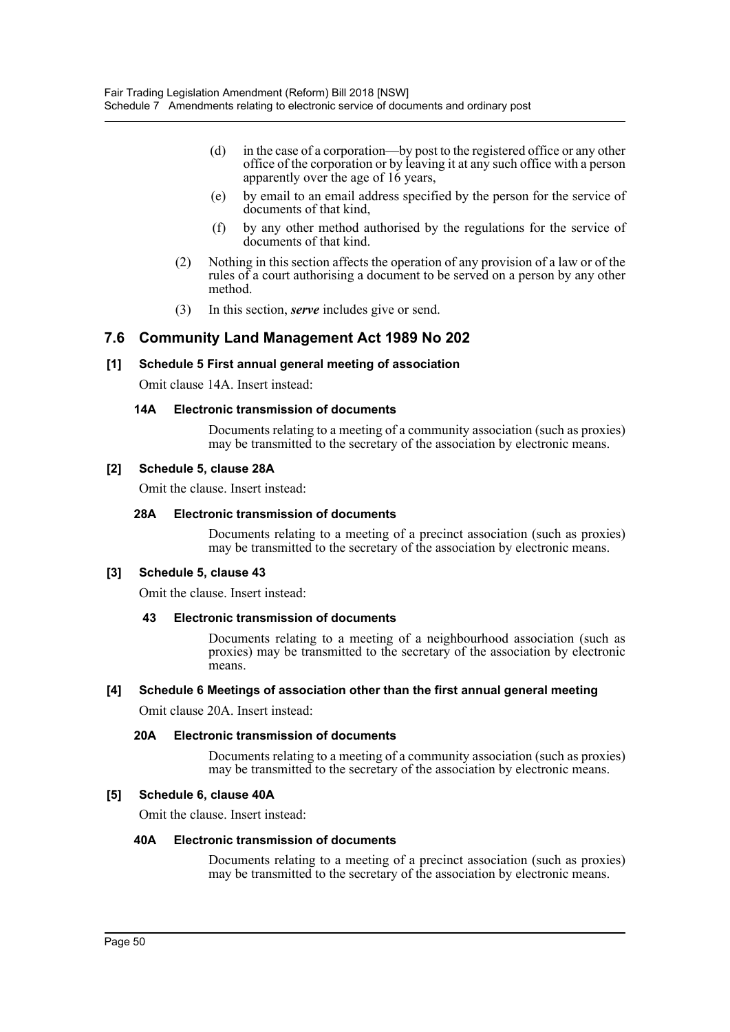(d) in the case of a corporation—by post to the registered office or any other office of the corporation or by leaving it at any such office with a person apparently over the age of 16 years,

(e) by email to an email address specified by the person for the service of documents of that kind,

(f) by any other method authorised by the regulations for the service of documents of that kind.

(2) Nothing in this section affects the operation of any provision of a law or of the rules of a court authorising a document to be served on a person by any other method.

(3) In this section, ***serve*** includes give or send.

## 7.6 Community Land Management Act 1989 No 202

### [1] Schedule 5 First annual general meeting of association

Omit clause 14A. Insert instead:

#### 14A Electronic transmission of documents

Documents relating to a meeting of a community association (such as proxies) may be transmitted to the secretary of the association by electronic means.

### [2] Schedule 5, clause 28A

Omit the clause. Insert instead:

#### 28A Electronic transmission of documents

Documents relating to a meeting of a precinct association (such as proxies) may be transmitted to the secretary of the association by electronic means.

### [3] Schedule 5, clause 43

Omit the clause. Insert instead:

#### 43 Electronic transmission of documents

Documents relating to a meeting of a neighbourhood association (such as proxies) may be transmitted to the secretary of the association by electronic means.

### [4] Schedule 6 Meetings of association other than the first annual general meeting

Omit clause 20A. Insert instead:

#### 20A Electronic transmission of documents

Documents relating to a meeting of a community association (such as proxies) may be transmitted to the secretary of the association by electronic means.

### [5] Schedule 6, clause 40A

Omit the clause. Insert instead:

#### 40A Electronic transmission of documents

Documents relating to a meeting of a precinct association (such as proxies) may be transmitted to the secretary of the association by electronic means.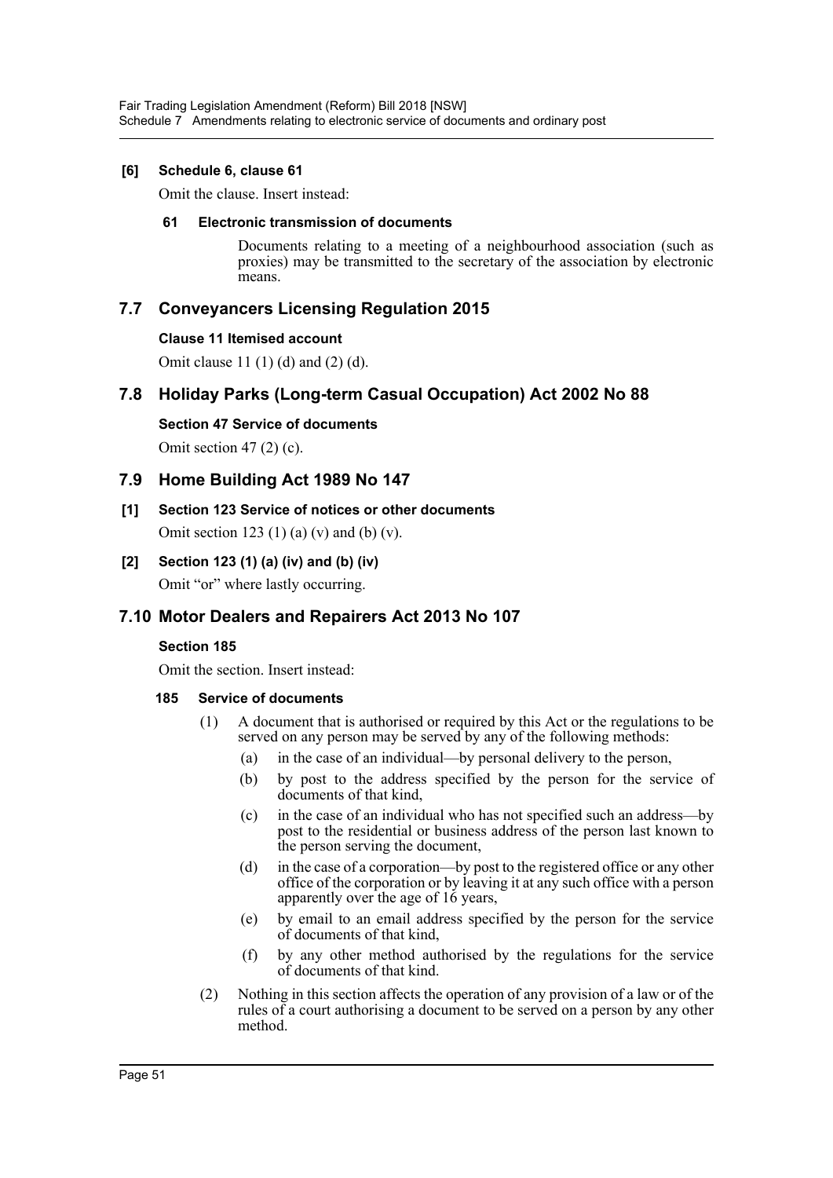**[6] Schedule 6, clause 61**

Omit the clause. Insert instead:

**61 Electronic transmission of documents**

Documents relating to a meeting of a neighbourhood association (such as proxies) may be transmitted to the secretary of the association by electronic means.

## 7.7 Conveyancers Licensing Regulation 2015

**Clause 11 Itemised account**

Omit clause 11 (1) (d) and (2) (d).

## 7.8 Holiday Parks (Long-term Casual Occupation) Act 2002 No 88

**Section 47 Service of documents**

Omit section 47 (2) (c).

## 7.9 Home Building Act 1989 No 147

**[1] Section 123 Service of notices or other documents**

Omit section 123 (1) (a) (v) and (b) (v).

**[2] Section 123 (1) (a) (iv) and (b) (iv)**

Omit "or" where lastly occurring.

## 7.10 Motor Dealers and Repairers Act 2013 No 107

**Section 185**

Omit the section. Insert instead:

**185 Service of documents**

(1) A document that is authorised or required by this Act or the regulations to be served on any person may be served by any of the following methods:

(a) in the case of an individual—by personal delivery to the person,

(b) by post to the address specified by the person for the service of documents of that kind,

(c) in the case of an individual who has not specified such an address—by post to the residential or business address of the person last known to the person serving the document,

(d) in the case of a corporation—by post to the registered office or any other office of the corporation or by leaving it at any such office with a person apparently over the age of 16 years,

(e) by email to an email address specified by the person for the service of documents of that kind,

(f) by any other method authorised by the regulations for the service of documents of that kind.

(2) Nothing in this section affects the operation of any provision of a law or of the rules of a court authorising a document to be served on a person by any other method.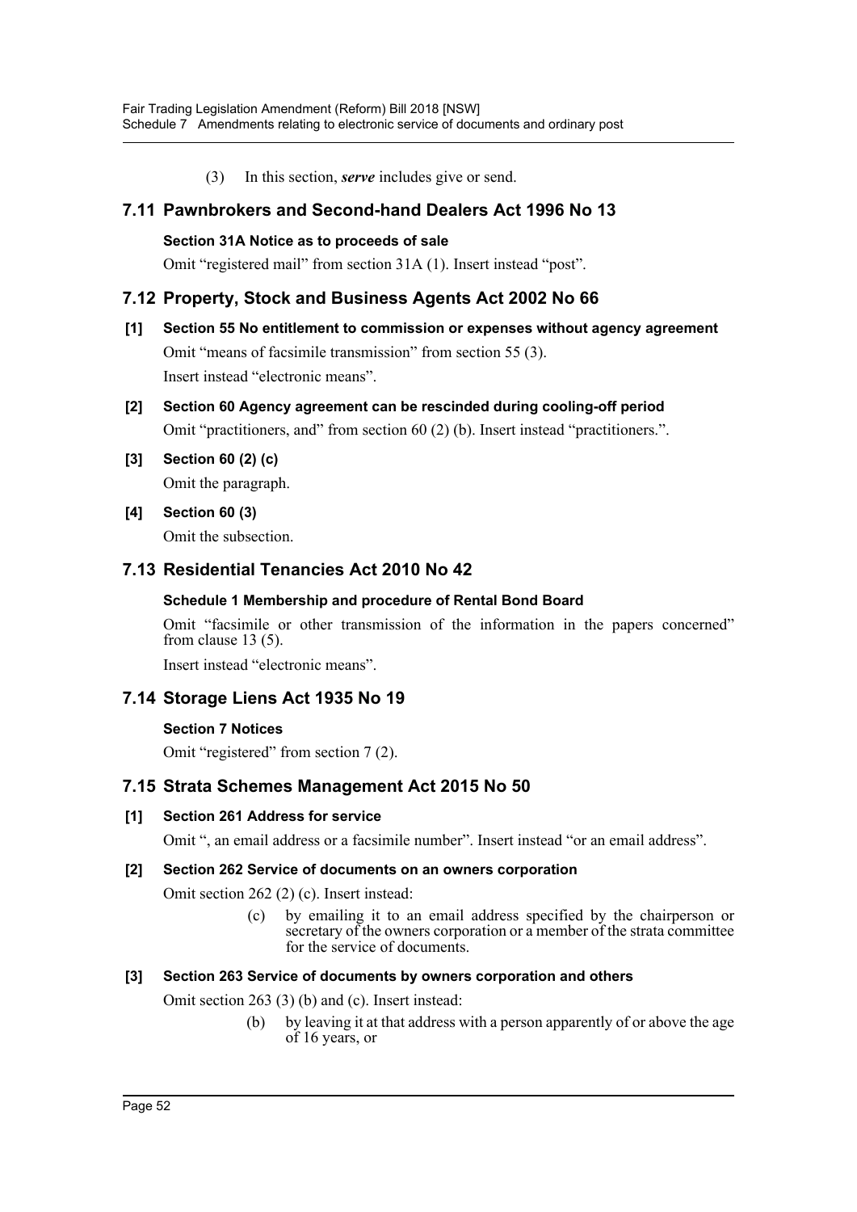(3) In this section, ***serve*** includes give or send.

## 7.11 Pawnbrokers and Second-hand Dealers Act 1996 No 13

### Section 31A Notice as to proceeds of sale

Omit "registered mail" from section 31A (1). Insert instead "post".

## 7.12 Property, Stock and Business Agents Act 2002 No 66

### [1] Section 55 No entitlement to commission or expenses without agency agreement

Omit "means of facsimile transmission" from section 55 (3).

Insert instead "electronic means".

### [2] Section 60 Agency agreement can be rescinded during cooling-off period

Omit "practitioners, and" from section 60 (2) (b). Insert instead "practitioners.".

### [3] Section 60 (2) (c)

Omit the paragraph.

### [4] Section 60 (3)

Omit the subsection.

## 7.13 Residential Tenancies Act 2010 No 42

### Schedule 1 Membership and procedure of Rental Bond Board

Omit "facsimile or other transmission of the information in the papers concerned" from clause 13 (5).

Insert instead "electronic means".

## 7.14 Storage Liens Act 1935 No 19

### Section 7 Notices

Omit "registered" from section 7 (2).

## 7.15 Strata Schemes Management Act 2015 No 50

### [1] Section 261 Address for service

Omit ", an email address or a facsimile number". Insert instead "or an email address".

### [2] Section 262 Service of documents on an owners corporation

Omit section 262 (2) (c). Insert instead:

> (c) by emailing it to an email address specified by the chairperson or secretary of the owners corporation or a member of the strata committee for the service of documents.

### [3] Section 263 Service of documents by owners corporation and others

Omit section 263 (3) (b) and (c). Insert instead:

> (b) by leaving it at that address with a person apparently of or above the age of 16 years, or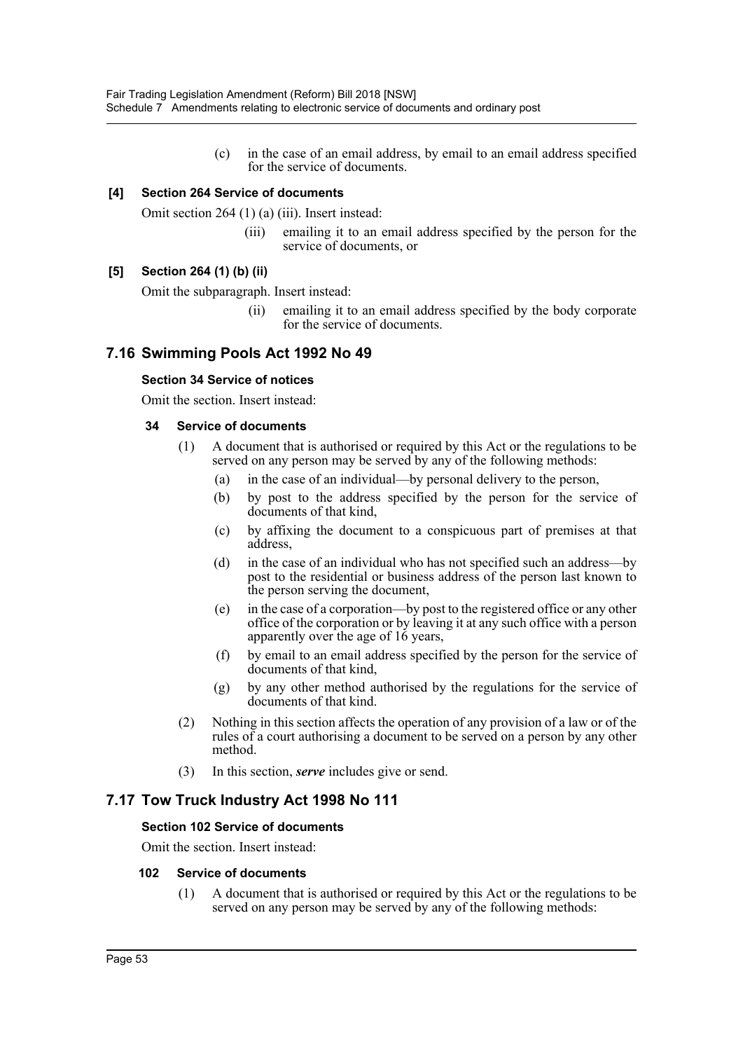(c) in the case of an email address, by email to an email address specified for the service of documents.

**[4] Section 264 Service of documents**

Omit section 264 (1) (a) (iii). Insert instead:

(iii) emailing it to an email address specified by the person for the service of documents, or

**[5] Section 264 (1) (b) (ii)**

Omit the subparagraph. Insert instead:

(ii) emailing it to an email address specified by the body corporate for the service of documents.

## 7.16 Swimming Pools Act 1992 No 49

**Section 34 Service of notices**

Omit the section. Insert instead:

**34 Service of documents**

(1) A document that is authorised or required by this Act or the regulations to be served on any person may be served by any of the following methods:

(a) in the case of an individual—by personal delivery to the person,

(b) by post to the address specified by the person for the service of documents of that kind,

(c) by affixing the document to a conspicuous part of premises at that address,

(d) in the case of an individual who has not specified such an address—by post to the residential or business address of the person last known to the person serving the document,

(e) in the case of a corporation—by post to the registered office or any other office of the corporation or by leaving it at any such office with a person apparently over the age of 16 years,

(f) by email to an email address specified by the person for the service of documents of that kind,

(g) by any other method authorised by the regulations for the service of documents of that kind.

(2) Nothing in this section affects the operation of any provision of a law or of the rules of a court authorising a document to be served on a person by any other method.

(3) In this section, ***serve*** includes give or send.

## 7.17 Tow Truck Industry Act 1998 No 111

**Section 102 Service of documents**

Omit the section. Insert instead:

**102 Service of documents**

(1) A document that is authorised or required by this Act or the regulations to be served on any person may be served by any of the following methods: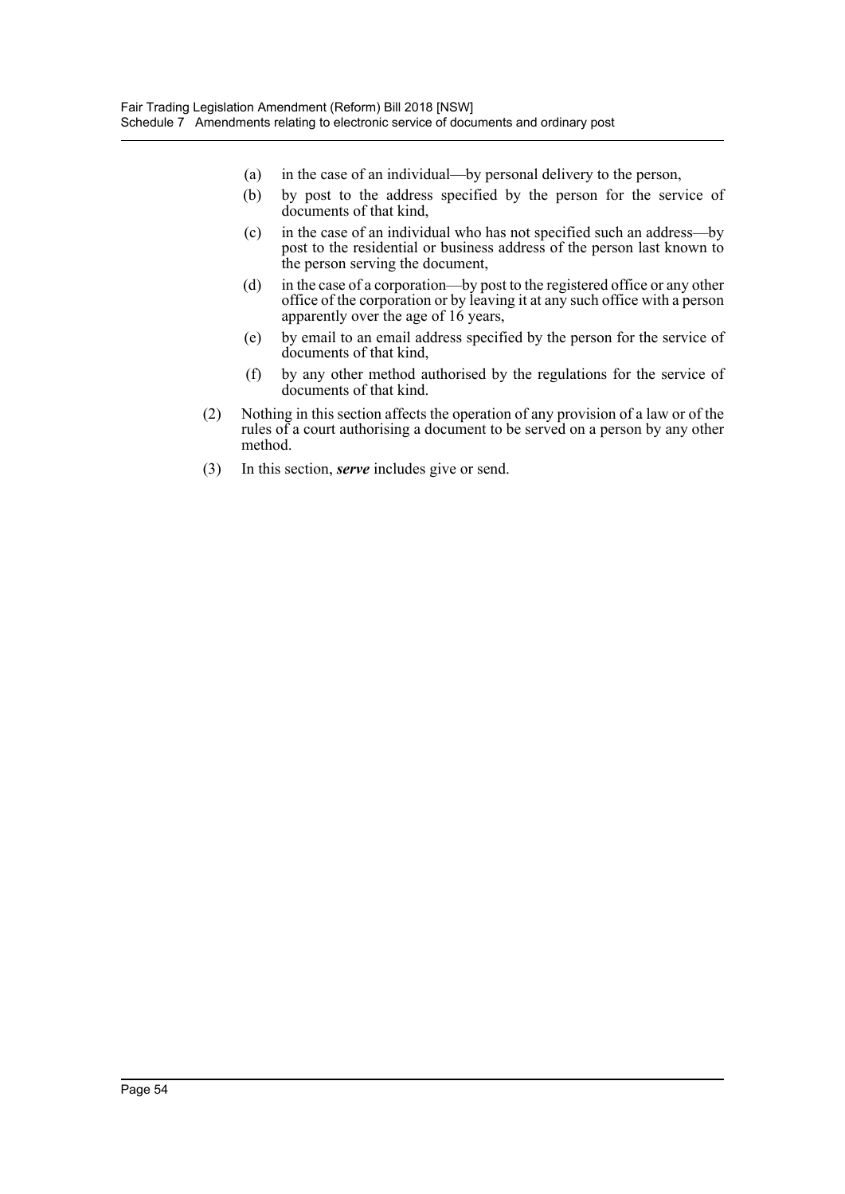(a) in the case of an individual—by personal delivery to the person,

(b) by post to the address specified by the person for the service of documents of that kind,

(c) in the case of an individual who has not specified such an address—by post to the residential or business address of the person last known to the person serving the document,

(d) in the case of a corporation—by post to the registered office or any other office of the corporation or by leaving it at any such office with a person apparently over the age of 16 years,

(e) by email to an email address specified by the person for the service of documents of that kind,

(f) by any other method authorised by the regulations for the service of documents of that kind.

(2) Nothing in this section affects the operation of any provision of a law or of the rules of a court authorising a document to be served on a person by any other method.

(3) In this section, ***serve*** includes give or send.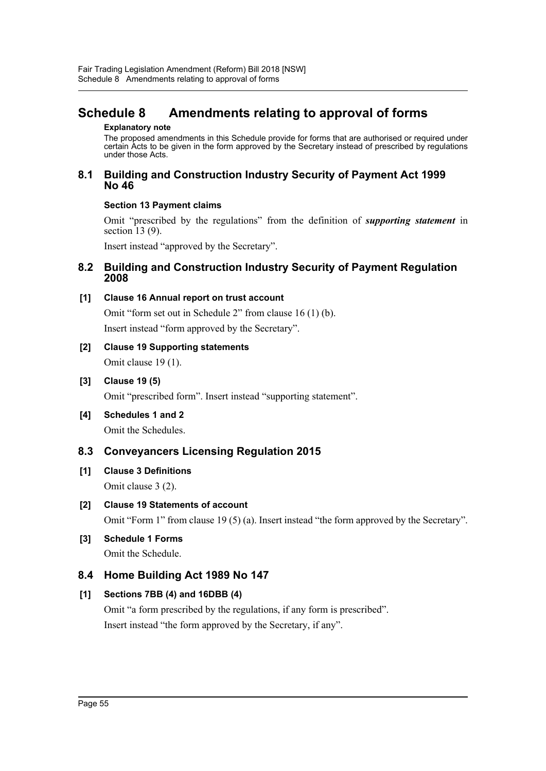# Schedule 8 Amendments relating to approval of forms

**Explanatory note**

The proposed amendments in this Schedule provide for forms that are authorised or required under certain Acts to be given in the form approved by the Secretary instead of prescribed by regulations under those Acts.

## 8.1 Building and Construction Industry Security of Payment Act 1999 No 46

**Section 13 Payment claims**

Omit "prescribed by the regulations" from the definition of ***supporting statement*** in section 13 (9).

Insert instead "approved by the Secretary".

## 8.2 Building and Construction Industry Security of Payment Regulation 2008

**[1] Clause 16 Annual report on trust account**

Omit "form set out in Schedule 2" from clause 16 (1) (b).

Insert instead "form approved by the Secretary".

**[2] Clause 19 Supporting statements**

Omit clause 19 (1).

**[3] Clause 19 (5)**

Omit "prescribed form". Insert instead "supporting statement".

**[4] Schedules 1 and 2**

Omit the Schedules.

## 8.3 Conveyancers Licensing Regulation 2015

**[1] Clause 3 Definitions**

Omit clause 3 (2).

**[2] Clause 19 Statements of account**

Omit "Form 1" from clause 19 (5) (a). Insert instead "the form approved by the Secretary".

**[3] Schedule 1 Forms**

Omit the Schedule.

## 8.4 Home Building Act 1989 No 147

**[1] Sections 7BB (4) and 16DBB (4)**

Omit "a form prescribed by the regulations, if any form is prescribed".

Insert instead "the form approved by the Secretary, if any".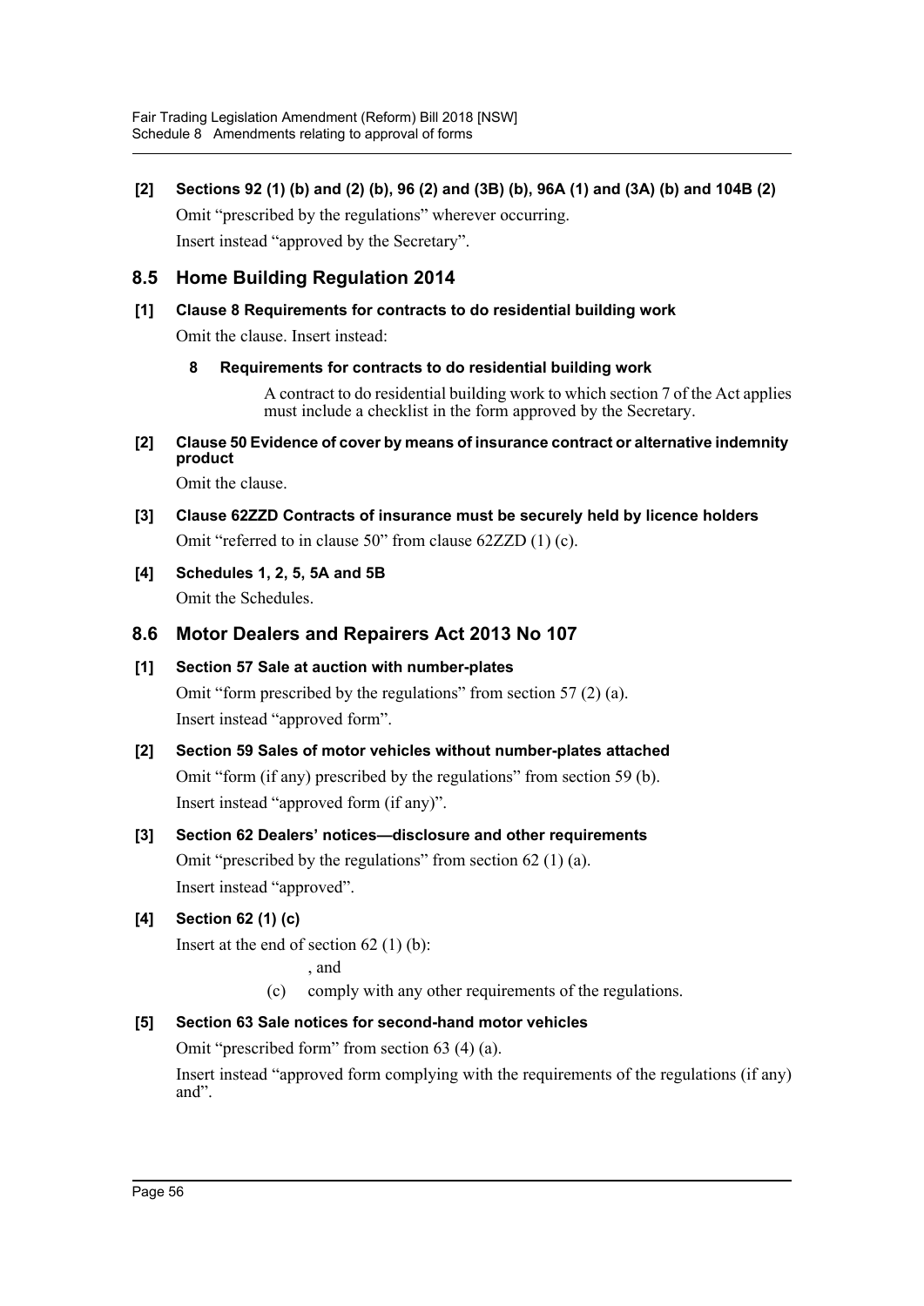**[2] Sections 92 (1) (b) and (2) (b), 96 (2) and (3B) (b), 96A (1) and (3A) (b) and 104B (2)**

Omit "prescribed by the regulations" wherever occurring.

Insert instead "approved by the Secretary".

## 8.5 Home Building Regulation 2014

**[1] Clause 8 Requirements for contracts to do residential building work**

Omit the clause. Insert instead:

> **8 Requirements for contracts to do residential building work**
>
> A contract to do residential building work to which section 7 of the Act applies must include a checklist in the form approved by the Secretary.

**[2] Clause 50 Evidence of cover by means of insurance contract or alternative indemnity product**

Omit the clause.

**[3] Clause 62ZZD Contracts of insurance must be securely held by licence holders**

Omit "referred to in clause 50" from clause 62ZZD (1) (c).

**[4] Schedules 1, 2, 5, 5A and 5B**

Omit the Schedules.

## 8.6 Motor Dealers and Repairers Act 2013 No 107

**[1] Section 57 Sale at auction with number-plates**

Omit "form prescribed by the regulations" from section 57 (2) (a).

Insert instead "approved form".

**[2] Section 59 Sales of motor vehicles without number-plates attached**

Omit "form (if any) prescribed by the regulations" from section 59 (b).

Insert instead "approved form (if any)".

**[3] Section 62 Dealers' notices—disclosure and other requirements**

Omit "prescribed by the regulations" from section 62 (1) (a).

Insert instead "approved".

**[4] Section 62 (1) (c)**

Insert at the end of section 62 (1) (b):

> , and
>
> (c) comply with any other requirements of the regulations.

**[5] Section 63 Sale notices for second-hand motor vehicles**

Omit "prescribed form" from section 63 (4) (a).

Insert instead "approved form complying with the requirements of the regulations (if any) and".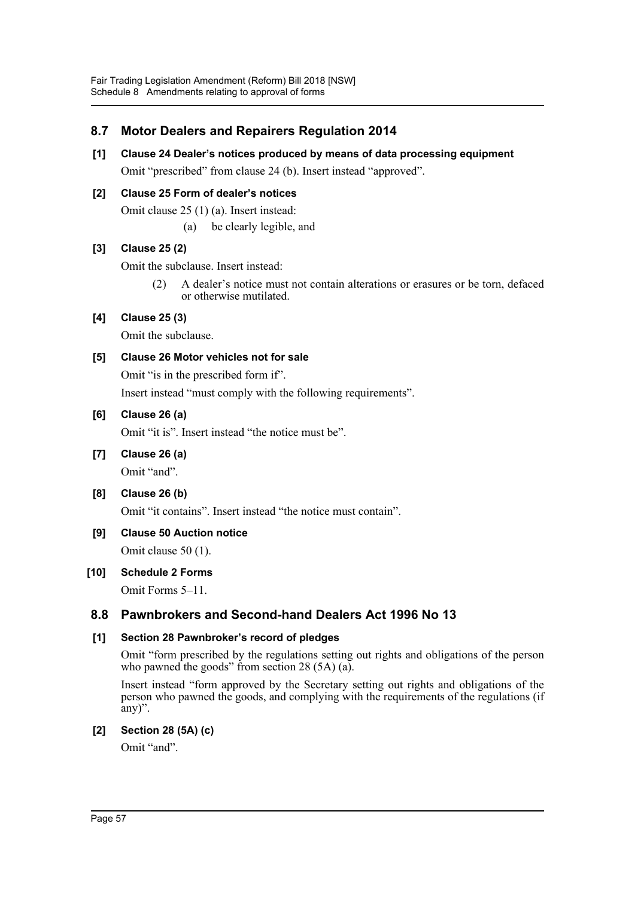## 8.7 Motor Dealers and Repairers Regulation 2014

**[1] Clause 24 Dealer's notices produced by means of data processing equipment**

Omit "prescribed" from clause 24 (b). Insert instead "approved".

**[2] Clause 25 Form of dealer's notices**

Omit clause 25 (1) (a). Insert instead:

(a) be clearly legible, and

**[3] Clause 25 (2)**

Omit the subclause. Insert instead:

(2) A dealer's notice must not contain alterations or erasures or be torn, defaced or otherwise mutilated.

**[4] Clause 25 (3)**

Omit the subclause.

**[5] Clause 26 Motor vehicles not for sale**

Omit "is in the prescribed form if".

Insert instead "must comply with the following requirements".

**[6] Clause 26 (a)**

Omit "it is". Insert instead "the notice must be".

**[7] Clause 26 (a)**

Omit "and".

**[8] Clause 26 (b)**

Omit "it contains". Insert instead "the notice must contain".

**[9] Clause 50 Auction notice**

Omit clause 50 (1).

**[10] Schedule 2 Forms**

Omit Forms 5–11.

## 8.8 Pawnbrokers and Second-hand Dealers Act 1996 No 13

**[1] Section 28 Pawnbroker's record of pledges**

Omit "form prescribed by the regulations setting out rights and obligations of the person who pawned the goods" from section 28 (5A) (a).

Insert instead "form approved by the Secretary setting out rights and obligations of the person who pawned the goods, and complying with the requirements of the regulations (if any)".

**[2] Section 28 (5A) (c)**

Omit "and".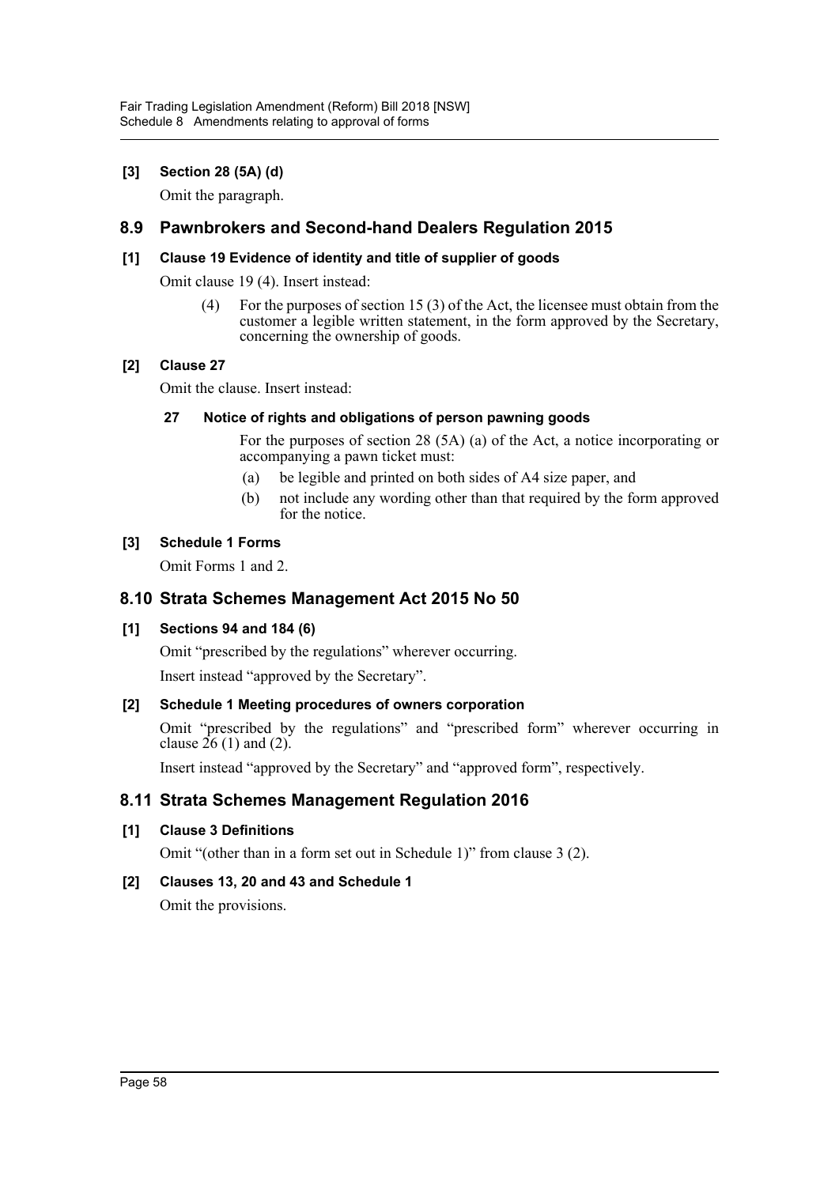**[3] Section 28 (5A) (d)**

Omit the paragraph.

## 8.9 Pawnbrokers and Second-hand Dealers Regulation 2015

**[1] Clause 19 Evidence of identity and title of supplier of goods**

Omit clause 19 (4). Insert instead:

> (4) For the purposes of section 15 (3) of the Act, the licensee must obtain from the customer a legible written statement, in the form approved by the Secretary, concerning the ownership of goods.

**[2] Clause 27**

Omit the clause. Insert instead:

> **27 Notice of rights and obligations of person pawning goods**
>
> For the purposes of section 28 (5A) (a) of the Act, a notice incorporating or accompanying a pawn ticket must:
>
> (a) be legible and printed on both sides of A4 size paper, and
>
> (b) not include any wording other than that required by the form approved for the notice.

**[3] Schedule 1 Forms**

Omit Forms 1 and 2.

## 8.10 Strata Schemes Management Act 2015 No 50

**[1] Sections 94 and 184 (6)**

Omit "prescribed by the regulations" wherever occurring.

Insert instead "approved by the Secretary".

**[2] Schedule 1 Meeting procedures of owners corporation**

Omit "prescribed by the regulations" and "prescribed form" wherever occurring in clause 26 (1) and (2).

Insert instead "approved by the Secretary" and "approved form", respectively.

## 8.11 Strata Schemes Management Regulation 2016

**[1] Clause 3 Definitions**

Omit "(other than in a form set out in Schedule 1)" from clause 3 (2).

**[2] Clauses 13, 20 and 43 and Schedule 1**

Omit the provisions.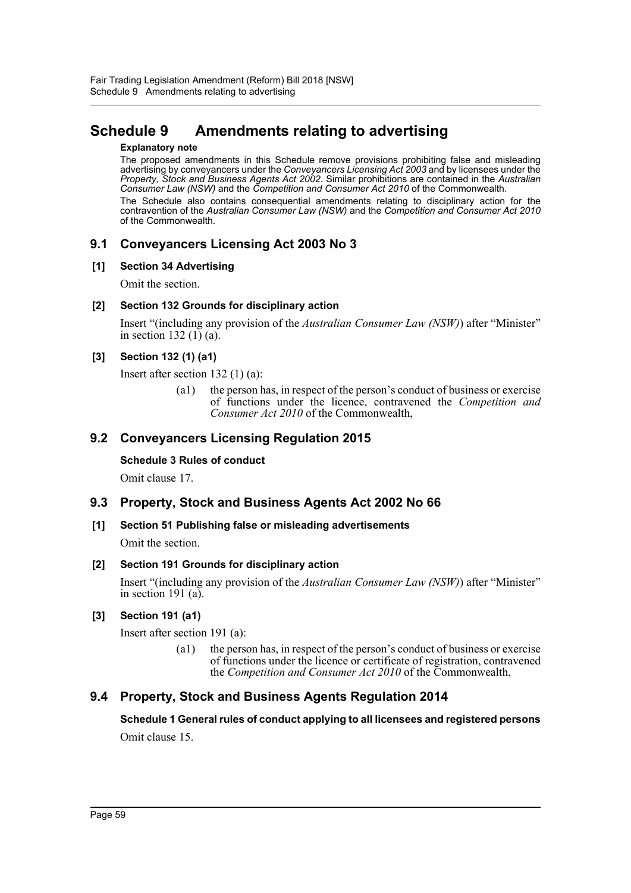# Schedule 9 Amendments relating to advertising

**Explanatory note**

The proposed amendments in this Schedule remove provisions prohibiting false and misleading advertising by conveyancers under the *Conveyancers Licensing Act 2003* and by licensees under the *Property, Stock and Business Agents Act 2002*. Similar prohibitions are contained in the *Australian Consumer Law (NSW)* and the *Competition and Consumer Act 2010* of the Commonwealth.

The Schedule also contains consequential amendments relating to disciplinary action for the contravention of the *Australian Consumer Law (NSW)* and the *Competition and Consumer Act 2010* of the Commonwealth.

## 9.1 Conveyancers Licensing Act 2003 No 3

**[1] Section 34 Advertising**

Omit the section.

**[2] Section 132 Grounds for disciplinary action**

Insert "(including any provision of the *Australian Consumer Law (NSW)*) after "Minister" in section 132 (1) (a).

**[3] Section 132 (1) (a1)**

Insert after section 132 (1) (a):

> (a1) the person has, in respect of the person's conduct of business or exercise of functions under the licence, contravened the *Competition and Consumer Act 2010* of the Commonwealth,

## 9.2 Conveyancers Licensing Regulation 2015

**Schedule 3 Rules of conduct**

Omit clause 17.

## 9.3 Property, Stock and Business Agents Act 2002 No 66

**[1] Section 51 Publishing false or misleading advertisements**

Omit the section.

**[2] Section 191 Grounds for disciplinary action**

Insert "(including any provision of the *Australian Consumer Law (NSW)*) after "Minister" in section 191 (a).

**[3] Section 191 (a1)**

Insert after section 191 (a):

> (a1) the person has, in respect of the person's conduct of business or exercise of functions under the licence or certificate of registration, contravened the *Competition and Consumer Act 2010* of the Commonwealth,

## 9.4 Property, Stock and Business Agents Regulation 2014

**Schedule 1 General rules of conduct applying to all licensees and registered persons**

Omit clause 15.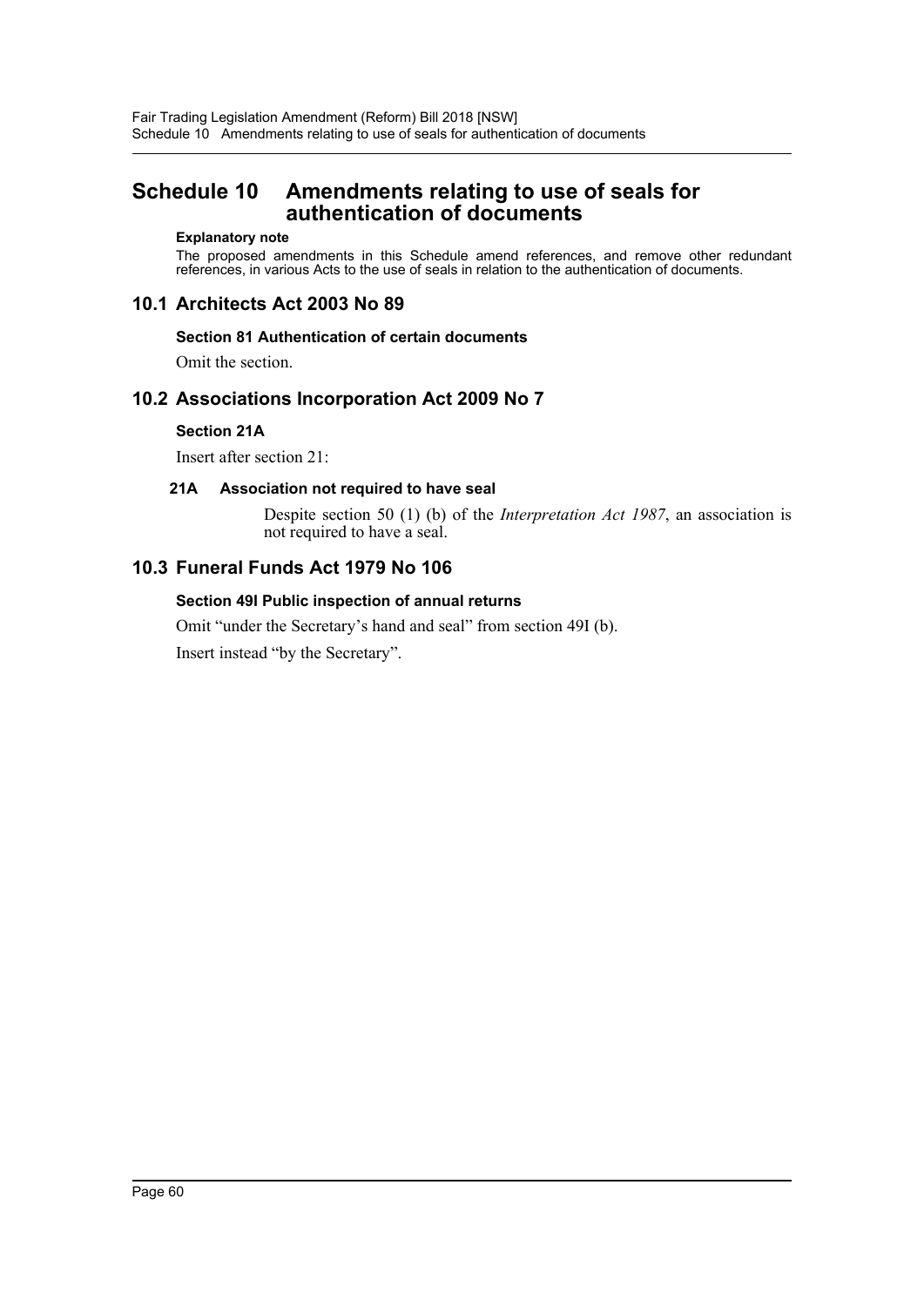# Schedule 10 Amendments relating to use of seals for authentication of documents

**Explanatory note**

The proposed amendments in this Schedule amend references, and remove other redundant references, in various Acts to the use of seals in relation to the authentication of documents.

## 10.1 Architects Act 2003 No 89

### Section 81 Authentication of certain documents

Omit the section.

## 10.2 Associations Incorporation Act 2009 No 7

### Section 21A

Insert after section 21:

**21A Association not required to have seal**

Despite section 50 (1) (b) of the *Interpretation Act 1987*, an association is not required to have a seal.

## 10.3 Funeral Funds Act 1979 No 106

### Section 49I Public inspection of annual returns

Omit "under the Secretary's hand and seal" from section 49I (b).

Insert instead "by the Secretary".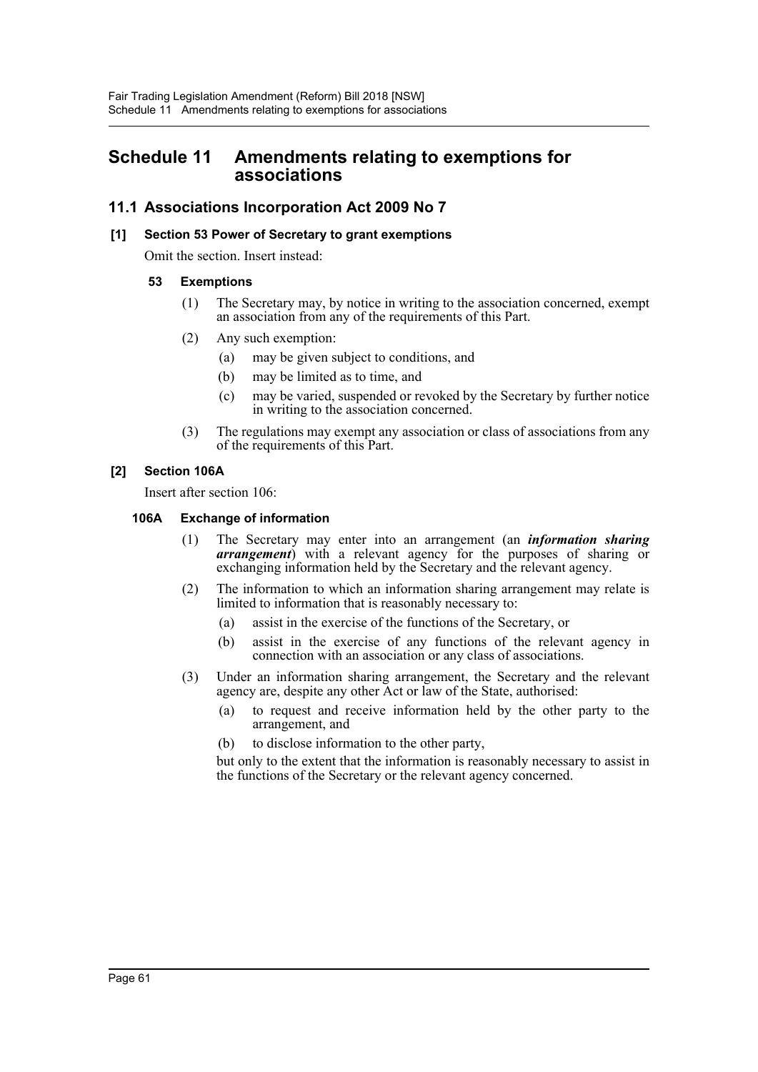# Schedule 11 Amendments relating to exemptions for associations

## 11.1 Associations Incorporation Act 2009 No 7

### [1] Section 53 Power of Secretary to grant exemptions

Omit the section. Insert instead:

#### 53 Exemptions

(1) The Secretary may, by notice in writing to the association concerned, exempt an association from any of the requirements of this Part.

(2) Any such exemption:

- (a) may be given subject to conditions, and
- (b) may be limited as to time, and
- (c) may be varied, suspended or revoked by the Secretary by further notice in writing to the association concerned.

(3) The regulations may exempt any association or class of associations from any of the requirements of this Part.

### [2] Section 106A

Insert after section 106:

#### 106A Exchange of information

(1) The Secretary may enter into an arrangement (an ***information sharing arrangement***) with a relevant agency for the purposes of sharing or exchanging information held by the Secretary and the relevant agency.

(2) The information to which an information sharing arrangement may relate is limited to information that is reasonably necessary to:

- (a) assist in the exercise of the functions of the Secretary, or
- (b) assist in the exercise of any functions of the relevant agency in connection with an association or any class of associations.

(3) Under an information sharing arrangement, the Secretary and the relevant agency are, despite any other Act or law of the State, authorised:

- (a) to request and receive information held by the other party to the arrangement, and
- (b) to disclose information to the other party,

but only to the extent that the information is reasonably necessary to assist in the functions of the Secretary or the relevant agency concerned.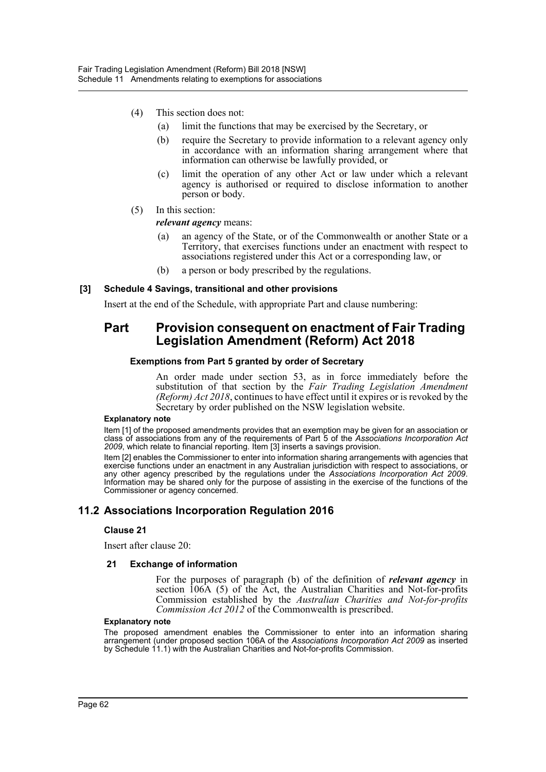(4) This section does not:

(a) limit the functions that may be exercised by the Secretary, or

(b) require the Secretary to provide information to a relevant agency only in accordance with an information sharing arrangement where that information can otherwise be lawfully provided, or

(c) limit the operation of any other Act or law under which a relevant agency is authorised or required to disclose information to another person or body.

(5) In this section:

***relevant agency*** means:

(a) an agency of the State, or of the Commonwealth or another State or a Territory, that exercises functions under an enactment with respect to associations registered under this Act or a corresponding law, or

(b) a person or body prescribed by the regulations.

**[3] Schedule 4 Savings, transitional and other provisions**

Insert at the end of the Schedule, with appropriate Part and clause numbering:

## Part Provision consequent on enactment of Fair Trading Legislation Amendment (Reform) Act 2018

**Exemptions from Part 5 granted by order of Secretary**

An order made under section 53, as in force immediately before the substitution of that section by the *Fair Trading Legislation Amendment (Reform) Act 2018*, continues to have effect until it expires or is revoked by the Secretary by order published on the NSW legislation website.

**Explanatory note**

Item [1] of the proposed amendments provides that an exemption may be given for an association or class of associations from any of the requirements of Part 5 of the *Associations Incorporation Act 2009*, which relate to financial reporting. Item [3] inserts a savings provision.

Item [2] enables the Commissioner to enter into information sharing arrangements with agencies that exercise functions under an enactment in any Australian jurisdiction with respect to associations, or any other agency prescribed by the regulations under the *Associations Incorporation Act 2009*. Information may be shared only for the purpose of assisting in the exercise of the functions of the Commissioner or agency concerned.

## 11.2 Associations Incorporation Regulation 2016

**Clause 21**

Insert after clause 20:

**21 Exchange of information**

For the purposes of paragraph (b) of the definition of ***relevant agency*** in section 106A (5) of the Act, the Australian Charities and Not-for-profits Commission established by the *Australian Charities and Not-for-profits Commission Act 2012* of the Commonwealth is prescribed.

**Explanatory note**

The proposed amendment enables the Commissioner to enter into an information sharing arrangement (under proposed section 106A of the *Associations Incorporation Act 2009* as inserted by Schedule 11.1) with the Australian Charities and Not-for-profits Commission.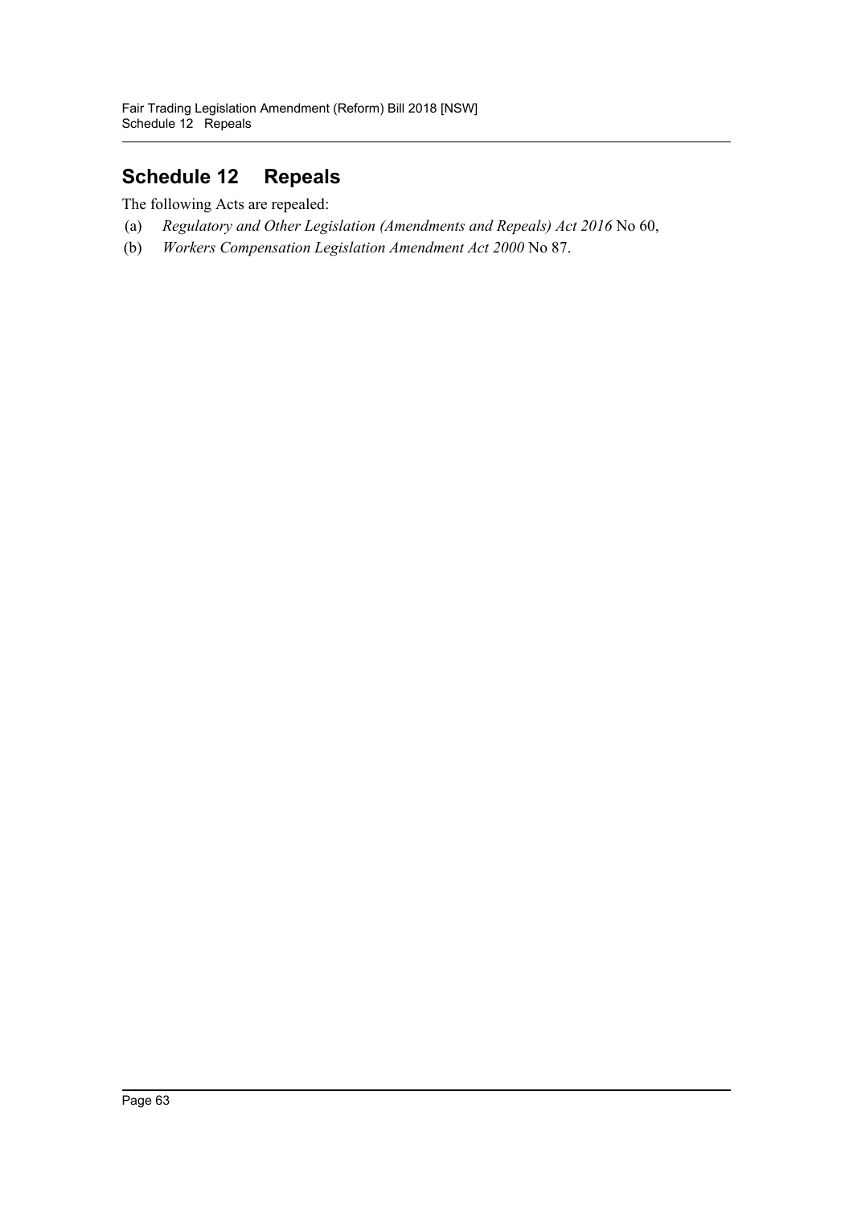# Schedule 12 Repeals

The following Acts are repealed:

(a) *Regulatory and Other Legislation (Amendments and Repeals) Act 2016* No 60,

(b) *Workers Compensation Legislation Amendment Act 2000* No 87.